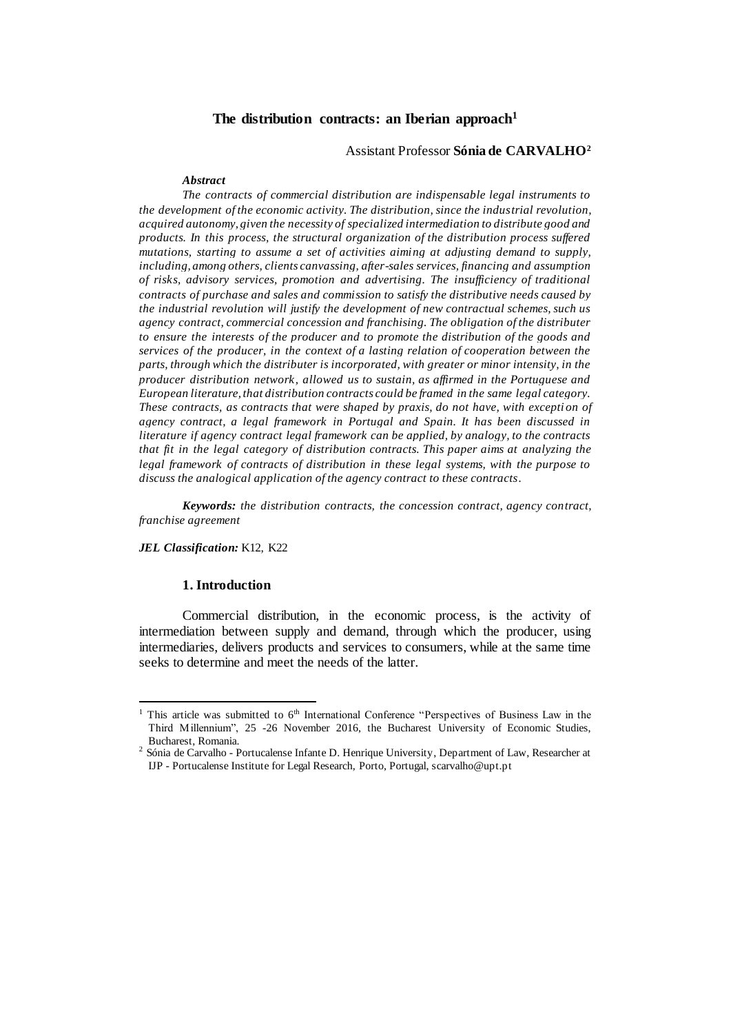# The distribution contracts: an Iberian approach[1]

Assistant Professor **Sónia de CARVALHO**[2]

***Abstract***

*The contracts of commercial distribution are indispensable legal instruments to the development of the economic activity. The distribution, since the industrial revolution, acquired autonomy, given the necessity of specialized intermediation to distribute good and products. In this process, the structural organization of the distribution process suffered mutations, starting to assume a set of activities aiming at adjusting demand to supply, including, among others, clients canvassing, after-sales services, financing and assumption of risks, advisory services, promotion and advertising. The insufficiency of traditional contracts of purchase and sales and commission to satisfy the distributive needs caused by the industrial revolution will justify the development of new contractual schemes, such us agency contract, commercial concession and franchising. The obligation of the distributer to ensure the interests of the producer and to promote the distribution of the goods and services of the producer, in the context of a lasting relation of cooperation between the parts, through which the distributer is incorporated, with greater or minor intensity, in the producer distribution network, allowed us to sustain, as affirmed in the Portuguese and European literature, that distribution contracts could be framed in the same legal category. These contracts, as contracts that were shaped by praxis, do not have, with exception of agency contract, a legal framework in Portugal and Spain. It has been discussed in literature if agency contract legal framework can be applied, by analogy, to the contracts that fit in the legal category of distribution contracts. This paper aims at analyzing the legal framework of contracts of distribution in these legal systems, with the purpose to discuss the analogical application of the agency contract to these contracts.*

***Keywords:*** *the distribution contracts, the concession contract, agency contract, franchise agreement*

***JEL Classification:*** K12, K22

## 1. Introduction

Commercial distribution, in the economic process, is the activity of intermediation between supply and demand, through which the producer, using intermediaries, delivers products and services to consumers, while at the same time seeks to determine and meet the needs of the latter.

---

[1] This article was submitted to 6th International Conference "Perspectives of Business Law in the Third Millennium", 25 -26 November 2016, the Bucharest University of Economic Studies, Bucharest, Romania.

[2] Sónia de Carvalho - Portucalense Infante D. Henrique University, Department of Law, Researcher at IJP - Portucalense Institute for Legal Research, Porto, Portugal, scarvalho@upt.pt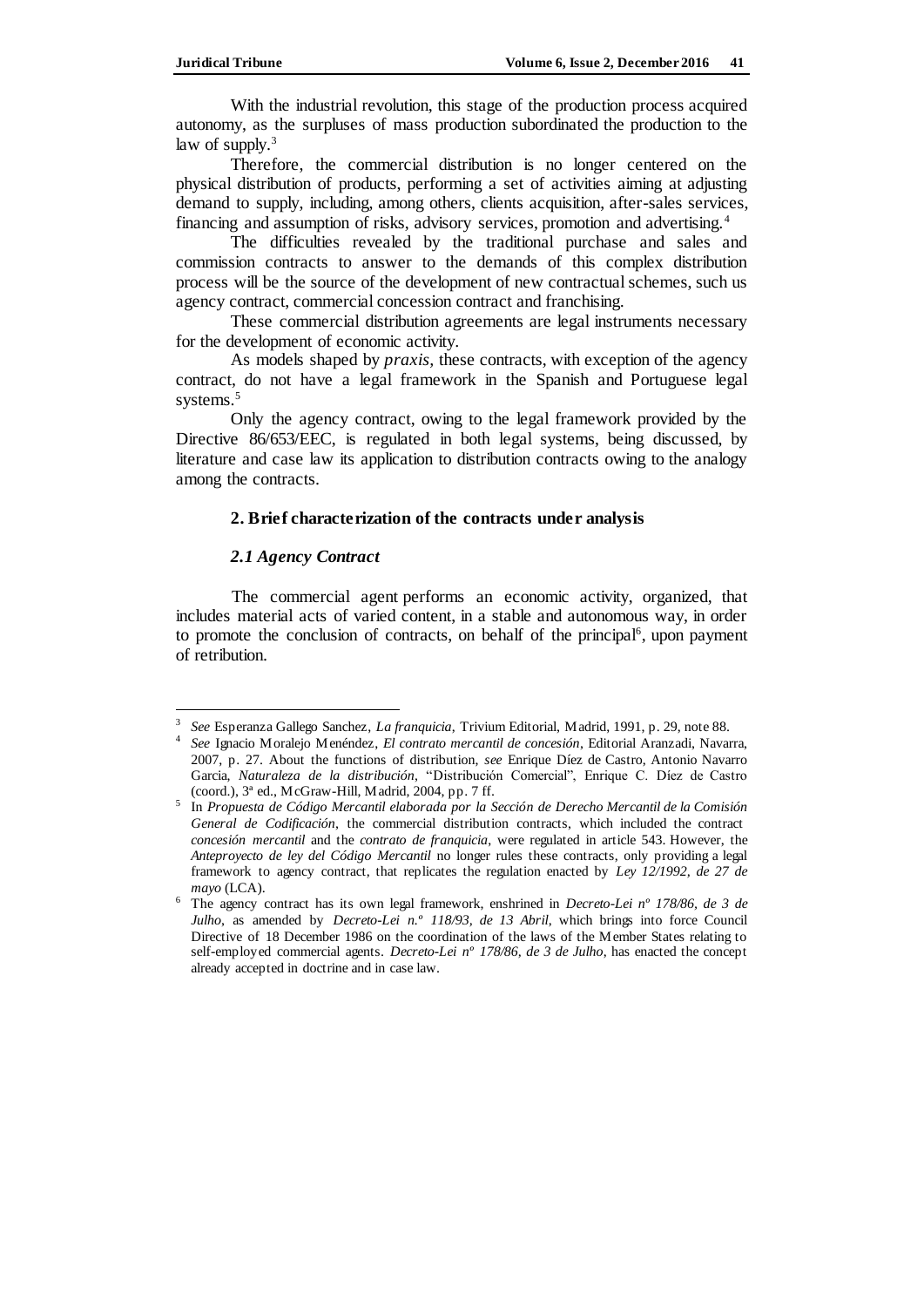With the industrial revolution, this stage of the production process acquired autonomy, as the surpluses of mass production subordinated the production to the law of supply.[3]

Therefore, the commercial distribution is no longer centered on the physical distribution of products, performing a set of activities aiming at adjusting demand to supply, including, among others, clients acquisition, after-sales services, financing and assumption of risks, advisory services, promotion and advertising.[4]

The difficulties revealed by the traditional purchase and sales and commission contracts to answer to the demands of this complex distribution process will be the source of the development of new contractual schemes, such us agency contract, commercial concession contract and franchising.

These commercial distribution agreements are legal instruments necessary for the development of economic activity.

As models shaped by *praxis*, these contracts, with exception of the agency contract, do not have a legal framework in the Spanish and Portuguese legal systems.[5]

Only the agency contract, owing to the legal framework provided by the Directive 86/653/EEC, is regulated in both legal systems, being discussed, by literature and case law its application to distribution contracts owing to the analogy among the contracts.

## 2. Brief characterization of the contracts under analysis

### *2.1 Agency Contract*

The commercial agent performs an economic activity, organized, that includes material acts of varied content, in a stable and autonomous way, in order to promote the conclusion of contracts, on behalf of the principal[6], upon payment of retribution.

---

[3] *See* Esperanza Gallego Sanchez, *La franquicia*, Trivium Editorial, Madrid, 1991, p. 29, note 88.

[4] *See* Ignacio Moralejo Menéndez, *El contrato mercantil de concesión*, Editorial Aranzadi, Navarra, 2007, p. 27. About the functions of distribution, *see* Enrique Díez de Castro, Antonio Navarro Garcia, *Naturaleza de la distribución*, "Distribución Comercial", Enrique C. Díez de Castro (coord.), 3ª ed., McGraw-Hill, Madrid, 2004, pp. 7 ff.

[5] In *Propuesta de Código Mercantil elaborada por la Sección de Derecho Mercantil de la Comisión General de Codificación*, the commercial distribution contracts, which included the contract *concesión mercantil* and the *contrato de franquicia*, were regulated in article 543. However, the *Anteproyecto de ley del Código Mercantil* no longer rules these contracts, only providing a legal framework to agency contract, that replicates the regulation enacted by *Ley 12/1992, de 27 de mayo* (LCA).

[6] The agency contract has its own legal framework, enshrined in *Decreto-Lei nº 178/86, de 3 de Julho*, as amended by *Decreto-Lei n.º 118/93, de 13 Abril*, which brings into force Council Directive of 18 December 1986 on the coordination of the laws of the Member States relating to self-employed commercial agents. *Decreto-Lei nº 178/86, de 3 de Julho*, has enacted the concept already accepted in doctrine and in case law.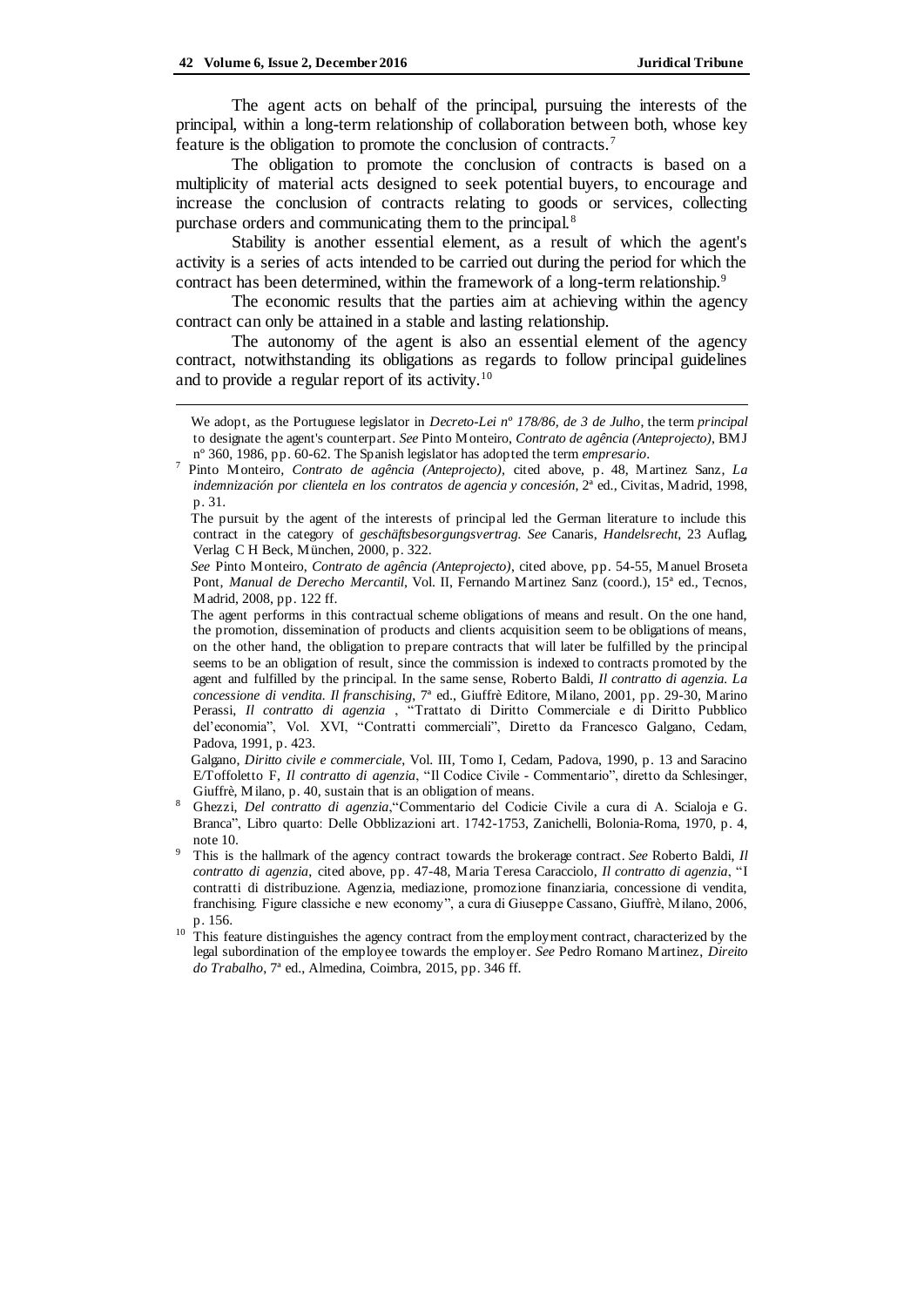The agent acts on behalf of the principal, pursuing the interests of the principal, within a long-term relationship of collaboration between both, whose key feature is the obligation to promote the conclusion of contracts.[7]

The obligation to promote the conclusion of contracts is based on a multiplicity of material acts designed to seek potential buyers, to encourage and increase the conclusion of contracts relating to goods or services, collecting purchase orders and communicating them to the principal.[8]

Stability is another essential element, as a result of which the agent's activity is a series of acts intended to be carried out during the period for which the contract has been determined, within the framework of a long-term relationship.[9]

The economic results that the parties aim at achieving within the agency contract can only be attained in a stable and lasting relationship.

The autonomy of the agent is also an essential element of the agency contract, notwithstanding its obligations as regards to follow principal guidelines and to provide a regular report of its activity.[10]

---

We adopt, as the Portuguese legislator in *Decreto-Lei nº 178/86, de 3 de Julho*, the term *principal* to designate the agent's counterpart. *See* Pinto Monteiro, *Contrato de agência (Anteprojecto)*, BMJ nº 360, 1986, pp. 60-62. The Spanish legislator has adopted the term *empresario*.

[7] Pinto Monteiro, *Contrato de agência (Anteprojecto)*, cited above, p. 48, Martinez Sanz, *La indemnización por clientela en los contratos de agencia y concesión*, 2ª ed., Civitas, Madrid, 1998, p. 31.

The pursuit by the agent of the interests of principal led the German literature to include this contract in the category of *geschäftsbesorgungsvertrag*. *See* Canaris, *Handelsrecht*, 23 Auflag, Verlag C H Beck, München, 2000, p. 322.

*See* Pinto Monteiro, *Contrato de agência (Anteprojecto)*, cited above, pp. 54-55, Manuel Broseta Pont, *Manual de Derecho Mercantil*, Vol. II, Fernando Martinez Sanz (coord.), 15ª ed., Tecnos, Madrid, 2008, pp. 122 ff.

The agent performs in this contractual scheme obligations of means and result. On the one hand, the promotion, dissemination of products and clients acquisition seem to be obligations of means, on the other hand, the obligation to prepare contracts that will later be fulfilled by the principal seems to be an obligation of result, since the commission is indexed to contracts promoted by the agent and fulfilled by the principal. In the same sense, Roberto Baldi, *Il contratto di agenzia. La concessione di vendita. Il franschising*, 7ª ed., Giuffrè Editore, Milano, 2001, pp. 29-30, Marino Perassi, *Il contratto di agenzia* , "Trattato di Diritto Commerciale e di Diritto Pubblico del'economia", Vol. XVI, "Contratti commerciali", Diretto da Francesco Galgano, Cedam, Padova, 1991, p. 423.

Galgano, *Diritto civile e commerciale*, Vol. III, Tomo I, Cedam, Padova, 1990, p. 13 and Saracino E/Toffoletto F, *Il contratto di agenzia*, "Il Codice Civile - Commentario", diretto da Schlesinger, Giuffrè, Milano, p. 40, sustain that is an obligation of means.

[8] Ghezzi, *Del contratto di agenzia*,"Commentario del Codicie Civile a cura di A. Scialoja e G. Branca", Libro quarto: Delle Obblizazioni art. 1742-1753, Zanichelli, Bolonia-Roma, 1970, p. 4, note 10.

[9] This is the hallmark of the agency contract towards the brokerage contract. *See* Roberto Baldi, *Il contratto di agenzia*, cited above, pp. 47-48, Maria Teresa Caracciolo, *Il contratto di agenzia*, "I contratti di distribuzione. Agenzia, mediazione, promozione finanziaria, concessione di vendita, franchising. Figure classiche e new economy", a cura di Giuseppe Cassano, Giuffrè, Milano, 2006, p. 156.

[10] This feature distinguishes the agency contract from the employment contract, characterized by the legal subordination of the employee towards the employer. *See* Pedro Romano Martinez, *Direito do Trabalho*, 7ª ed., Almedina, Coimbra, 2015, pp. 346 ff.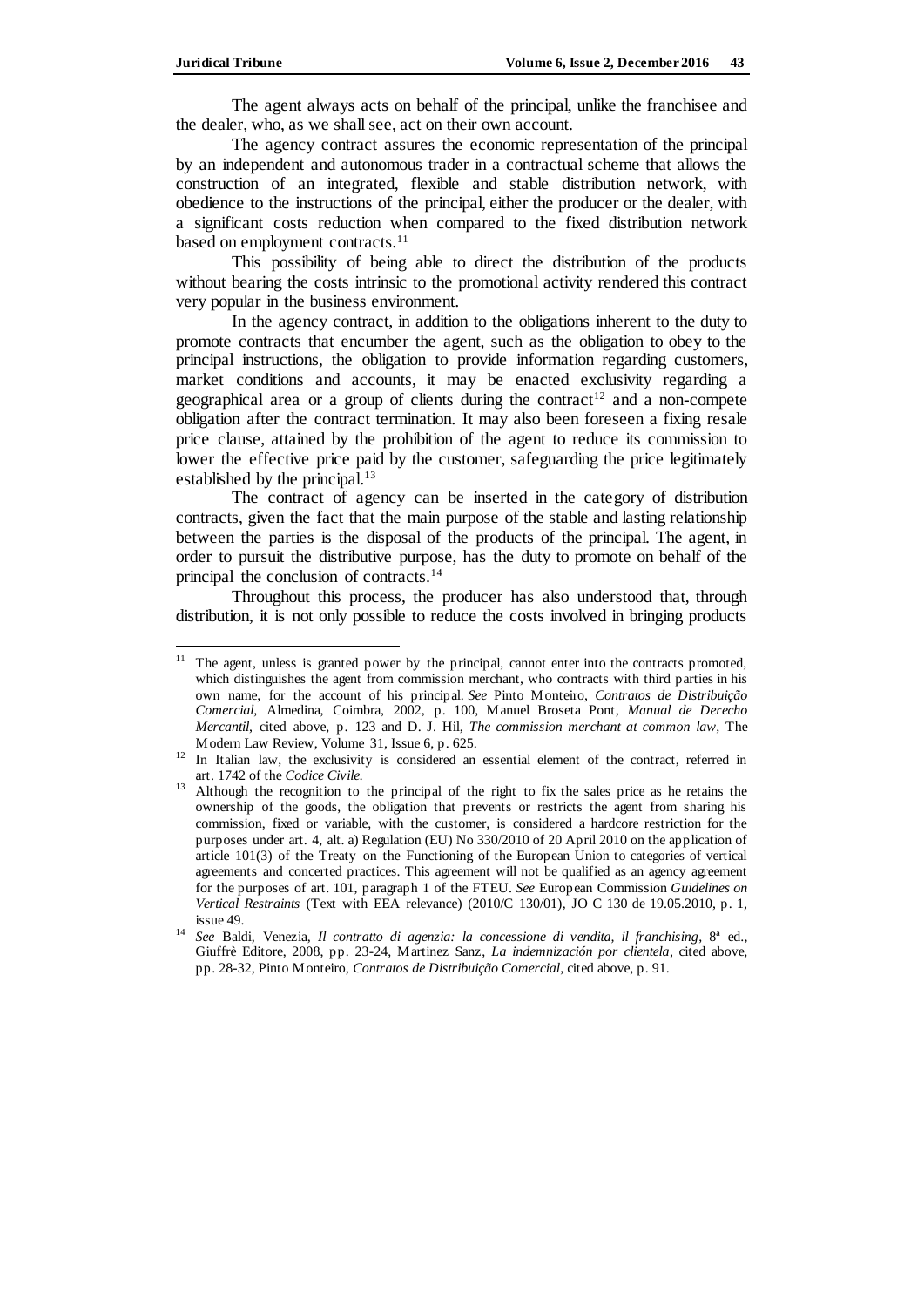The agent always acts on behalf of the principal, unlike the franchisee and the dealer, who, as we shall see, act on their own account.

The agency contract assures the economic representation of the principal by an independent and autonomous trader in a contractual scheme that allows the construction of an integrated, flexible and stable distribution network, with obedience to the instructions of the principal, either the producer or the dealer, with a significant costs reduction when compared to the fixed distribution network based on employment contracts.[11]

This possibility of being able to direct the distribution of the products without bearing the costs intrinsic to the promotional activity rendered this contract very popular in the business environment.

In the agency contract, in addition to the obligations inherent to the duty to promote contracts that encumber the agent, such as the obligation to obey to the principal instructions, the obligation to provide information regarding customers, market conditions and accounts, it may be enacted exclusivity regarding a geographical area or a group of clients during the contract[12] and a non-compete obligation after the contract termination. It may also been foreseen a fixing resale price clause, attained by the prohibition of the agent to reduce its commission to lower the effective price paid by the customer, safeguarding the price legitimately established by the principal.[13]

The contract of agency can be inserted in the category of distribution contracts, given the fact that the main purpose of the stable and lasting relationship between the parties is the disposal of the products of the principal. The agent, in order to pursuit the distributive purpose, has the duty to promote on behalf of the principal the conclusion of contracts.[14]

Throughout this process, the producer has also understood that, through distribution, it is not only possible to reduce the costs involved in bringing products

---

[11] The agent, unless is granted power by the principal, cannot enter into the contracts promoted, which distinguishes the agent from commission merchant, who contracts with third parties in his own name, for the account of his principal. *See* Pinto Monteiro, *Contratos de Distribuição Comercial*, Almedina, Coimbra, 2002, p. 100, Manuel Broseta Pont, *Manual de Derecho Mercantil*, cited above, p. 123 and D. J. Hil, *The commission merchant at common law*, The Modern Law Review, Volume 31, Issue 6, p. 625.

[12] In Italian law, the exclusivity is considered an essential element of the contract, referred in art. 1742 of the *Codice Civile*.

[13] Although the recognition to the principal of the right to fix the sales price as he retains the ownership of the goods, the obligation that prevents or restricts the agent from sharing his commission, fixed or variable, with the customer, is considered a hardcore restriction for the purposes under art. 4, alt. a) Regulation (EU) No 330/2010 of 20 April 2010 on the application of article 101(3) of the Treaty on the Functioning of the European Union to categories of vertical agreements and concerted practices. This agreement will not be qualified as an agency agreement for the purposes of art. 101, paragraph 1 of the FTEU. *See* European Commission *Guidelines on Vertical Restraints* (Text with EEA relevance) (2010/C 130/01), JO C 130 de 19.05.2010, p. 1, issue 49.

[14] *See* Baldi, Venezia, *Il contratto di agenzia: la concessione di vendita, il franchising*, 8ª ed., Giuffrè Editore, 2008, pp. 23-24, Martinez Sanz, *La indemnización por clientela*, cited above, pp. 28-32, Pinto Monteiro, *Contratos de Distribuição Comercial*, cited above, p. 91.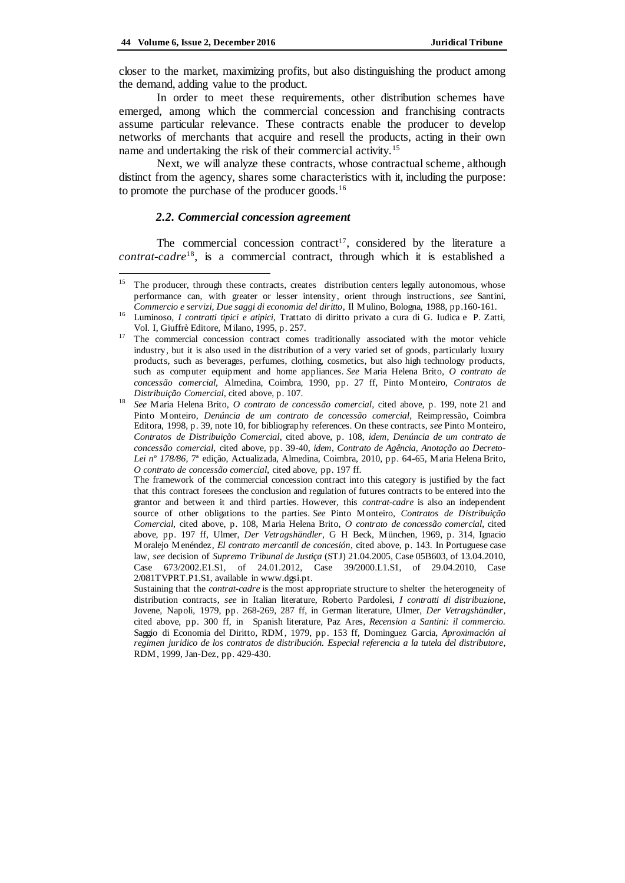closer to the market, maximizing profits, but also distinguishing the product among the demand, adding value to the product.

In order to meet these requirements, other distribution schemes have emerged, among which the commercial concession and franchising contracts assume particular relevance. These contracts enable the producer to develop networks of merchants that acquire and resell the products, acting in their own name and undertaking the risk of their commercial activity.[15]

Next, we will analyze these contracts, whose contractual scheme, although distinct from the agency, shares some characteristics with it, including the purpose: to promote the purchase of the producer goods.[16]

### *2.2. Commercial concession agreement*

The commercial concession contract[17], considered by the literature a *contrat-cadre*[18], is a commercial contract, through which it is established a

---

[15] The producer, through these contracts, creates distribution centers legally autonomous, whose performance can, with greater or lesser intensity, orient through instructions, *see* Santini, *Commercio e servizi, Due saggi di economia del diritto*, Il Mulino, Bologna, 1988, pp.160-161.

[16] Luminoso, *I contratti tipici e atipici*, Trattato di diritto privato a cura di G. Iudica e P. Zatti, Vol. I, Giuffrè Editore, Milano, 1995, p. 257.

[17] The commercial concession contract comes traditionally associated with the motor vehicle industry, but it is also used in the distribution of a very varied set of goods, particularly luxury products, such as beverages, perfumes, clothing, cosmetics, but also high technology products, such as computer equipment and home appliances. *See* Maria Helena Brito, *O contrato de concessão comercial*, Almedina, Coimbra, 1990, pp. 27 ff, Pinto Monteiro, *Contratos de Distribuição Comercial*, cited above, p. 107.

[18] *See* Maria Helena Brito, *O contrato de concessão comercial*, cited above, p. 199, note 21 and Pinto Monteiro, *Denúncia de um contrato de concessão comercial*, Reimpressão, Coimbra Editora, 1998, p. 39, note 10, for bibliography references. On these contracts, *see* Pinto Monteiro, *Contratos de Distribuição Comercial*, cited above, p. 108, *idem*, *Denúncia de um contrato de concessão comercial*, cited above, pp. 39-40, *idem*, *Contrato de Agência, Anotação ao Decreto-Lei nº 178/86*, 7ª edição, Actualizada, Almedina, Coimbra, 2010, pp. 64-65, Maria Helena Brito, *O contrato de concessão comercial*, cited above, pp. 197 ff.

The framework of the commercial concession contract into this category is justified by the fact that this contract foresees the conclusion and regulation of futures contracts to be entered into the grantor and between it and third parties. However, this *contrat-cadre* is also an independent source of other obligations to the parties. *See* Pinto Monteiro, *Contratos de Distribuição Comercial*, cited above, p. 108, Maria Helena Brito, *O contrato de concessão comercial*, cited above, pp. 197 ff, Ulmer, *Der Vetragshändler*, G H Beck, München, 1969, p. 314, Ignacio Moralejo Menéndez, *El contrato mercantil de concesión*, cited above, p. 143. In Portuguese case law, *see* decision of *Supremo Tribunal de Justiça* (STJ) 21.04.2005, Case 05B603, of 13.04.2010, Case 673/2002.E1.S1, of 24.01.2012, Case 39/2000.L1.S1, of 29.04.2010, Case 2/081TVPRT.P1.S1, available in www.dgsi.pt.

Sustaining that the *contrat-cadre* is the most appropriate structure to shelter the heterogeneity of distribution contracts, *see* in Italian literature, Roberto Pardolesi, *I contratti di distribuzione*, Jovene, Napoli, 1979, pp. 268-269, 287 ff, in German literature, Ulmer, *Der Vetragshändler*, cited above, pp. 300 ff, in Spanish literature, Paz Ares, *Recension a Santini: il commercio.* Saggio di Economia del Diritto, RDM, 1979, pp. 153 ff, Dominguez Garcia, *Aproximación al regimen juridico de los contratos de distribución. Especial referencia a la tutela del distributore*, RDM, 1999, Jan-Dez, pp. 429-430.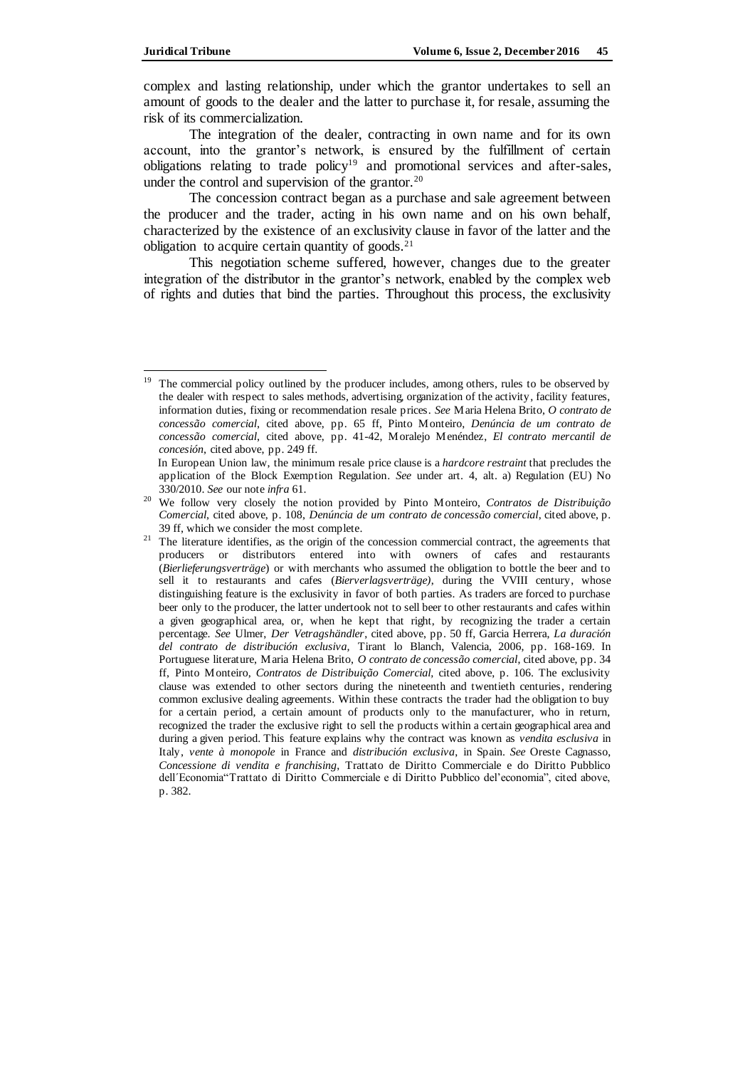complex and lasting relationship, under which the grantor undertakes to sell an amount of goods to the dealer and the latter to purchase it, for resale, assuming the risk of its commercialization.

The integration of the dealer, contracting in own name and for its own account, into the grantor's network, is ensured by the fulfillment of certain obligations relating to trade policy[19] and promotional services and after-sales, under the control and supervision of the grantor.[20]

The concession contract began as a purchase and sale agreement between the producer and the trader, acting in his own name and on his own behalf, characterized by the existence of an exclusivity clause in favor of the latter and the obligation to acquire certain quantity of goods.[21]

This negotiation scheme suffered, however, changes due to the greater integration of the distributor in the grantor's network, enabled by the complex web of rights and duties that bind the parties. Throughout this process, the exclusivity

---

[19] The commercial policy outlined by the producer includes, among others, rules to be observed by the dealer with respect to sales methods, advertising, organization of the activity, facility features, information duties, fixing or recommendation resale prices. *See* Maria Helena Brito, *O contrato de concessão comercial*, cited above, pp. 65 ff, Pinto Monteiro, *Denúncia de um contrato de concessão comercial*, cited above, pp. 41-42, Moralejo Menéndez, *El contrato mercantil de concesión*, cited above, pp. 249 ff.
In European Union law, the minimum resale price clause is a *hardcore restraint* that precludes the application of the Block Exemption Regulation. *See* under art. 4, alt. a) Regulation (EU) No 330/2010. *See* our note *infra* 61.

[20] We follow very closely the notion provided by Pinto Monteiro, *Contratos de Distribuição Comercial*, cited above, p. 108, *Denúncia de um contrato de concessão comercial*, cited above, p. 39 ff, which we consider the most complete.

[21] The literature identifies, as the origin of the concession commercial contract, the agreements that producers or distributors entered into with owners of cafes and restaurants (*Bierlieferungsverträge*) or with merchants who assumed the obligation to bottle the beer and to sell it to restaurants and cafes (*Bierverlagsverträge)*, during the VVIII century, whose distinguishing feature is the exclusivity in favor of both parties. As traders are forced to purchase beer only to the producer, the latter undertook not to sell beer to other restaurants and cafes within a given geographical area, or, when he kept that right, by recognizing the trader a certain percentage. *See* Ulmer, *Der Vetragshändler*, cited above, pp. 50 ff, Garcia Herrera, *La duración del contrato de distribución exclusiva,* Tirant lo Blanch, Valencia, 2006, pp. 168-169. In Portuguese literature, Maria Helena Brito, *O contrato de concessão comercial*, cited above, pp. 34 ff, Pinto Monteiro, *Contratos de Distribuição Comercial*, cited above, p. 106. The exclusivity clause was extended to other sectors during the nineteenth and twentieth centuries, rendering common exclusive dealing agreements. Within these contracts the trader had the obligation to buy for a certain period, a certain amount of products only to the manufacturer, who in return, recognized the trader the exclusive right to sell the products within a certain geographical area and during a given period. This feature explains why the contract was known as *vendita esclusiva* in Italy, *vente à monopole* in France and *distribución exclusiva*, in Spain. *See* Oreste Cagnasso, *Concessione di vendita e franchising*, Trattato de Diritto Commerciale e do Diritto Pubblico dell´Economia"Trattato di Diritto Commerciale e di Diritto Pubblico del'economia", cited above, p. 382.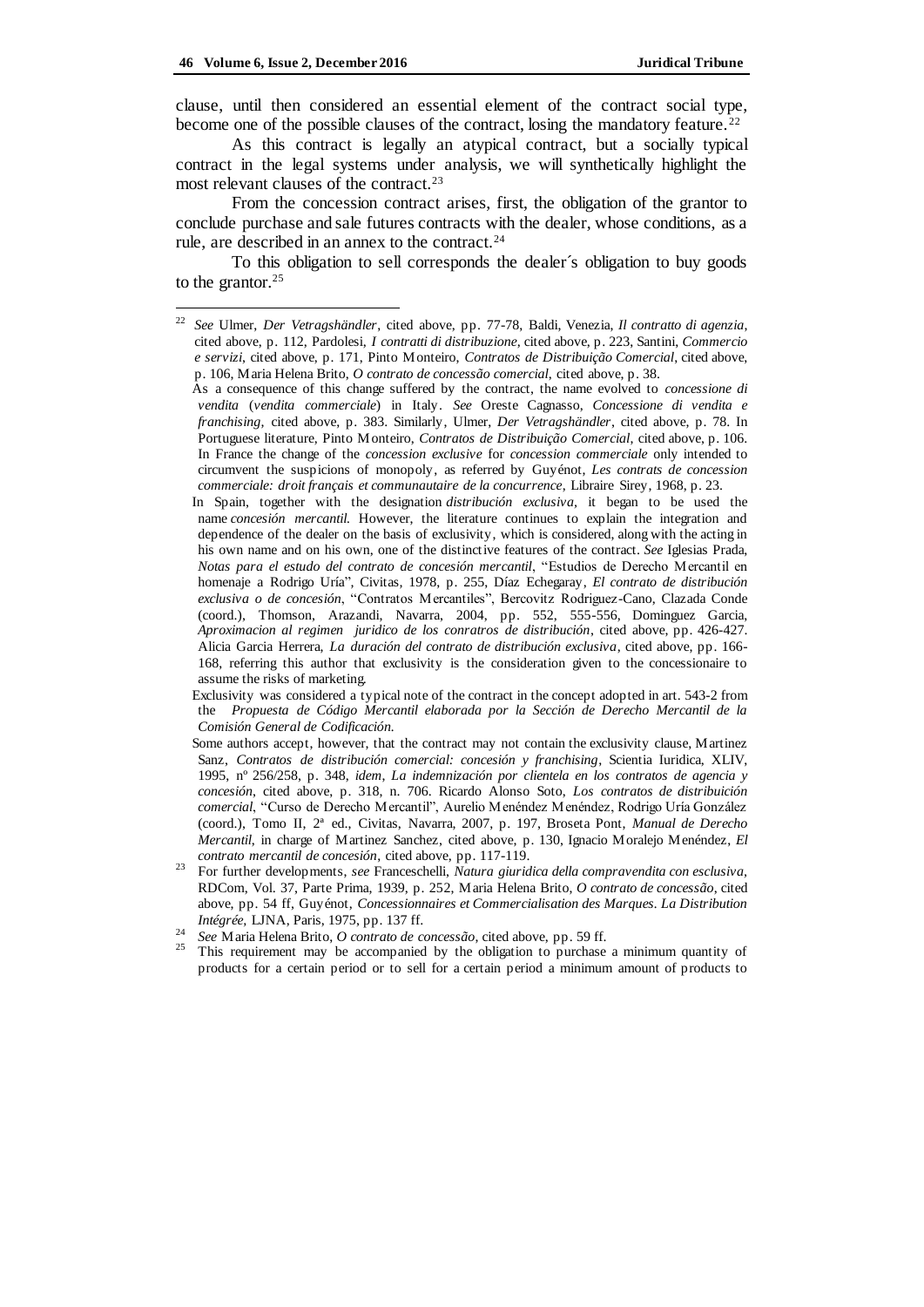clause, until then considered an essential element of the contract social type, become one of the possible clauses of the contract, losing the mandatory feature.[22]

As this contract is legally an atypical contract, but a socially typical contract in the legal systems under analysis, we will synthetically highlight the most relevant clauses of the contract.[23]

From the concession contract arises, first, the obligation of the grantor to conclude purchase and sale futures contracts with the dealer, whose conditions, as a rule, are described in an annex to the contract.[24]

To this obligation to sell corresponds the dealer´s obligation to buy goods to the grantor.[25]

---

[22] *See* Ulmer, *Der Vetragshändler*, cited above, pp. 77-78, Baldi, Venezia, *Il contratto di agenzia*, cited above, p. 112, Pardolesi, *I contratti di distribuzione*, cited above, p. 223, Santini, *Commercio e servizi*, cited above, p. 171, Pinto Monteiro, *Contratos de Distribuição Comercial*, cited above, p. 106, Maria Helena Brito, *O contrato de concessão comercial*, cited above, p. 38.

As a consequence of this change suffered by the contract, the name evolved to *concessione di vendita* (*vendita commerciale*) in Italy. *See* Oreste Cagnasso, *Concessione di vendita e franchising*, cited above, p. 383. Similarly, Ulmer, *Der Vetragshändler*, cited above, p. 78. In Portuguese literature, Pinto Monteiro, *Contratos de Distribuição Comercial*, cited above, p. 106. In France the change of the *concession exclusive* for *concession commerciale* only intended to circumvent the suspicions of monopoly, as referred by Guyénot, *Les contrats de concession commerciale: droit français et communautaire de la concurrence*, Libraire Sirey, 1968, p. 23.

In Spain, together with the designation *distribución exclusiva*, it began to be used the name *concesión mercantil*. However, the literature continues to explain the integration and dependence of the dealer on the basis of exclusivity, which is considered, along with the acting in his own name and on his own, one of the distinctive features of the contract. *See* Iglesias Prada, *Notas para el estudo del contrato de concesión mercantil*, "Estudios de Derecho Mercantil en homenaje a Rodrigo Uría", Civitas, 1978, p. 255, Díaz Echegaray, *El contrato de distribución exclusiva o de concesión*, "Contratos Mercantiles", Bercovitz Rodriguez-Cano, Clazada Conde (coord.), Thomson, Arazandi, Navarra, 2004, pp. 552, 555-556, Dominguez Garcia, *Aproximacion al regimen juridico de los conratros de distribución*, cited above, pp. 426-427. Alicia Garcia Herrera, *La duración del contrato de distribución exclusiva*, cited above, pp. 166-168, referring this author that exclusivity is the consideration given to the concessionaire to assume the risks of marketing.

Exclusivity was considered a typical note of the contract in the concept adopted in art. 543-2 from the *Propuesta de Código Mercantil elaborada por la Sección de Derecho Mercantil de la Comisión General de Codificación*.

Some authors accept, however, that the contract may not contain the exclusivity clause, Martinez Sanz, *Contratos de distribución comercial: concesión y franchising*, Scientia Iuridica, XLIV, 1995, nº 256/258, p. 348, *idem*, *La indemnización por clientela en los contratos de agencia y concesión*, cited above, p. 318, n. 706. Ricardo Alonso Soto, *Los contratos de distribuición comercial*, "Curso de Derecho Mercantil", Aurelio Menéndez Menéndez, Rodrigo Uría González (coord.), Tomo II, 2ª ed., Civitas, Navarra, 2007, p. 197, Broseta Pont, *Manual de Derecho Mercantil*, in charge of Martinez Sanchez, cited above, p. 130, Ignacio Moralejo Menéndez, *El contrato mercantil de concesión*, cited above, pp. 117-119.

[23] For further developments, *see* Franceschelli, *Natura giuridica della compravendita con esclusiva*, RDCom, Vol. 37, Parte Prima, 1939, p. 252, Maria Helena Brito, *O contrato de concessão*, cited above, pp. 54 ff, Guyénot, *Concessionnaires et Commercialisation des Marques. La Distribution Intégrée*, LJNA, Paris, 1975, pp. 137 ff.

[24] *See* Maria Helena Brito, *O contrato de concessão*, cited above, pp. 59 ff.

[25] This requirement may be accompanied by the obligation to purchase a minimum quantity of products for a certain period or to sell for a certain period a minimum amount of products to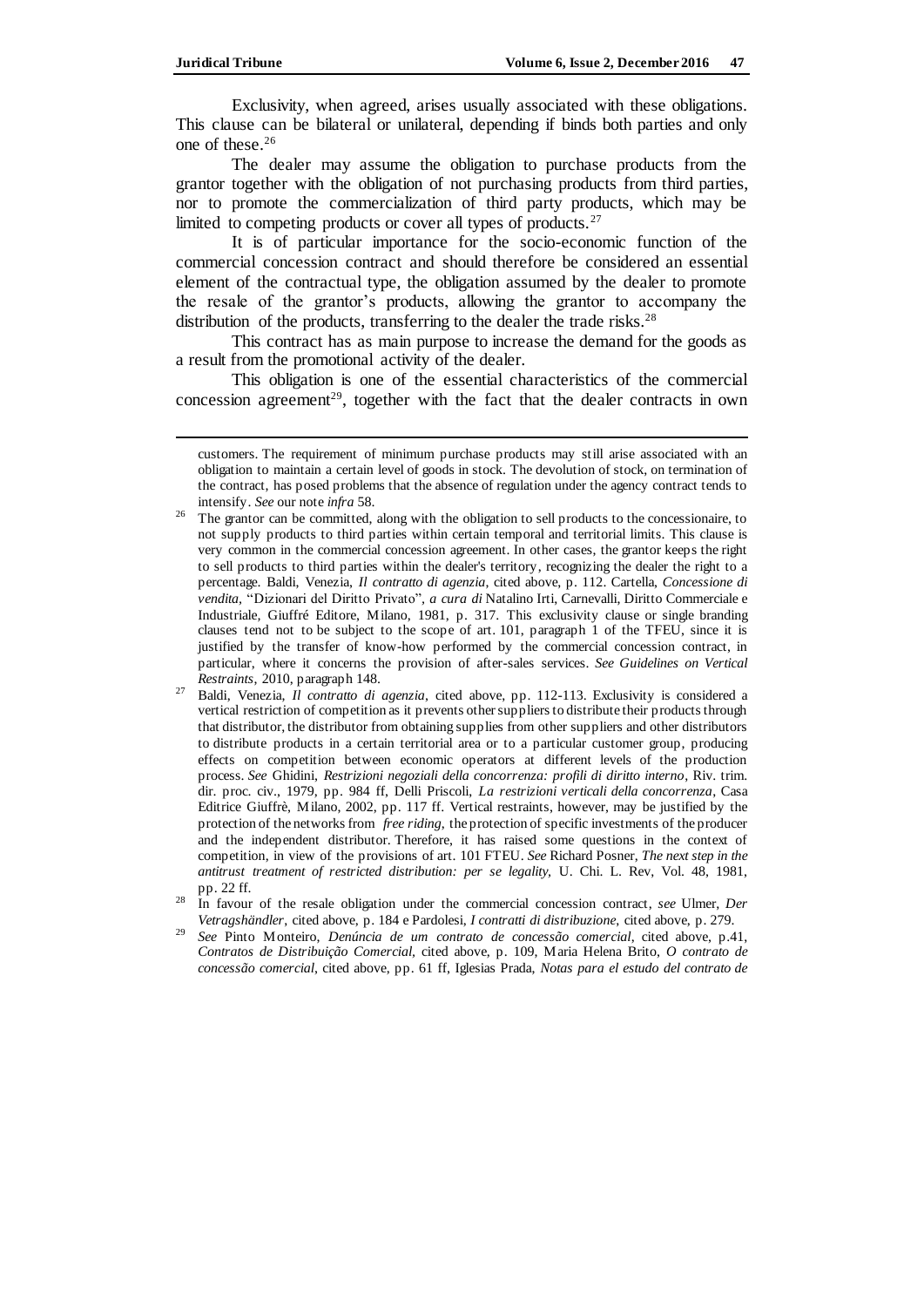Exclusivity, when agreed, arises usually associated with these obligations. This clause can be bilateral or unilateral, depending if binds both parties and only one of these.[26]

The dealer may assume the obligation to purchase products from the grantor together with the obligation of not purchasing products from third parties, nor to promote the commercialization of third party products, which may be limited to competing products or cover all types of products.[27]

It is of particular importance for the socio-economic function of the commercial concession contract and should therefore be considered an essential element of the contractual type, the obligation assumed by the dealer to promote the resale of the grantor's products, allowing the grantor to accompany the distribution of the products, transferring to the dealer the trade risks.[28]

This contract has as main purpose to increase the demand for the goods as a result from the promotional activity of the dealer.

This obligation is one of the essential characteristics of the commercial concession agreement[29], together with the fact that the dealer contracts in own

---

customers. The requirement of minimum purchase products may still arise associated with an obligation to maintain a certain level of goods in stock. The devolution of stock, on termination of the contract, has posed problems that the absence of regulation under the agency contract tends to intensify. *See* our note *infra* 58.

[26] The grantor can be committed, along with the obligation to sell products to the concessionaire, to not supply products to third parties within certain temporal and territorial limits. This clause is very common in the commercial concession agreement. In other cases, the grantor keeps the right to sell products to third parties within the dealer's territory, recognizing the dealer the right to a percentage. Baldi, Venezia, *Il contratto di agenzia*, cited above, p. 112. Cartella, *Concessione di vendita*, "Dizionari del Diritto Privato", *a cura di* Natalino Irti, Carnevalli, Diritto Commerciale e Industriale, Giuffré Editore, Milano, 1981, p. 317. This exclusivity clause or single branding clauses tend not to be subject to the scope of art. 101, paragraph 1 of the TFEU, since it is justified by the transfer of know-how performed by the commercial concession contract, in particular, where it concerns the provision of after-sales services. *See Guidelines on Vertical Restraints*, 2010, paragraph 148.

[27] Baldi, Venezia, *Il contratto di agenzia*, cited above, pp. 112-113. Exclusivity is considered a vertical restriction of competition as it prevents other suppliers to distribute their products through that distributor, the distributor from obtaining supplies from other suppliers and other distributors to distribute products in a certain territorial area or to a particular customer group, producing effects on competition between economic operators at different levels of the production process. *See* Ghidini, *Restrizioni negoziali della concorrenza: profili di diritto interno*, Riv. trim. dir. proc. civ., 1979, pp. 984 ff, Delli Priscoli, *La restrizioni verticali della concorrenza*, Casa Editrice Giuffrè, Milano, 2002, pp. 117 ff. Vertical restraints, however, may be justified by the protection of the networks from *free riding*, the protection of specific investments of the producer and the independent distributor. Therefore, it has raised some questions in the context of competition, in view of the provisions of art. 101 FTEU. *See* Richard Posner, *The next step in the antitrust treatment of restricted distribution: per se legality*, U. Chi. L. Rev, Vol. 48, 1981, pp. 22 ff.

[28] In favour of the resale obligation under the commercial concession contract, *see* Ulmer, *Der Vetragshändler*, cited above, p. 184 e Pardolesi, *I contratti di distribuzione*, cited above, p. 279.

[29] *See* Pinto Monteiro, *Denúncia de um contrato de concessão comercial*, cited above, p.41, *Contratos de Distribuição Comercial*, cited above, p. 109, Maria Helena Brito, *O contrato de concessão comercial*, cited above, pp. 61 ff, Iglesias Prada, *Notas para el estudo del contrato de*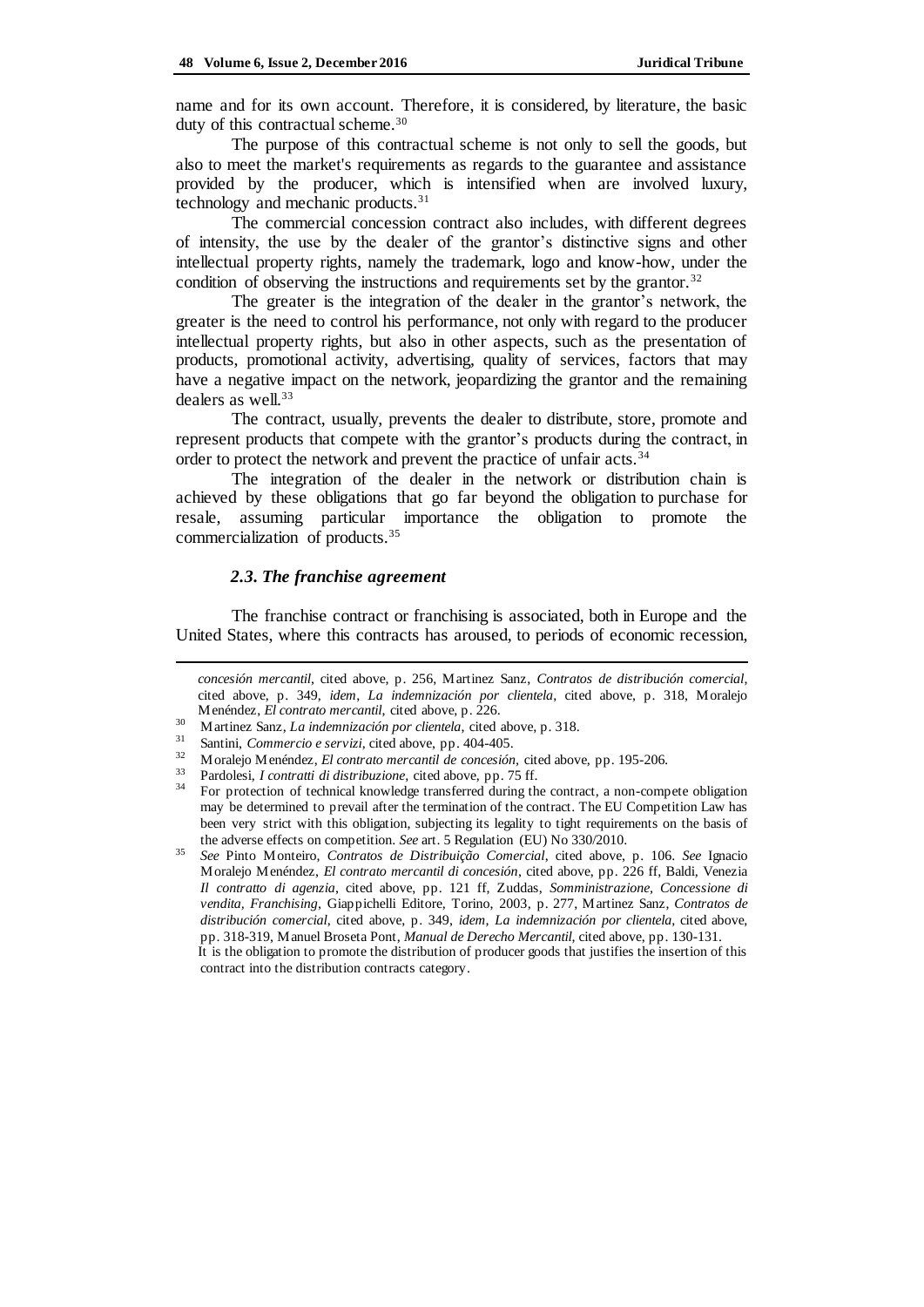name and for its own account. Therefore, it is considered, by literature, the basic duty of this contractual scheme.[30]

The purpose of this contractual scheme is not only to sell the goods, but also to meet the market's requirements as regards to the guarantee and assistance provided by the producer, which is intensified when are involved luxury, technology and mechanic products.[31]

The commercial concession contract also includes, with different degrees of intensity, the use by the dealer of the grantor's distinctive signs and other intellectual property rights, namely the trademark, logo and know-how, under the condition of observing the instructions and requirements set by the grantor.[32]

The greater is the integration of the dealer in the grantor's network, the greater is the need to control his performance, not only with regard to the producer intellectual property rights, but also in other aspects, such as the presentation of products, promotional activity, advertising, quality of services, factors that may have a negative impact on the network, jeopardizing the grantor and the remaining dealers as well.[33]

The contract, usually, prevents the dealer to distribute, store, promote and represent products that compete with the grantor's products during the contract, in order to protect the network and prevent the practice of unfair acts.[34]

The integration of the dealer in the network or distribution chain is achieved by these obligations that go far beyond the obligation to purchase for resale, assuming particular importance the obligation to promote the commercialization of products.[35]

### *2.3. The franchise agreement*

The franchise contract or franchising is associated, both in Europe and the United States, where this contracts has aroused, to periods of economic recession,

---

*concesión mercantil*, cited above, p. 256, Martinez Sanz, *Contratos de distribución comercial*, cited above, p. 349, *idem*, *La indemnización por clientela*, cited above, p. 318, Moralejo Menéndez, *El contrato mercantil*, cited above, p. 226.

[30] Martinez Sanz, *La indemnización por clientela*, cited above, p. 318.

[31] Santini, *Commercio e servizi*, cited above, pp. 404-405.

[32] Moralejo Menéndez, *El contrato mercantil de concesión*, cited above, pp. 195-206.

[33] Pardolesi, *I contratti di distribuzione*, cited above, pp. 75 ff.

[34] For protection of technical knowledge transferred during the contract, a non-compete obligation may be determined to prevail after the termination of the contract. The EU Competition Law has been very strict with this obligation, subjecting its legality to tight requirements on the basis of the adverse effects on competition. *See* art. 5 Regulation (EU) No 330/2010.

[35] *See* Pinto Monteiro, *Contratos de Distribuição Comercial*, cited above, p. 106. *See* Ignacio Moralejo Menéndez, *El contrato mercantil di concesión*, cited above, pp. 226 ff, Baldi, Venezia *Il contratto di agenzia*, cited above, pp. 121 ff, Zuddas, *Somministrazione, Concessione di vendita, Franchising*, Giappichelli Editore, Torino, 2003, p. 277, Martinez Sanz, *Contratos de distribución comercial*, cited above, p. 349, *idem*, *La indemnización por clientela*, cited above, pp. 318-319, Manuel Broseta Pont, *Manual de Derecho Mercantil*, cited above, pp. 130-131.
It is the obligation to promote the distribution of producer goods that justifies the insertion of this contract into the distribution contracts category.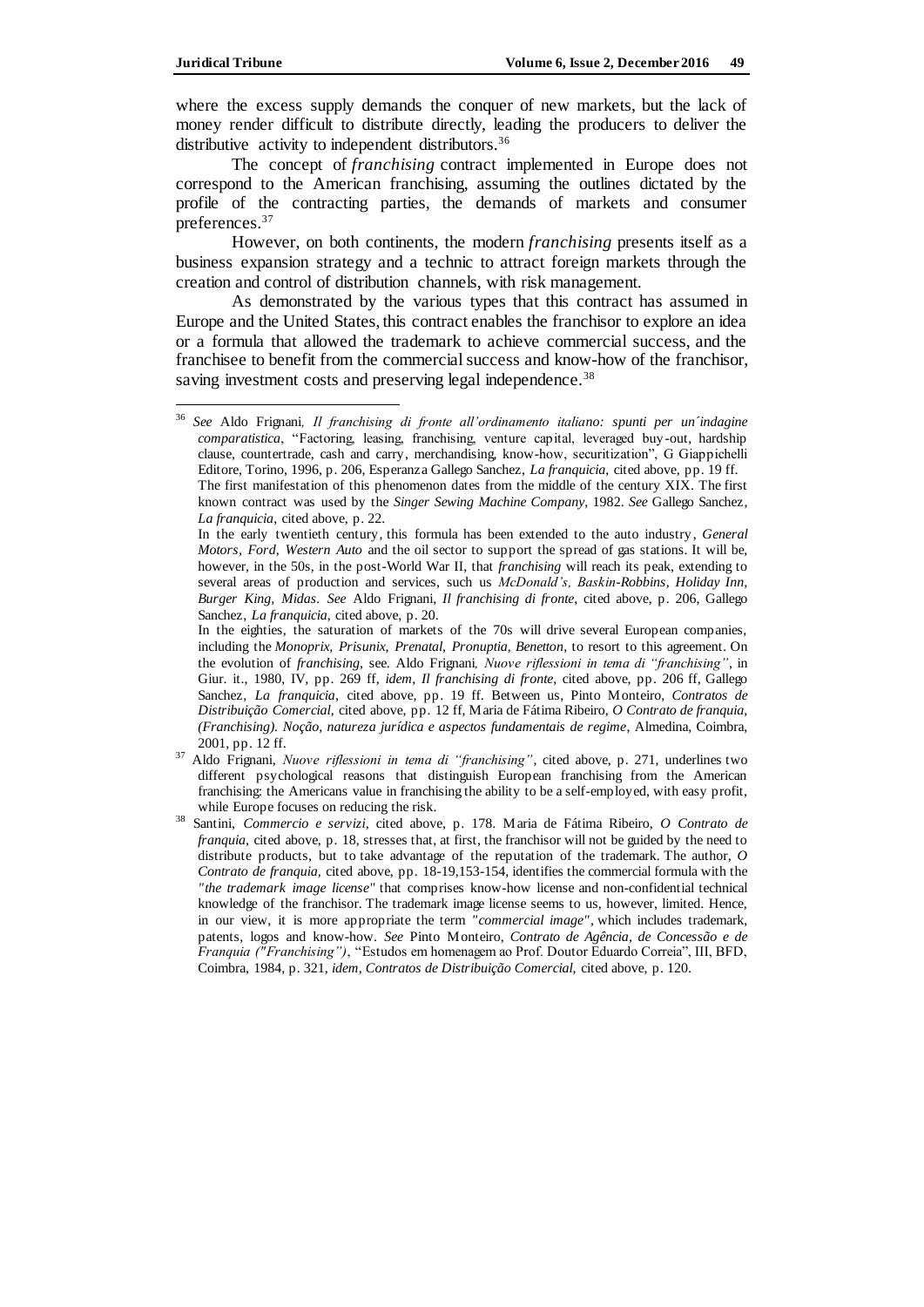where the excess supply demands the conquer of new markets, but the lack of money render difficult to distribute directly, leading the producers to deliver the distributive activity to independent distributors.[36]

The concept of *franchising* contract implemented in Europe does not correspond to the American franchising, assuming the outlines dictated by the profile of the contracting parties, the demands of markets and consumer preferences.[37]

However, on both continents, the modern *franchising* presents itself as a business expansion strategy and a technic to attract foreign markets through the creation and control of distribution channels, with risk management.

As demonstrated by the various types that this contract has assumed in Europe and the United States, this contract enables the franchisor to explore an idea or a formula that allowed the trademark to achieve commercial success, and the franchisee to benefit from the commercial success and know-how of the franchisor, saving investment costs and preserving legal independence.[38]

---

[36] *See* Aldo Frignani, *Il franchising di fronte all´ordinamento italiano: spunti per un´indagine comparatistica*, "Factoring, leasing, franchising, venture capital, leveraged buy-out, hardship clause, countertrade, cash and carry, merchandising, know-how, securitization", G Giappichelli Editore, Torino, 1996, p. 206, Esperanza Gallego Sanchez, *La franquicia*, cited above, pp. 19 ff.
The first manifestation of this phenomenon dates from the middle of the century XIX. The first known contract was used by the *Singer Sewing Machine Company*, 1982. *See* Gallego Sanchez, *La franquicia*, cited above, p. 22.
In the early twentieth century, this formula has been extended to the auto industry, *General Motors, Ford, Western Auto* and the oil sector to support the spread of gas stations. It will be, however, in the 50s, in the post-World War II, that *franchising* will reach its peak, extending to several areas of production and services, such us *McDonald's, Baskin-Robbins, Holiday Inn, Burger King, Midas*. *See* Aldo Frignani, *Il franchising di fronte*, cited above, p. 206, Gallego Sanchez, *La franquicia*, cited above, p. 20.
In the eighties, the saturation of markets of the 70s will drive several European companies, including the *Monoprix, Prisunix, Prenatal, Pronuptia, Benetton*, to resort to this agreement. On the evolution of *franchising*, see. Aldo Frignani, *Nuove riflessioni in tema di "franchising"*, in Giur. it., 1980, IV, pp. 269 ff, *idem*, *Il franchising di fronte*, cited above, pp. 206 ff, Gallego Sanchez, *La franquicia*, cited above, pp. 19 ff. Between us, Pinto Monteiro, *Contratos de Distribuição Comercial*, cited above, pp. 12 ff, Maria de Fátima Ribeiro, *O Contrato de franquia, (Franchising). Noção, natureza jurídica e aspectos fundamentais de regime*, Almedina, Coimbra, 2001, pp. 12 ff.

[37] Aldo Frignani, *Nuove riflessioni in tema di "franchising"*, cited above, p. 271, underlines two different psychological reasons that distinguish European franchising from the American franchising: the Americans value in franchising the ability to be a self-employed, with easy profit, while Europe focuses on reducing the risk.

[38] Santini, *Commercio e servizi*, cited above, p. 178. Maria de Fátima Ribeiro, *O Contrato de franquia*, cited above, p. 18, stresses that, at first, the franchisor will not be guided by the need to distribute products, but to take advantage of the reputation of the trademark. The author, *O Contrato de franquia*, cited above, pp. 18-19,153-154, identifies the commercial formula with the *"the trademark image license"* that comprises know-how license and non-confidential technical knowledge of the franchisor. The trademark image license seems to us, however, limited. Hence, in our view, it is more appropriate the term *"commercial image"*, which includes trademark, patents, logos and know-how. *See* Pinto Monteiro, *Contrato de Agência, de Concessão e de Franquia ("Franchising")*, "Estudos em homenagem ao Prof. Doutor Eduardo Correia", III, BFD, Coimbra, 1984, p. 321, *idem*, *Contratos de Distribuição Comercial*, cited above, p. 120.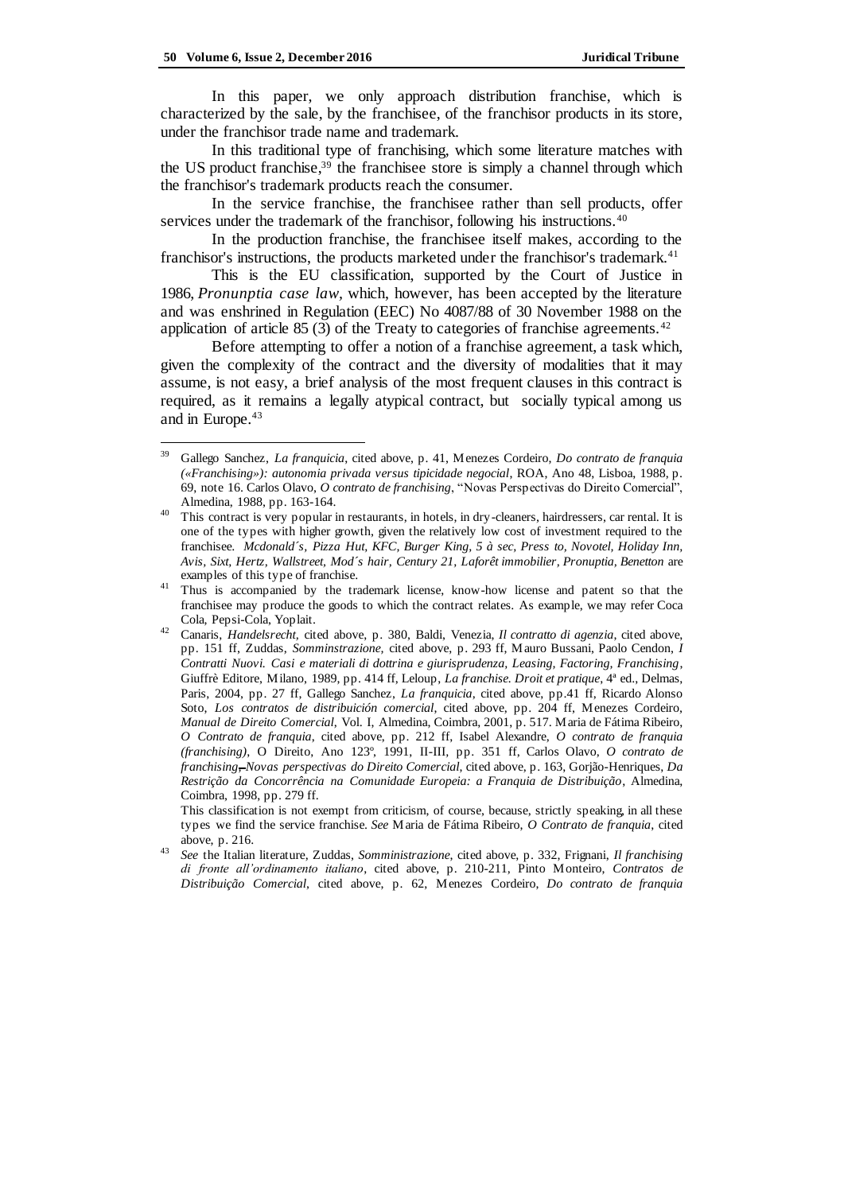In this paper, we only approach distribution franchise, which is characterized by the sale, by the franchisee, of the franchisor products in its store, under the franchisor trade name and trademark.

In this traditional type of franchising, which some literature matches with the US product franchise,[39] the franchisee store is simply a channel through which the franchisor's trademark products reach the consumer.

In the service franchise, the franchisee rather than sell products, offer services under the trademark of the franchisor, following his instructions.[40]

In the production franchise, the franchisee itself makes, according to the franchisor's instructions, the products marketed under the franchisor's trademark.[41]

This is the EU classification, supported by the Court of Justice in 1986, *Pronunptia case law*, which, however, has been accepted by the literature and was enshrined in Regulation (EEC) No 4087/88 of 30 November 1988 on the application of article 85 (3) of the Treaty to categories of franchise agreements.[42]

Before attempting to offer a notion of a franchise agreement, a task which, given the complexity of the contract and the diversity of modalities that it may assume, is not easy, a brief analysis of the most frequent clauses in this contract is required, as it remains a legally atypical contract, but socially typical among us and in Europe.[43]

---

[39] Gallego Sanchez, *La franquicia*, cited above, p. 41, Menezes Cordeiro, *Do contrato de franquia («Franchising»): autonomia privada versus tipicidade negocial*, ROA, Ano 48, Lisboa, 1988, p. 69, note 16. Carlos Olavo, *O contrato de franchising*, "Novas Perspectivas do Direito Comercial", Almedina, 1988, pp. 163-164.

[40] This contract is very popular in restaurants, in hotels, in dry-cleaners, hairdressers, car rental. It is one of the types with higher growth, given the relatively low cost of investment required to the franchisee. *Mcdonald´s, Pizza Hut, KFC, Burger King, 5 à sec, Press to, Novotel, Holiday Inn, Avis, Sixt, Hertz, Wallstreet, Mod´s hair, Century 21, Laforêt immobilier, Pronuptia, Benetton* are examples of this type of franchise.

[41] Thus is accompanied by the trademark license, know-how license and patent so that the franchisee may produce the goods to which the contract relates. As example, we may refer Coca Cola, Pepsi-Cola, Yoplait.

[42] Canaris, *Handelsrecht*, cited above, p. 380, Baldi, Venezia, *Il contratto di agenzia*, cited above, pp. 151 ff, Zuddas, *Somminstrazione*, cited above, p. 293 ff, Mauro Bussani, Paolo Cendon, *I Contratti Nuovi. Casi e materiali di dottrina e giurisprudenza, Leasing, Factoring, Franchising*, Giuffrè Editore, Milano, 1989, pp. 414 ff, Leloup, *La franchise. Droit et pratique*, 4ª ed., Delmas, Paris, 2004, pp. 27 ff, Gallego Sanchez, *La franquicia*, cited above, pp.41 ff, Ricardo Alonso Soto, *Los contratos de distribuición comercial*, cited above, pp. 204 ff, Menezes Cordeiro, *Manual de Direito Comercial*, Vol. I, Almedina, Coimbra, 2001, p. 517. Maria de Fátima Ribeiro, *O Contrato de franquia*, cited above, pp. 212 ff, Isabel Alexandre, *O contrato de franquia (franchising)*, O Direito, Ano 123º, 1991, II-III, pp. 351 ff, Carlos Olavo, *O contrato de franchising, Novas perspectivas do Direito Comercial*, cited above, p. 163, Gorjão-Henriques, *Da Restrição da Concorrência na Comunidade Europeia: a Franquia de Distribuição*, Almedina, Coimbra, 1998, pp. 279 ff.

This classification is not exempt from criticism, of course, because, strictly speaking, in all these types we find the service franchise. *See* Maria de Fátima Ribeiro, *O Contrato de franquia*, cited above, p. 216.

[43] *See* the Italian literature, Zuddas, *Somminstrazione*, cited above, p. 332, Frignani, *Il franchising di fronte all'ordinamento italiano*, cited above, p. 210-211, Pinto Monteiro, *Contratos de Distribuição Comercial*, cited above, p. 62, Menezes Cordeiro, *Do contrato de franquia*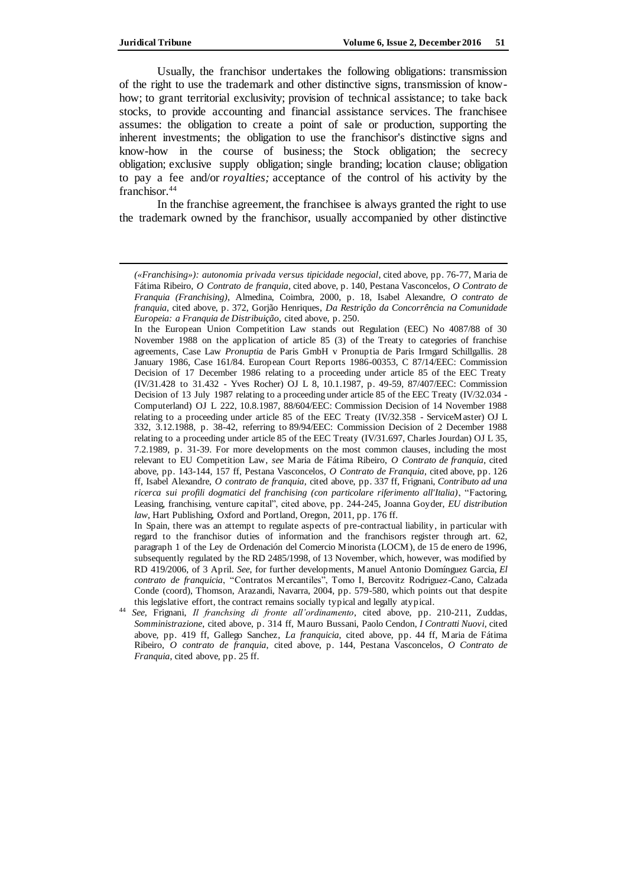Usually, the franchisor undertakes the following obligations: transmission of the right to use the trademark and other distinctive signs, transmission of know-how; to grant territorial exclusivity; provision of technical assistance; to take back stocks, to provide accounting and financial assistance services. The franchisee assumes: the obligation to create a point of sale or production, supporting the inherent investments; the obligation to use the franchisor's distinctive signs and know-how in the course of business; the Stock obligation; the secrecy obligation; exclusive supply obligation; single branding; location clause; obligation to pay a fee and/or *royalties;* acceptance of the control of his activity by the franchisor.[44]

In the franchise agreement, the franchisee is always granted the right to use the trademark owned by the franchisor, usually accompanied by other distinctive

---

*(«Franchising»): autonomia privada versus tipicidade negocial*, cited above, pp. 76-77, Maria de Fátima Ribeiro, *O Contrato de franquia*, cited above, p. 140, Pestana Vasconcelos, *O Contrato de Franquia (Franchising)*, Almedina, Coimbra, 2000, p. 18, Isabel Alexandre, *O contrato de franquia*, cited above, p. 372, Gorjão Henriques, *Da Restrição da Concorrência na Comunidade Europeia: a Franquia de Distribuição*, cited above, p. 250.

In the European Union Competition Law stands out Regulation (EEC) No 4087/88 of 30 November 1988 on the application of article 85 (3) of the Treaty to categories of franchise agreements, Case Law *Pronuptia* de Paris GmbH v Pronuptia de Paris Irmgard Schillgallis. 28 January 1986, Case 161/84. European Court Reports 1986-00353, C 87/14/EEC: Commission Decision of 17 December 1986 relating to a proceeding under article 85 of the EEC Treaty (IV/31.428 to 31.432 - Yves Rocher) OJ L 8, 10.1.1987, p. 49-59, 87/407/EEC: Commission Decision of 13 July 1987 relating to a proceeding under article 85 of the EEC Treaty (IV/32.034 - Computerland) OJ L 222, 10.8.1987, 88/604/EEC: Commission Decision of 14 November 1988 relating to a proceeding under article 85 of the EEC Treaty (IV/32.358 - ServiceMaster) OJ L 332, 3.12.1988, p. 38-42, referring to 89/94/EEC: Commission Decision of 2 December 1988 relating to a proceeding under article 85 of the EEC Treaty (IV/31.697, Charles Jourdan) OJ L 35, 7.2.1989, p. 31-39. For more developments on the most common clauses, including the most relevant to EU Competition Law, *see* Maria de Fátima Ribeiro, *O Contrato de franquia*, cited above, pp. 143-144, 157 ff, Pestana Vasconcelos, *O Contrato de Franquia*, cited above, pp. 126 ff, Isabel Alexandre, *O contrato de franquia*, cited above, pp. 337 ff, Frignani, *Contributo ad una ricerca sui profili dogmatici del franchising (con particolare riferimento all'Italia)*, "Factoring, Leasing, franchising, venture capital", cited above, pp. 244-245, Joanna Goyder, *EU distribution law*, Hart Publishing, Oxford and Portland, Oregon, 2011, pp. 176 ff.

In Spain, there was an attempt to regulate aspects of pre-contractual liability, in particular with regard to the franchisor duties of information and the franchisors register through art. 62, paragraph 1 of the Ley de Ordenación del Comercio Minorista (LOCM), de 15 de enero de 1996, subsequently regulated by the RD 2485/1998, of 13 November, which, however, was modified by RD 419/2006, of 3 April. *See*, for further developments, Manuel Antonio Domínguez Garcia, *El contrato de franquicia*, "Contratos Mercantiles", Tomo I, Bercovitz Rodriguez-Cano, Calzada Conde (coord), Thomson, Arazandi, Navarra, 2004, pp. 579-580, which points out that despite this legislative effort, the contract remains socially typical and legally atypical.

[44] *See*, Frignani, *Il franchsing di fronte all'ordinamento*, cited above, pp. 210-211, Zuddas, *Somministrazione*, cited above, p. 314 ff, Mauro Bussani, Paolo Cendon, *I Contratti Nuovi*, cited above, pp. 419 ff, Gallego Sanchez, *La franquicia*, cited above, pp. 44 ff, Maria de Fátima Ribeiro, *O contrato de franquia*, cited above, p. 144, Pestana Vasconcelos, *O Contrato de Franquia*, cited above, pp. 25 ff.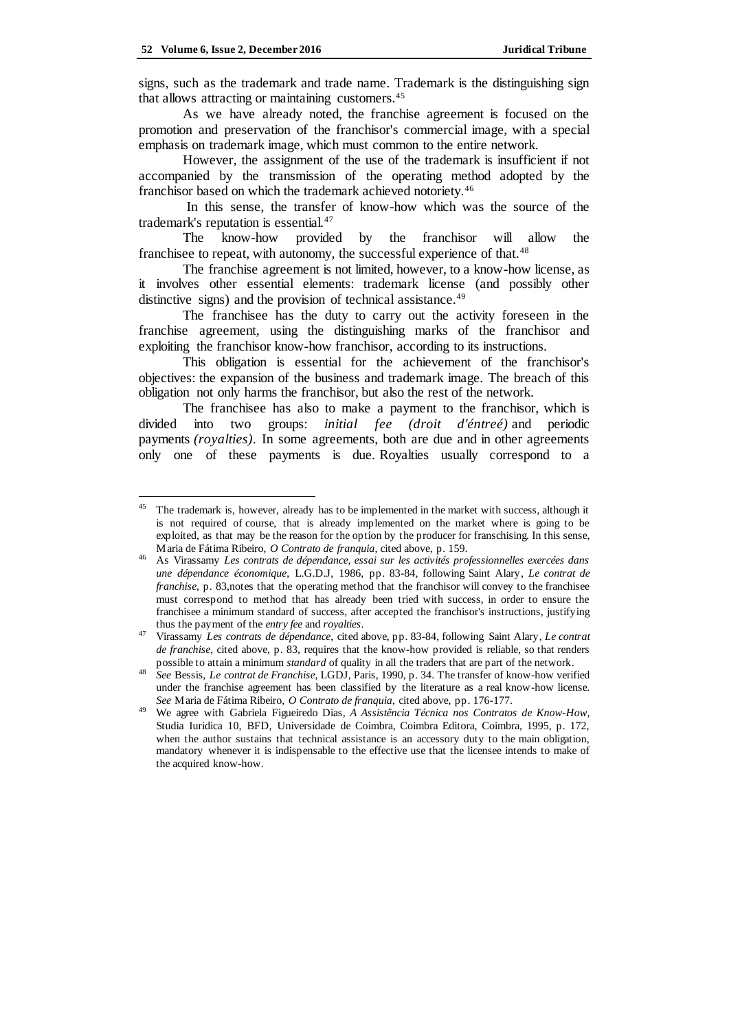signs, such as the trademark and trade name. Trademark is the distinguishing sign that allows attracting or maintaining customers.[45]

As we have already noted, the franchise agreement is focused on the promotion and preservation of the franchisor's commercial image, with a special emphasis on trademark image, which must common to the entire network.

However, the assignment of the use of the trademark is insufficient if not accompanied by the transmission of the operating method adopted by the franchisor based on which the trademark achieved notoriety.[46]

In this sense, the transfer of know-how which was the source of the trademark's reputation is essential.[47]

The know-how provided by the franchisor will allow the franchisee to repeat, with autonomy, the successful experience of that.[48]

The franchise agreement is not limited, however, to a know-how license, as it involves other essential elements: trademark license (and possibly other distinctive signs) and the provision of technical assistance.[49]

The franchisee has the duty to carry out the activity foreseen in the franchise agreement, using the distinguishing marks of the franchisor and exploiting the franchisor know-how franchisor, according to its instructions.

This obligation is essential for the achievement of the franchisor's objectives: the expansion of the business and trademark image. The breach of this obligation not only harms the franchisor, but also the rest of the network.

The franchisee has also to make a payment to the franchisor, which is divided into two groups: *initial fee (droit d'éntreé)* and periodic payments *(royalties)*. In some agreements, both are due and in other agreements only one of these payments is due. Royalties usually correspond to a

---

[45] The trademark is, however, already has to be implemented in the market with success, although it is not required of course, that is already implemented on the market where is going to be exploited, as that may be the reason for the option by the producer for franschising. In this sense, Maria de Fátima Ribeiro, *O Contrato de franquia*, cited above, p. 159.

[46] As Virassamy *Les contrats de dépendance, essai sur les activités professionnelles exercées dans une dépendance économique*, L.G.D.J, 1986, pp. 83-84, following Saint Alary, *Le contrat de franchise*, p. 83,notes that the operating method that the franchisor will convey to the franchisee must correspond to method that has already been tried with success, in order to ensure the franchisee a minimum standard of success, after accepted the franchisor's instructions, justifying thus the payment of the *entry fee* and *royalties*.

[47] Virassamy *Les contrats de dépendance*, cited above, pp. 83-84, following Saint Alary, *Le contrat de franchise*, cited above, p. 83, requires that the know-how provided is reliable, so that renders possible to attain a minimum *standard* of quality in all the traders that are part of the network.

[48] *See* Bessis, *Le contrat de Franchise*, LGDJ, Paris, 1990, p. 34. The transfer of know-how verified under the franchise agreement has been classified by the literature as a real know-how license. *See* Maria de Fátima Ribeiro, *O Contrato de franquia*, cited above, pp. 176-177.

[49] We agree with Gabriela Figueiredo Dias, *A Assistência Técnica nos Contratos de Know-How*, Studia Iuridica 10, BFD, Universidade de Coimbra, Coimbra Editora, Coimbra, 1995, p. 172, when the author sustains that technical assistance is an accessory duty to the main obligation, mandatory whenever it is indispensable to the effective use that the licensee intends to make of the acquired know-how.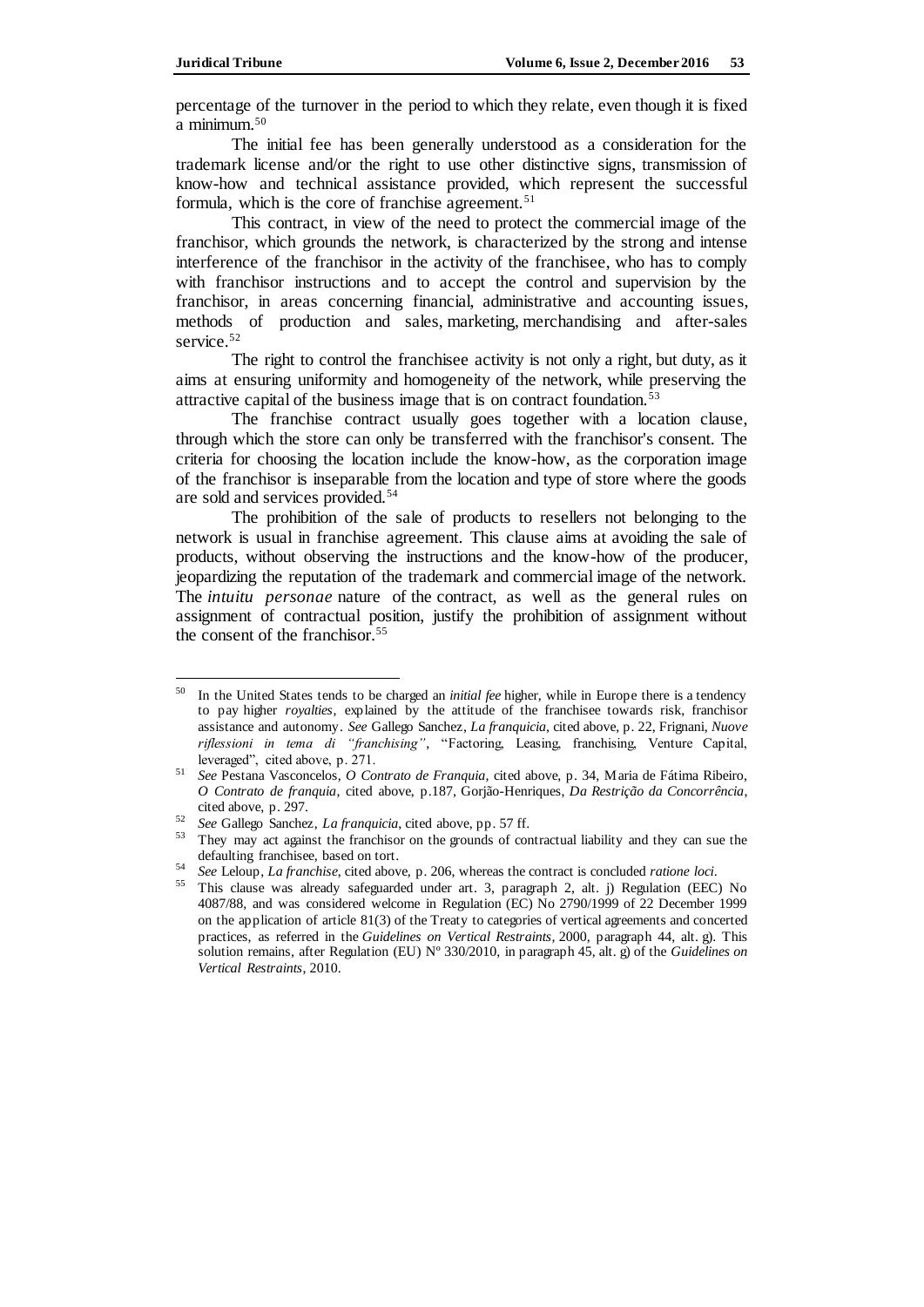percentage of the turnover in the period to which they relate, even though it is fixed a minimum.[50]

The initial fee has been generally understood as a consideration for the trademark license and/or the right to use other distinctive signs, transmission of know-how and technical assistance provided, which represent the successful formula, which is the core of franchise agreement.[51]

This contract, in view of the need to protect the commercial image of the franchisor, which grounds the network, is characterized by the strong and intense interference of the franchisor in the activity of the franchisee, who has to comply with franchisor instructions and to accept the control and supervision by the franchisor, in areas concerning financial, administrative and accounting issues, methods of production and sales, marketing, merchandising and after-sales service.[52]

The right to control the franchisee activity is not only a right, but duty, as it aims at ensuring uniformity and homogeneity of the network, while preserving the attractive capital of the business image that is on contract foundation.[53]

The franchise contract usually goes together with a location clause, through which the store can only be transferred with the franchisor's consent. The criteria for choosing the location include the know-how, as the corporation image of the franchisor is inseparable from the location and type of store where the goods are sold and services provided.[54]

The prohibition of the sale of products to resellers not belonging to the network is usual in franchise agreement. This clause aims at avoiding the sale of products, without observing the instructions and the know-how of the producer, jeopardizing the reputation of the trademark and commercial image of the network. The *intuitu personae* nature of the contract, as well as the general rules on assignment of contractual position, justify the prohibition of assignment without the consent of the franchisor.[55]

---

[50] In the United States tends to be charged an *initial fee* higher, while in Europe there is a tendency to pay higher *royalties*, explained by the attitude of the franchisee towards risk, franchisor assistance and autonomy. *See* Gallego Sanchez, *La franquicia*, cited above, p. 22, Frignani, *Nuove riflessioni in tema di "franchising"*, "Factoring, Leasing, franchising, Venture Capital, leveraged", cited above, p. 271.

[51] *See* Pestana Vasconcelos, *O Contrato de Franquia*, cited above, p. 34, Maria de Fátima Ribeiro, *O Contrato de franquia*, cited above, p.187, Gorjão-Henriques, *Da Restrição da Concorrência*, cited above, p. 297.

[52] *See* Gallego Sanchez, *La franquicia*, cited above, pp. 57 ff.

[53] They may act against the franchisor on the grounds of contractual liability and they can sue the defaulting franchisee, based on tort.

[54] *See* Leloup, *La franchise*, cited above, p. 206, whereas the contract is concluded *ratione loci*.

[55] This clause was already safeguarded under art. 3, paragraph 2, alt. j) Regulation (EEC) No 4087/88, and was considered welcome in Regulation (EC) No 2790/1999 of 22 December 1999 on the application of article 81(3) of the Treaty to categories of vertical agreements and concerted practices, as referred in the *Guidelines on Vertical Restraints*, 2000, paragraph 44, alt. g). This solution remains, after Regulation (EU) Nº 330/2010, in paragraph 45, alt. g) of the *Guidelines on Vertical Restraints*, 2010.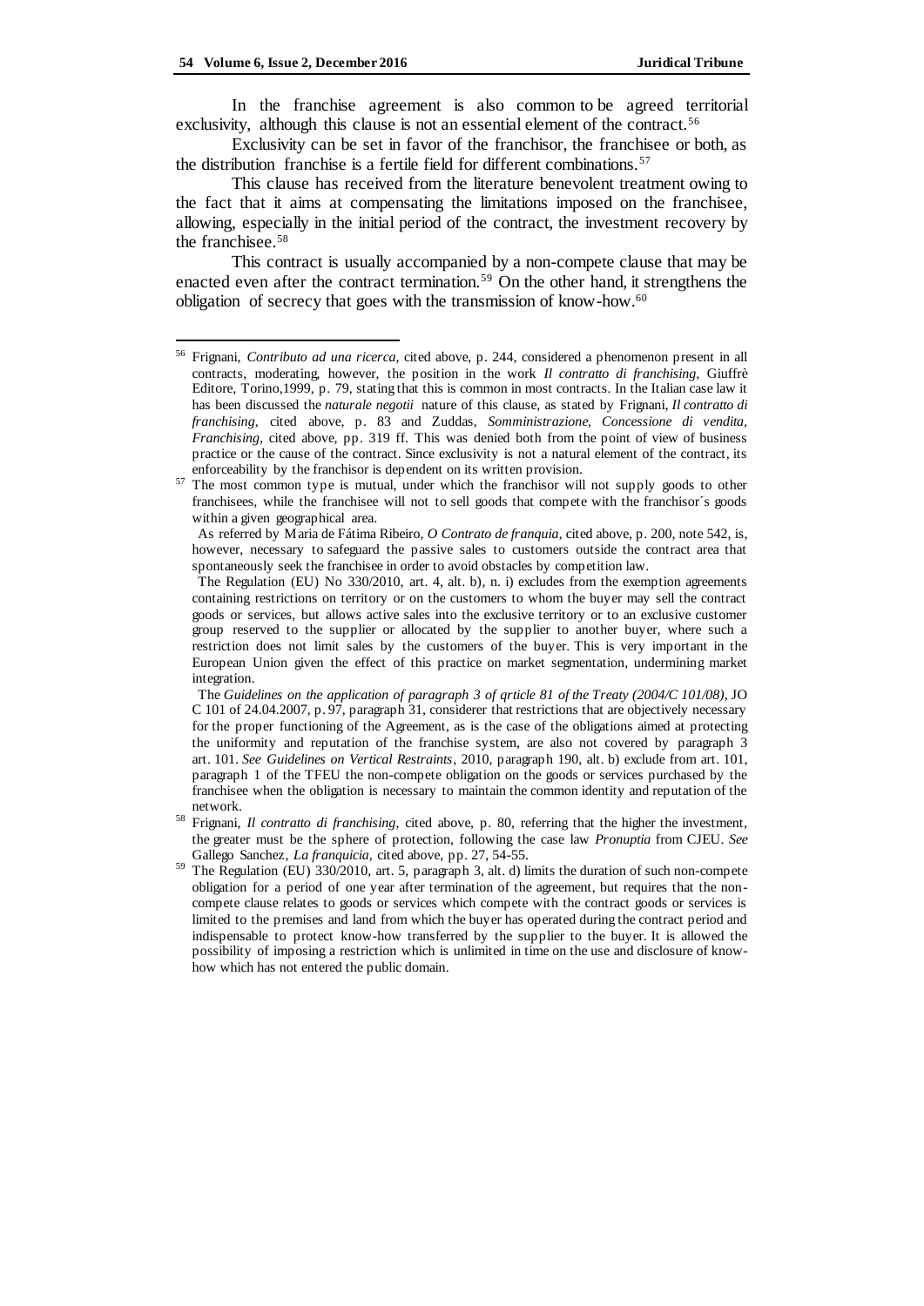In the franchise agreement is also common to be agreed territorial exclusivity, although this clause is not an essential element of the contract.[56]

Exclusivity can be set in favor of the franchisor, the franchisee or both, as the distribution franchise is a fertile field for different combinations.[57]

This clause has received from the literature benevolent treatment owing to the fact that it aims at compensating the limitations imposed on the franchisee, allowing, especially in the initial period of the contract, the investment recovery by the franchisee.[58]

This contract is usually accompanied by a non-compete clause that may be enacted even after the contract termination.[59] On the other hand, it strengthens the obligation of secrecy that goes with the transmission of know-how.[60]

---

[56] Frignani, *Contributo ad una ricerca*, cited above, p. 244, considered a phenomenon present in all contracts, moderating, however, the position in the work *Il contratto di franchising*, Giuffrè Editore, Torino,1999, p. 79, stating that this is common in most contracts. In the Italian case law it has been discussed the *naturale negotii* nature of this clause, as stated by Frignani, *Il contratto di franchising*, cited above, p. 83 and Zuddas, *Somministrazione, Concessione di vendita, Franchising*, cited above, pp. 319 ff. This was denied both from the point of view of business practice or the cause of the contract. Since exclusivity is not a natural element of the contract, its enforceability by the franchisor is dependent on its written provision.

[57] The most common type is mutual, under which the franchisor will not supply goods to other franchisees, while the franchisee will not to sell goods that compete with the franchisor´s goods within a given geographical area.

As referred by Maria de Fátima Ribeiro, *O Contrato de franquia*, cited above, p. 200, note 542, is, however, necessary to safeguard the passive sales to customers outside the contract area that spontaneously seek the franchisee in order to avoid obstacles by competition law.

The Regulation (EU) No 330/2010, art. 4, alt. b), n. i) excludes from the exemption agreements containing restrictions on territory or on the customers to whom the buyer may sell the contract goods or services, but allows active sales into the exclusive territory or to an exclusive customer group reserved to the supplier or allocated by the supplier to another buyer, where such a restriction does not limit sales by the customers of the buyer. This is very important in the European Union given the effect of this practice on market segmentation, undermining market integration.

The *Guidelines on the application of paragraph 3 of qrticle 81 of the Treaty (2004/C 101/08)*, JO C 101 of 24.04.2007, p. 97, paragraph 31, considerer that restrictions that are objectively necessary for the proper functioning of the Agreement, as is the case of the obligations aimed at protecting the uniformity and reputation of the franchise system, are also not covered by paragraph 3 art. 101. *See Guidelines on Vertical Restraints*, 2010, paragraph 190, alt. b) exclude from art. 101, paragraph 1 of the TFEU the non-compete obligation on the goods or services purchased by the franchisee when the obligation is necessary to maintain the common identity and reputation of the network.

[58] Frignani, *Il contratto di franchising*, cited above, p. 80, referring that the higher the investment, the greater must be the sphere of protection, following the case law *Pronuptia* from CJEU. *See* Gallego Sanchez, *La franquicia*, cited above, pp. 27, 54-55.

[59] The Regulation (EU) 330/2010, art. 5, paragraph 3, alt. d) limits the duration of such non-compete obligation for a period of one year after termination of the agreement, but requires that the non-compete clause relates to goods or services which compete with the contract goods or services is limited to the premises and land from which the buyer has operated during the contract period and indispensable to protect know-how transferred by the supplier to the buyer. It is allowed the possibility of imposing a restriction which is unlimited in time on the use and disclosure of know-how which has not entered the public domain.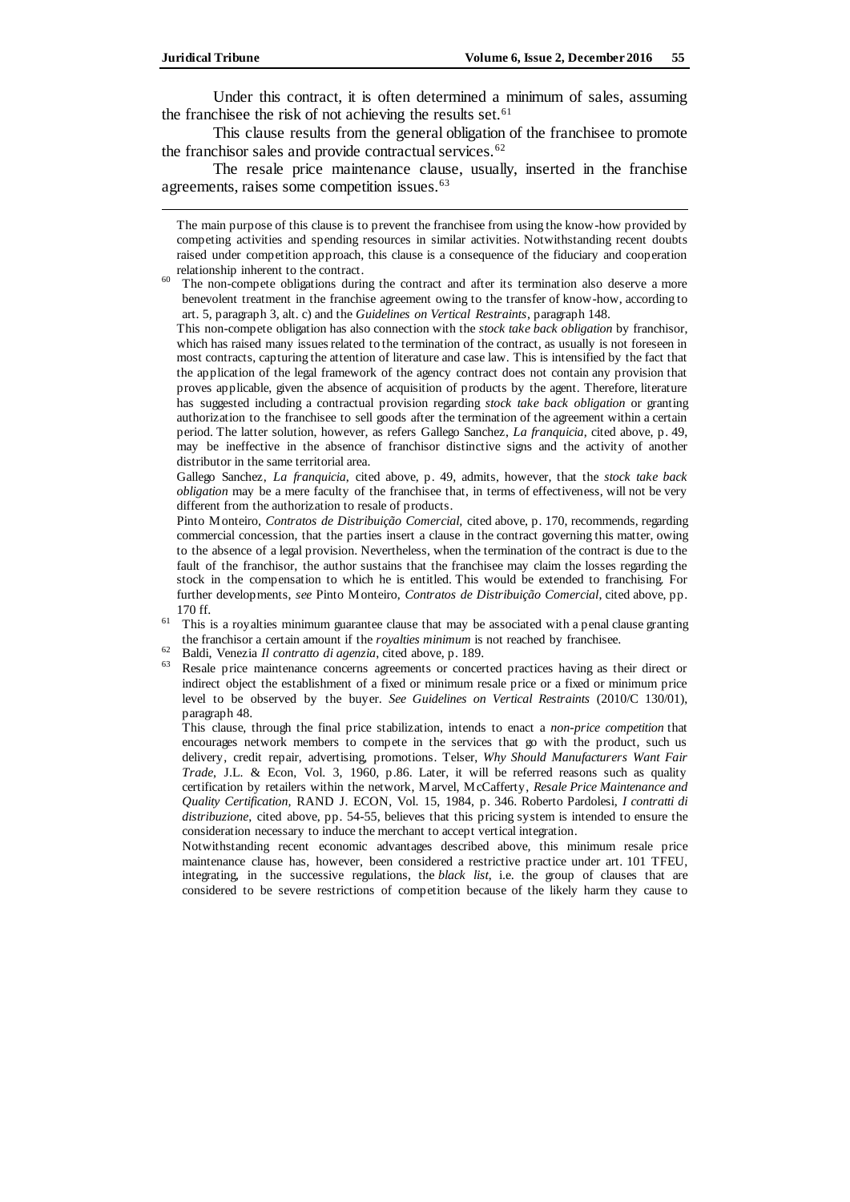Under this contract, it is often determined a minimum of sales, assuming the franchisee the risk of not achieving the results set.[61]

This clause results from the general obligation of the franchisee to promote the franchisor sales and provide contractual services.[62]

The resale price maintenance clause, usually, inserted in the franchise agreements, raises some competition issues.[63]

---

The main purpose of this clause is to prevent the franchisee from using the know-how provided by competing activities and spending resources in similar activities. Notwithstanding recent doubts raised under competition approach, this clause is a consequence of the fiduciary and cooperation relationship inherent to the contract.

[60] The non-compete obligations during the contract and after its termination also deserve a more benevolent treatment in the franchise agreement owing to the transfer of know-how, according to art. 5, paragraph 3, alt. c) and the *Guidelines on Vertical Restraints*, paragraph 148.

This non-compete obligation has also connection with the *stock take back obligation* by franchisor, which has raised many issues related to the termination of the contract, as usually is not foreseen in most contracts, capturing the attention of literature and case law. This is intensified by the fact that the application of the legal framework of the agency contract does not contain any provision that proves applicable, given the absence of acquisition of products by the agent. Therefore, literature has suggested including a contractual provision regarding *stock take back obligation* or granting authorization to the franchisee to sell goods after the termination of the agreement within a certain period. The latter solution, however, as refers Gallego Sanchez, *La franquicia*, cited above, p. 49, may be ineffective in the absence of franchisor distinctive signs and the activity of another distributor in the same territorial area.

Gallego Sanchez, *La franquicia*, cited above, p. 49, admits, however, that the *stock take back obligation* may be a mere faculty of the franchisee that, in terms of effectiveness, will not be very different from the authorization to resale of products.

Pinto Monteiro, *Contratos de Distribuição Comercial*, cited above, p. 170, recommends, regarding commercial concession, that the parties insert a clause in the contract governing this matter, owing to the absence of a legal provision. Nevertheless, when the termination of the contract is due to the fault of the franchisor, the author sustains that the franchisee may claim the losses regarding the stock in the compensation to which he is entitled. This would be extended to franchising. For further developments, *see* Pinto Monteiro, *Contratos de Distribuição Comercial*, cited above, pp. 170 ff.

[61] This is a royalties minimum guarantee clause that may be associated with a penal clause granting the franchisor a certain amount if the *royalties minimum* is not reached by franchisee.

[62] Baldi, Venezia *Il contratto di agenzia*, cited above, p. 189.

[63] Resale price maintenance concerns agreements or concerted practices having as their direct or indirect object the establishment of a fixed or minimum resale price or a fixed or minimum price level to be observed by the buyer. *See Guidelines on Vertical Restraints* (2010/C 130/01), paragraph 48.

This clause, through the final price stabilization, intends to enact a *non-price competition* that encourages network members to compete in the services that go with the product, such us delivery, credit repair, advertising, promotions. Telser, *Why Should Manufacturers Want Fair Trade*, J.L. & Econ, Vol. 3, 1960, p.86. Later, it will be referred reasons such as quality certification by retailers within the network, Marvel, McCafferty, *Resale Price Maintenance and Quality Certification*, RAND J. ECON, Vol. 15, 1984, p. 346. Roberto Pardolesi, *I contratti di distribuzione*, cited above, pp. 54-55, believes that this pricing system is intended to ensure the consideration necessary to induce the merchant to accept vertical integration.

Notwithstanding recent economic advantages described above, this minimum resale price maintenance clause has, however, been considered a restrictive practice under art. 101 TFEU, integrating, in the successive regulations, the *black list*, i.e. the group of clauses that are considered to be severe restrictions of competition because of the likely harm they cause to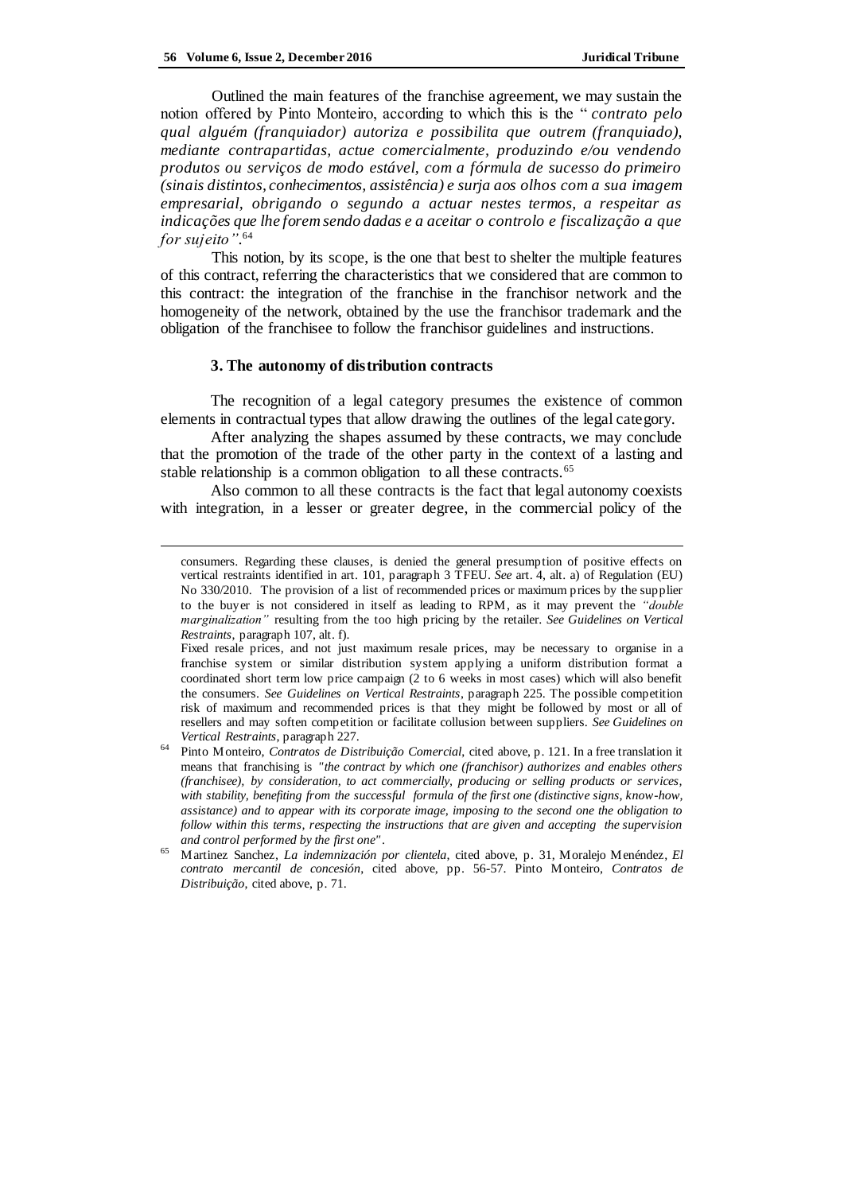Outlined the main features of the franchise agreement, we may sustain the notion offered by Pinto Monteiro, according to which this is the " *contrato pelo qual alguém (franquiador) autoriza e possibilita que outrem (franquiado), mediante contrapartidas, actue comercialmente, produzindo e/ou vendendo produtos ou serviços de modo estável, com a fórmula de sucesso do primeiro (sinais distintos, conhecimentos, assistência) e surja aos olhos com a sua imagem empresarial, obrigando o segundo a actuar nestes termos, a respeitar as indicações que lhe forem sendo dadas e a aceitar o controlo e fiscalização a que for sujeito"*.[64]

This notion, by its scope, is the one that best to shelter the multiple features of this contract, referring the characteristics that we considered that are common to this contract: the integration of the franchise in the franchisor network and the homogeneity of the network, obtained by the use the franchisor trademark and the obligation of the franchisee to follow the franchisor guidelines and instructions.

### 3. The autonomy of distribution contracts

The recognition of a legal category presumes the existence of common elements in contractual types that allow drawing the outlines of the legal category.

After analyzing the shapes assumed by these contracts, we may conclude that the promotion of the trade of the other party in the context of a lasting and stable relationship is a common obligation to all these contracts.[65]

Also common to all these contracts is the fact that legal autonomy coexists with integration, in a lesser or greater degree, in the commercial policy of the

---

consumers. Regarding these clauses, is denied the general presumption of positive effects on vertical restraints identified in art. 101, paragraph 3 TFEU. *See* art. 4, alt. a) of Regulation (EU) No 330/2010. The provision of a list of recommended prices or maximum prices by the supplier to the buyer is not considered in itself as leading to RPM, as it may prevent the *"double marginalization"* resulting from the too high pricing by the retailer. *See Guidelines on Vertical Restraints*, paragraph 107, alt. f).

Fixed resale prices, and not just maximum resale prices, may be necessary to organise in a franchise system or similar distribution system applying a uniform distribution format a coordinated short term low price campaign (2 to 6 weeks in most cases) which will also benefit the consumers. *See Guidelines on Vertical Restraints*, paragraph 225. The possible competition risk of maximum and recommended prices is that they might be followed by most or all of resellers and may soften competition or facilitate collusion between suppliers. *See Guidelines on Vertical Restraints*, paragraph 227.

[64] Pinto Monteiro, *Contratos de Distribuição Comercial*, cited above, p. 121. In a free translation it means that franchising is *"the contract by which one (franchisor) authorizes and enables others (franchisee), by consideration, to act commercially, producing or selling products or services, with stability, benefiting from the successful formula of the first one (distinctive signs, know-how, assistance) and to appear with its corporate image, imposing to the second one the obligation to follow within this terms, respecting the instructions that are given and accepting the supervision and control performed by the first one"*.

[65] Martinez Sanchez, *La indemnización por clientela*, cited above, p. 31, Moralejo Menéndez, *El contrato mercantil de concesión*, cited above, pp. 56-57. Pinto Monteiro, *Contratos de Distribuição*, cited above, p. 71.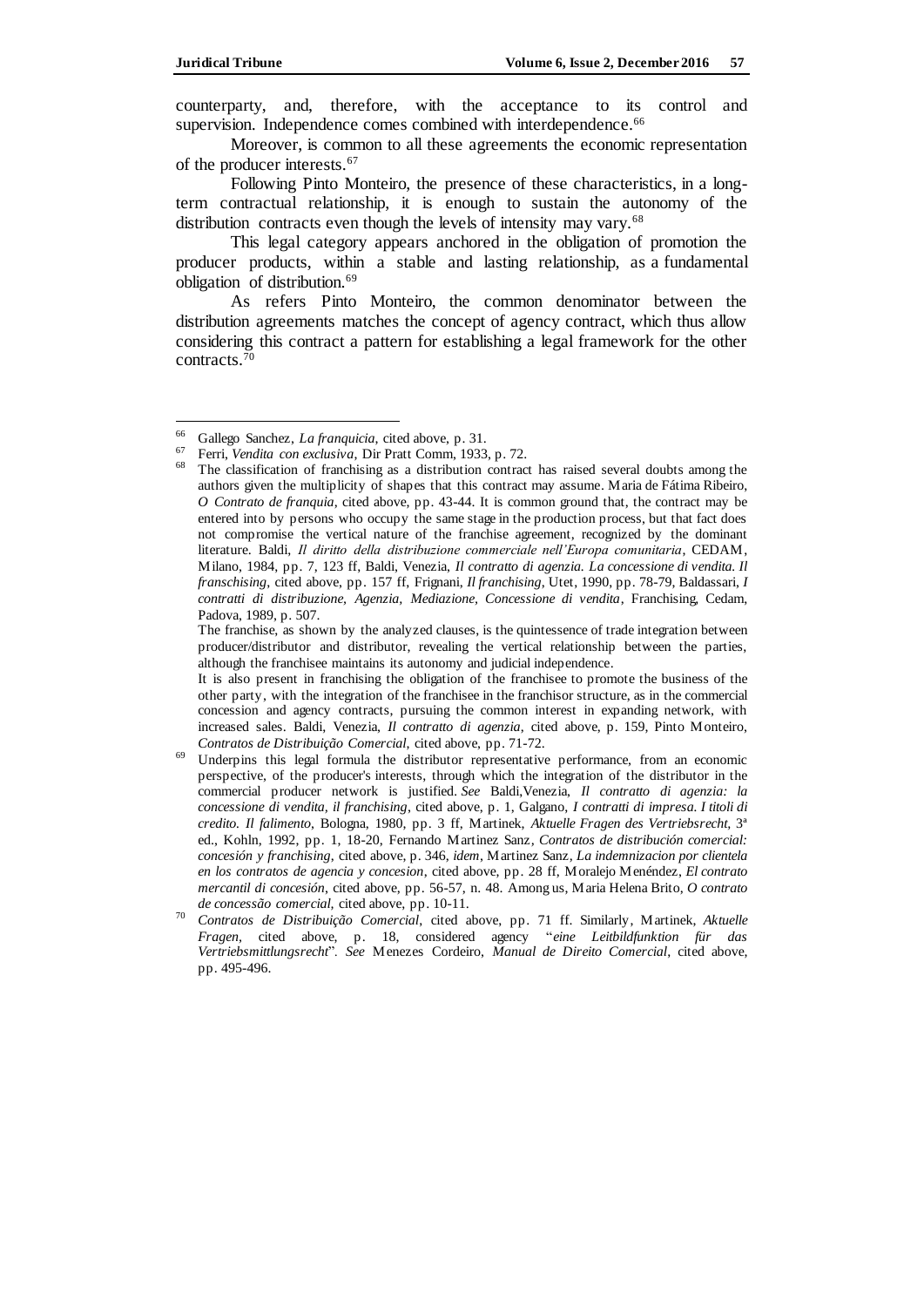counterparty, and, therefore, with the acceptance to its control and supervision. Independence comes combined with interdependence.[66]

Moreover, is common to all these agreements the economic representation of the producer interests.[67]

Following Pinto Monteiro, the presence of these characteristics, in a long-term contractual relationship, it is enough to sustain the autonomy of the distribution contracts even though the levels of intensity may vary.[68]

This legal category appears anchored in the obligation of promotion the producer products, within a stable and lasting relationship, as a fundamental obligation of distribution.[69]

As refers Pinto Monteiro, the common denominator between the distribution agreements matches the concept of agency contract, which thus allow considering this contract a pattern for establishing a legal framework for the other contracts.[70]

---

[66] Gallego Sanchez, *La franquicia*, cited above, p. 31.

[67] Ferri, *Vendita con exclusiva*, Dir Pratt Comm, 1933, p. 72.

[68] The classification of franchising as a distribution contract has raised several doubts among the authors given the multiplicity of shapes that this contract may assume. Maria de Fátima Ribeiro, *O Contrato de franquia*, cited above, pp. 43-44. It is common ground that, the contract may be entered into by persons who occupy the same stage in the production process, but that fact does not compromise the vertical nature of the franchise agreement, recognized by the dominant literature. Baldi, *Il diritto della distribuzione commerciale nell'Europa comunitaria*, CEDAM, Milano, 1984, pp. 7, 123 ff, Baldi, Venezia, *Il contratto di agenzia. La concessione di vendita. Il franschising*, cited above, pp. 157 ff, Frignani, *Il franchising*, Utet, 1990, pp. 78-79, Baldassari, *I contratti di distribuzione, Agenzia, Mediazione, Concessione di vendita*, Franchising, Cedam, Padova, 1989, p. 507.

The franchise, as shown by the analyzed clauses, is the quintessence of trade integration between producer/distributor and distributor, revealing the vertical relationship between the parties, although the franchisee maintains its autonomy and judicial independence.

It is also present in franchising the obligation of the franchisee to promote the business of the other party, with the integration of the franchisee in the franchisor structure, as in the commercial concession and agency contracts, pursuing the common interest in expanding network, with increased sales. Baldi, Venezia, *Il contratto di agenzia*, cited above, p. 159, Pinto Monteiro, *Contratos de Distribuição Comercial*, cited above, pp. 71-72.

[69] Underpins this legal formula the distributor representative performance, from an economic perspective, of the producer's interests, through which the integration of the distributor in the commercial producer network is justified. *See* Baldi,Venezia, *Il contratto di agenzia: la concessione di vendita, il franchising*, cited above, p. 1, Galgano, *I contratti di impresa. I titoli di credito. Il falimento*, Bologna, 1980, pp. 3 ff, Martinek, *Aktuelle Fragen des Vertriebsrecht*, 3ª ed., Kohln, 1992, pp. 1, 18-20, Fernando Martinez Sanz, *Contratos de distribución comercial: concesión y franchising*, cited above, p. 346, *idem*, Martinez Sanz, *La indemnizacion por clientela en los contratos de agencia y concesion*, cited above, pp. 28 ff, Moralejo Menéndez, *El contrato mercantil di concesión*, cited above, pp. 56-57, n. 48. Among us, Maria Helena Brito, *O contrato de concessão comercial*, cited above, pp. 10-11.

[70] *Contratos de Distribuição Comercial*, cited above, pp. 71 ff. Similarly, Martinek, *Aktuelle Fragen*, cited above, p. 18, considered agency "*eine Leitbildfunktion für das Vertriebsmittlungsrecht*". *See* Menezes Cordeiro, *Manual de Direito Comercial*, cited above, pp. 495-496.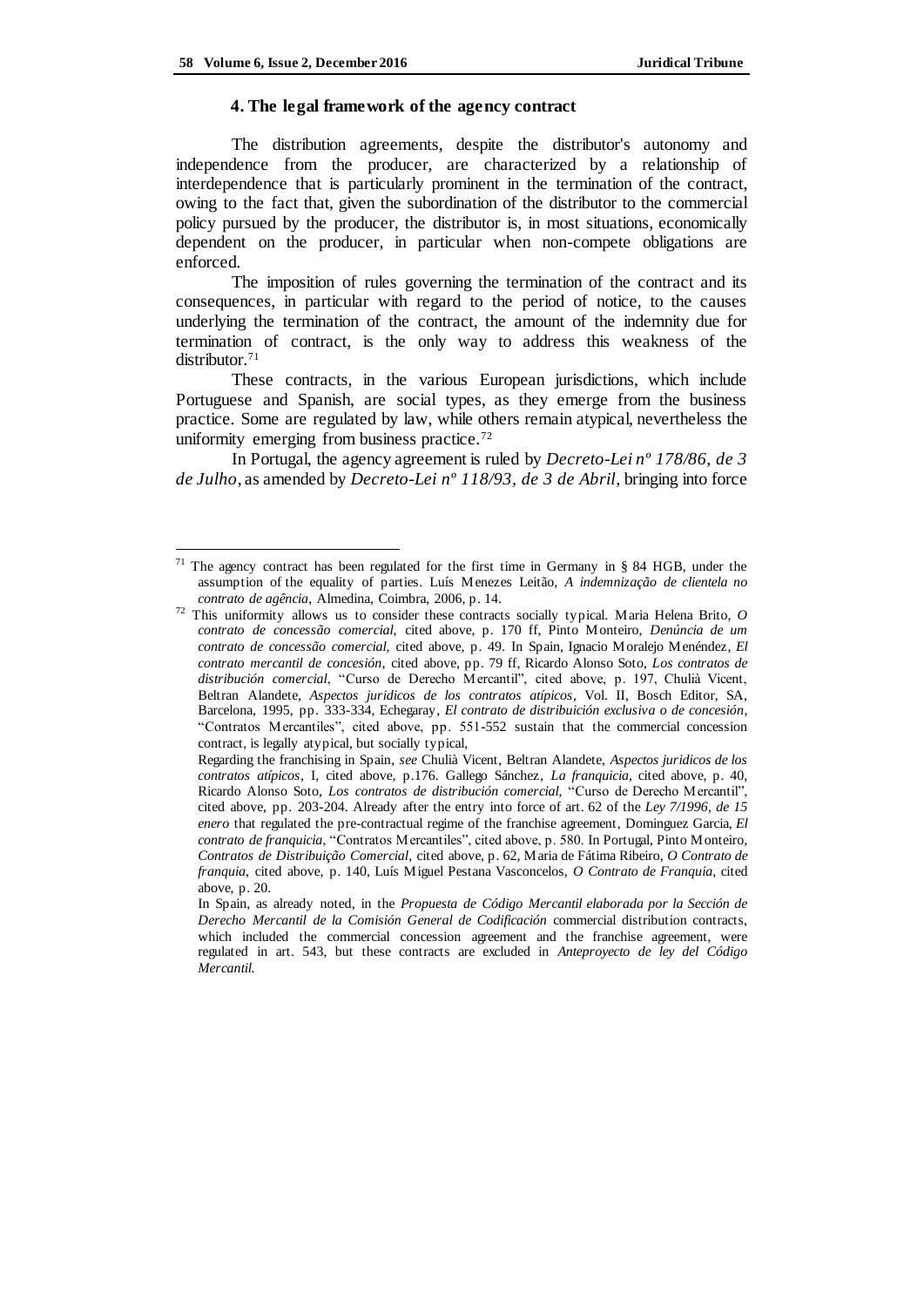### 4. The legal framework of the agency contract

The distribution agreements, despite the distributor's autonomy and independence from the producer, are characterized by a relationship of interdependence that is particularly prominent in the termination of the contract, owing to the fact that, given the subordination of the distributor to the commercial policy pursued by the producer, the distributor is, in most situations, economically dependent on the producer, in particular when non-compete obligations are enforced.

The imposition of rules governing the termination of the contract and its consequences, in particular with regard to the period of notice, to the causes underlying the termination of the contract, the amount of the indemnity due for termination of contract, is the only way to address this weakness of the distributor.[71]

These contracts, in the various European jurisdictions, which include Portuguese and Spanish, are social types, as they emerge from the business practice. Some are regulated by law, while others remain atypical, nevertheless the uniformity emerging from business practice.[72]

In Portugal, the agency agreement is ruled by *Decreto-Lei nº 178/86, de 3 de Julho*, as amended by *Decreto-Lei nº 118/93, de 3 de Abril*, bringing into force

---

[71] The agency contract has been regulated for the first time in Germany in § 84 HGB, under the assumption of the equality of parties. Luís Menezes Leitão, *A indemnização de clientela no contrato de agência*, Almedina, Coimbra, 2006, p. 14.

[72] This uniformity allows us to consider these contracts socially typical. Maria Helena Brito, *O contrato de concessão comercial*, cited above, p. 170 ff, Pinto Monteiro, *Denúncia de um contrato de concessão comercial*, cited above, p. 49. In Spain, Ignacio Moralejo Menéndez, *El contrato mercantil de concesión*, cited above, pp. 79 ff, Ricardo Alonso Soto, *Los contratos de distribución comercial*, "Curso de Derecho Mercantil", cited above, p. 197, Chulià Vicent, Beltran Alandete, *Aspectos juridicos de los contratos atípicos*, Vol. II, Bosch Editor, SA, Barcelona, 1995, pp. 333-334, Echegaray, *El contrato de distribuición exclusiva o de concesión*, "Contratos Mercantiles", cited above, pp. 551-552 sustain that the commercial concession contract, is legally atypical, but socially typical,

Regarding the franchising in Spain, *see* Chulià Vicent, Beltran Alandete, *Aspectos juridicos de los contratos atípicos*, I, cited above, p.176. Gallego Sánchez, *La franquicia*, cited above, p. 40, Ricardo Alonso Soto, *Los contratos de distribución comercial*, "Curso de Derecho Mercantil", cited above, pp. 203-204. Already after the entry into force of art. 62 of the *Ley 7/1996, de 15 enero* that regulated the pre-contractual regime of the franchise agreement, Dominguez Garcia, *El contrato de franquicia*, "Contratos Mercantiles", cited above, p. 580. In Portugal, Pinto Monteiro, *Contratos de Distribuição Comercial*, cited above, p. 62, Maria de Fátima Ribeiro, *O Contrato de franquia*, cited above, p. 140, Luís Miguel Pestana Vasconcelos, *O Contrato de Franquia*, cited above, p. 20.

In Spain, as already noted, in the *Propuesta de Código Mercantil elaborada por la Sección de Derecho Mercantil de la Comisión General de Codificación* commercial distribution contracts, which included the commercial concession agreement and the franchise agreement, were regulated in art. 543, but these contracts are excluded in *Anteproyecto de ley del Código Mercantil.*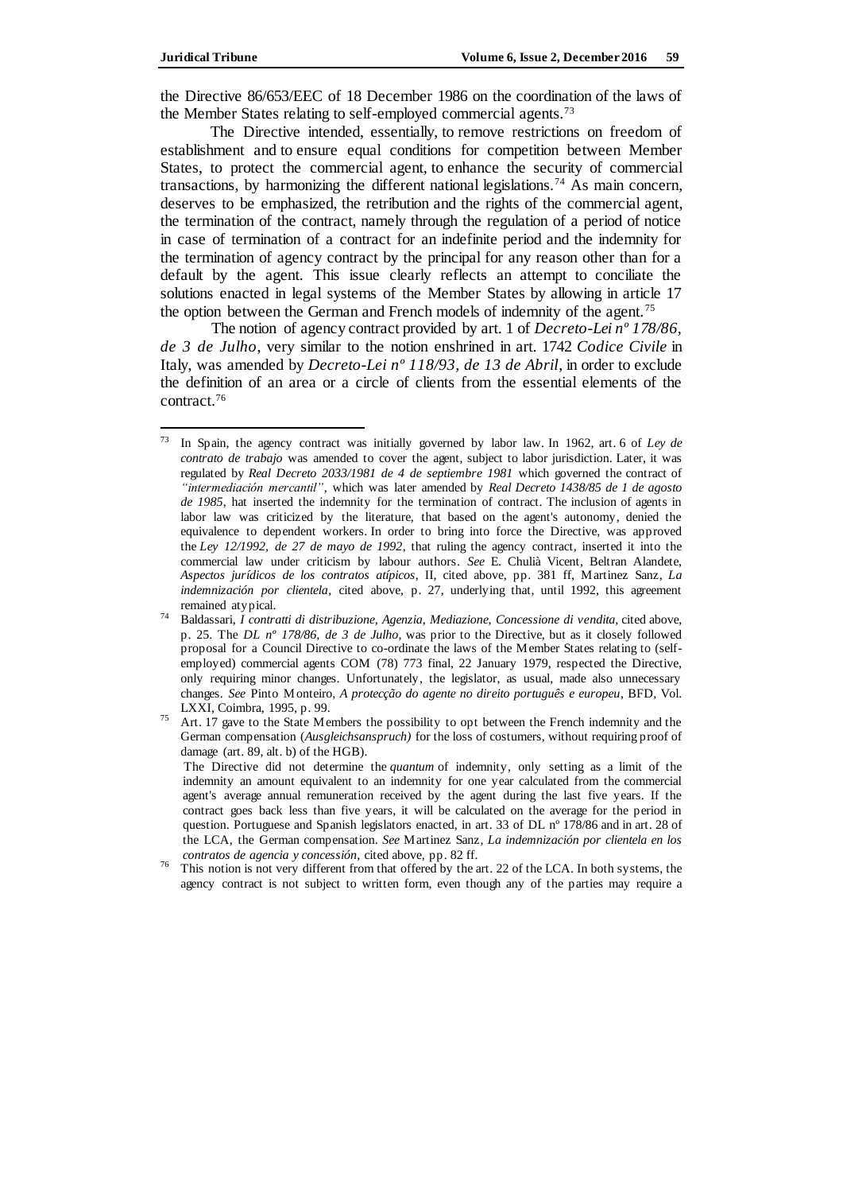the Directive 86/653/EEC of 18 December 1986 on the coordination of the laws of the Member States relating to self-employed commercial agents.[73]

The Directive intended, essentially, to remove restrictions on freedom of establishment and to ensure equal conditions for competition between Member States, to protect the commercial agent, to enhance the security of commercial transactions, by harmonizing the different national legislations.[74] As main concern, deserves to be emphasized, the retribution and the rights of the commercial agent, the termination of the contract, namely through the regulation of a period of notice in case of termination of a contract for an indefinite period and the indemnity for the termination of agency contract by the principal for any reason other than for a default by the agent. This issue clearly reflects an attempt to conciliate the solutions enacted in legal systems of the Member States by allowing in article 17 the option between the German and French models of indemnity of the agent.[75]

The notion of agency contract provided by art. 1 of *Decreto-Lei nº 178/86, de 3 de Julho*, very similar to the notion enshrined in art. 1742 *Codice Civile* in Italy, was amended by *Decreto-Lei nº 118/93, de 13 de Abril*, in order to exclude the definition of an area or a circle of clients from the essential elements of the contract.[76]

---

[73] In Spain, the agency contract was initially governed by labor law. In 1962, art. 6 of *Ley de contrato de trabajo* was amended to cover the agent, subject to labor jurisdiction. Later, it was regulated by *Real Decreto 2033/1981 de 4 de septiembre 1981* which governed the contract of *"intermediación mercantil"*, which was later amended by *Real Decreto 1438/85 de 1 de agosto de 1985*, hat inserted the indemnity for the termination of contract. The inclusion of agents in labor law was criticized by the literature, that based on the agent's autonomy, denied the equivalence to dependent workers. In order to bring into force the Directive, was approved the *Ley 12/1992, de 27 de mayo de 1992*, that ruling the agency contract, inserted it into the commercial law under criticism by labour authors. *See* E. Chulià Vicent, Beltran Alandete, *Aspectos jurídicos de los contratos atípicos*, II, cited above, pp. 381 ff, Martinez Sanz, *La indemnización por clientela*, cited above, p. 27, underlying that, until 1992, this agreement remained atypical.

[74] Baldassari, *I contratti di distribuzione, Agenzia, Mediazione, Concessione di vendita*, cited above, p. 25. The *DL nº 178/86, de 3 de Julho*, was prior to the Directive, but as it closely followed proposal for a Council Directive to co-ordinate the laws of the Member States relating to (self-employed) commercial agents COM (78) 773 final, 22 January 1979, respected the Directive, only requiring minor changes. Unfortunately, the legislator, as usual, made also unnecessary changes. *See* Pinto Monteiro, *A protecção do agente no direito português e europeu*, BFD, Vol. LXXI, Coimbra, 1995, p. 99.

[75] Art. 17 gave to the State Members the possibility to opt between the French indemnity and the German compensation (*Ausgleichsanspruch)* for the loss of costumers, without requiring proof of damage (art. 89, alt. b) of the HGB).
The Directive did not determine the *quantum* of indemnity, only setting as a limit of the indemnity an amount equivalent to an indemnity for one year calculated from the commercial agent's average annual remuneration received by the agent during the last five years. If the contract goes back less than five years, it will be calculated on the average for the period in question. Portuguese and Spanish legislators enacted, in art. 33 of DL nº 178/86 and in art. 28 of the LCA, the German compensation. *See* Martinez Sanz, *La indemnización por clientela en los contratos de agencia y concessión*, cited above, pp. 82 ff.

[76] This notion is not very different from that offered by the art. 22 of the LCA. In both systems, the agency contract is not subject to written form, even though any of the parties may require a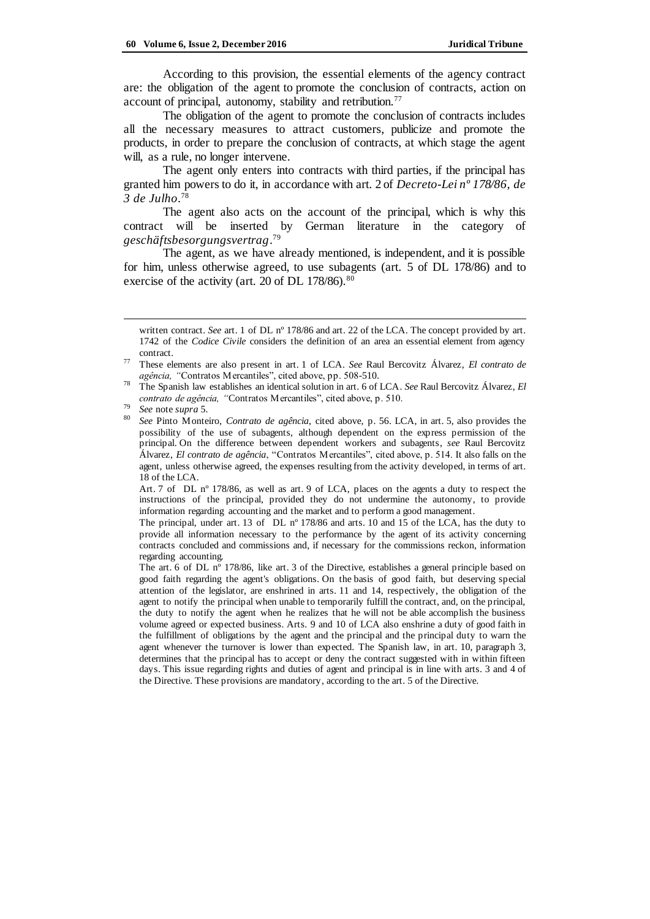According to this provision, the essential elements of the agency contract are: the obligation of the agent to promote the conclusion of contracts, action on account of principal, autonomy, stability and retribution.[77]

The obligation of the agent to promote the conclusion of contracts includes all the necessary measures to attract customers, publicize and promote the products, in order to prepare the conclusion of contracts, at which stage the agent will, as a rule, no longer intervene.

The agent only enters into contracts with third parties, if the principal has granted him powers to do it, in accordance with art. 2 of *Decreto-Lei nº 178/86, de 3 de Julho*.[78]

The agent also acts on the account of the principal, which is why this contract will be inserted by German literature in the category of *geschäftsbesorgungsvertrag*.[79]

The agent, as we have already mentioned, is independent, and it is possible for him, unless otherwise agreed, to use subagents (art. 5 of DL 178/86) and to exercise of the activity (art. 20 of DL 178/86).[80]

---

written contract. *See* art. 1 of DL nº 178/86 and art. 22 of the LCA. The concept provided by art. 1742 of the *Codice Civile* considers the definition of an area an essential element from agency contract.

[77] These elements are also present in art. 1 of LCA. *See* Raul Bercovitz Álvarez, *El contrato de agência, "*Contratos Mercantiles", cited above, pp. 508-510.

[78] The Spanish law establishes an identical solution in art. 6 of LCA. *See* Raul Bercovitz Álvarez, *El contrato de agência, "*Contratos Mercantiles", cited above, p. 510.

[79] *See* note *supra* 5.

[80] *See* Pinto Monteiro, *Contrato de agência*, cited above, p. 56. LCA, in art. 5, also provides the possibility of the use of subagents, although dependent on the express permission of the principal. On the difference between dependent workers and subagents, *see* Raul Bercovitz Álvarez, *El contrato de agência*, "Contratos Mercantiles", cited above, p. 514. It also falls on the agent, unless otherwise agreed, the expenses resulting from the activity developed, in terms of art. 18 of the LCA.

Art. 7 of DL nº 178/86, as well as art. 9 of LCA, places on the agents a duty to respect the instructions of the principal, provided they do not undermine the autonomy, to provide information regarding accounting and the market and to perform a good management.

The principal, under art. 13 of DL nº 178/86 and arts. 10 and 15 of the LCA, has the duty to provide all information necessary to the performance by the agent of its activity concerning contracts concluded and commissions and, if necessary for the commissions reckon, information regarding accounting.

The art. 6 of DL nº 178/86, like art. 3 of the Directive, establishes a general principle based on good faith regarding the agent's obligations. On the basis of good faith, but deserving special attention of the legislator, are enshrined in arts. 11 and 14, respectively, the obligation of the agent to notify the principal when unable to temporarily fulfill the contract, and, on the principal, the duty to notify the agent when he realizes that he will not be able accomplish the business volume agreed or expected business. Arts. 9 and 10 of LCA also enshrine a duty of good faith in the fulfillment of obligations by the agent and the principal and the principal duty to warn the agent whenever the turnover is lower than expected. The Spanish law, in art. 10, paragraph 3, determines that the principal has to accept or deny the contract suggested with in within fifteen days. This issue regarding rights and duties of agent and principal is in line with arts. 3 and 4 of the Directive. These provisions are mandatory, according to the art. 5 of the Directive.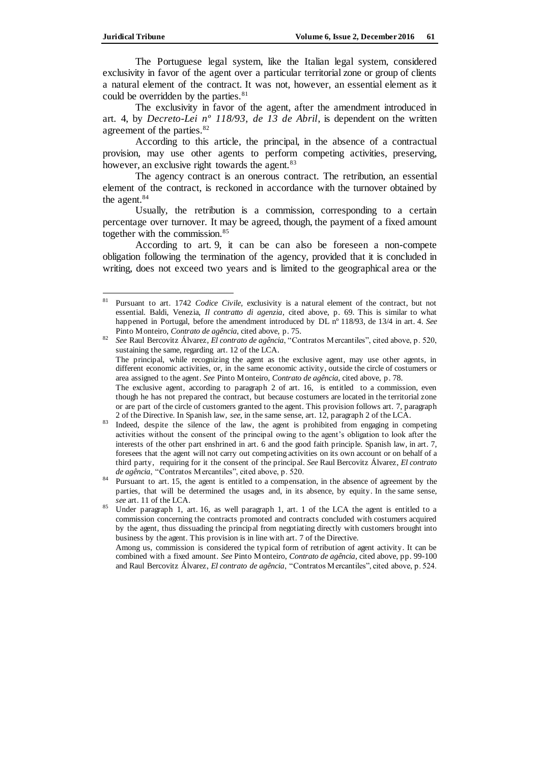The Portuguese legal system, like the Italian legal system, considered exclusivity in favor of the agent over a particular territorial zone or group of clients a natural element of the contract. It was not, however, an essential element as it could be overridden by the parties.[81]

The exclusivity in favor of the agent, after the amendment introduced in art. 4, by *Decreto-Lei nº 118/93, de 13 de Abril*, is dependent on the written agreement of the parties.[82]

According to this article, the principal, in the absence of a contractual provision, may use other agents to perform competing activities, preserving, however, an exclusive right towards the agent.[83]

The agency contract is an onerous contract. The retribution, an essential element of the contract, is reckoned in accordance with the turnover obtained by the agent.[84]

Usually, the retribution is a commission, corresponding to a certain percentage over turnover. It may be agreed, though, the payment of a fixed amount together with the commission.[85]

According to art. 9, it can be can also be foreseen a non-compete obligation following the termination of the agency, provided that it is concluded in writing, does not exceed two years and is limited to the geographical area or the

---

[81] Pursuant to art. 1742 *Codice Civile*, exclusivity is a natural element of the contract, but not essential. Baldi, Venezia, *Il contratto di agenzia*, cited above, p. 69. This is similar to what happened in Portugal, before the amendment introduced by DL nº 118/93, de 13/4 in art. 4. *See* Pinto Monteiro, *Contrato de agência*, cited above, p. 75.

[82] *See* Raul Bercovitz Álvarez, *El contrato de agência*, "Contratos Mercantiles", cited above, p. 520, sustaining the same, regarding art. 12 of the LCA.
The principal, while recognizing the agent as the exclusive agent, may use other agents, in different economic activities, or, in the same economic activity, outside the circle of costumers or area assigned to the agent. *See* Pinto Monteiro, *Contrato de agência*, cited above, p. 78.
The exclusive agent, according to paragraph 2 of art. 16, is entitled to a commission, even though he has not prepared the contract, but because costumers are located in the territorial zone or are part of the circle of customers granted to the agent. This provision follows art. 7, paragraph 2 of the Directive. In Spanish law, *see*, in the same sense, art. 12, paragraph 2 of the LCA.

[83] Indeed, despite the silence of the law, the agent is prohibited from engaging in competing activities without the consent of the principal owing to the agent's obligation to look after the interests of the other part enshrined in art. 6 and the good faith principle. Spanish law, in art. 7, foresees that the agent will not carry out competing activities on its own account or on behalf of a third party, requiring for it the consent of the principal. *See* Raul Bercovitz Álvarez, *El contrato de agência*, "Contratos Mercantiles", cited above, p. 520.

[84] Pursuant to art. 15, the agent is entitled to a compensation, in the absence of agreement by the parties, that will be determined the usages and, in its absence, by equity. In the same sense, *see* art. 11 of the LCA.

[85] Under paragraph 1, art. 16, as well paragraph 1, art. 1 of the LCA the agent is entitled to a commission concerning the contracts promoted and contracts concluded with costumers acquired by the agent, thus dissuading the principal from negotiating directly with customers brought into business by the agent. This provision is in line with art. 7 of the Directive.
Among us, commission is considered the typical form of retribution of agent activity. It can be combined with a fixed amount. *See* Pinto Monteiro, *Contrato de agência*, cited above, pp. 99-100 and Raul Bercovitz Álvarez, *El contrato de agência*, "Contratos Mercantiles", cited above, p. 524.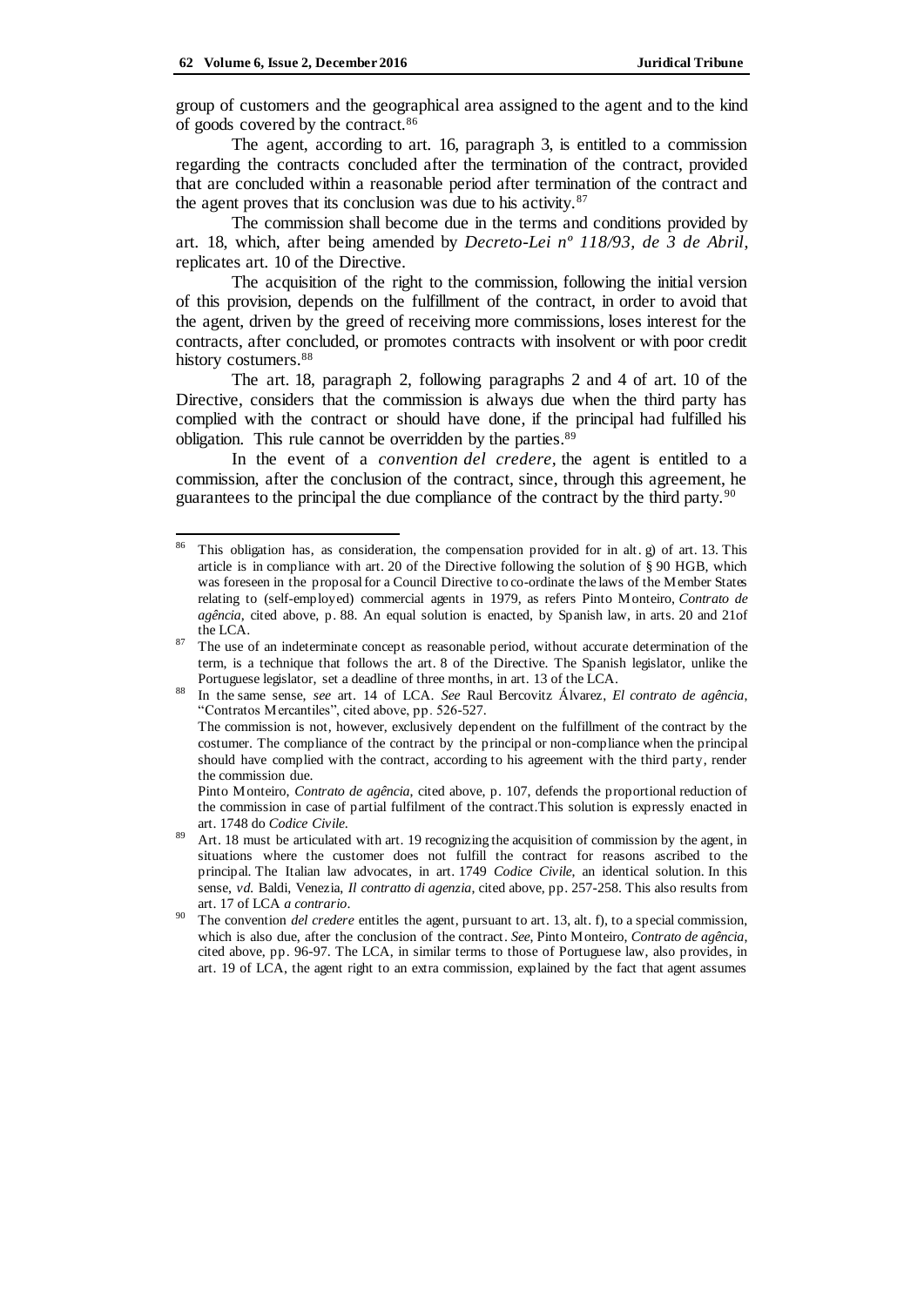group of customers and the geographical area assigned to the agent and to the kind of goods covered by the contract.[86]

The agent, according to art. 16, paragraph 3, is entitled to a commission regarding the contracts concluded after the termination of the contract, provided that are concluded within a reasonable period after termination of the contract and the agent proves that its conclusion was due to his activity.[87]

The commission shall become due in the terms and conditions provided by art. 18, which, after being amended by *Decreto-Lei nº 118/93, de 3 de Abril*, replicates art. 10 of the Directive.

The acquisition of the right to the commission, following the initial version of this provision, depends on the fulfillment of the contract, in order to avoid that the agent, driven by the greed of receiving more commissions, loses interest for the contracts, after concluded, or promotes contracts with insolvent or with poor credit history costumers.[88]

The art. 18, paragraph 2, following paragraphs 2 and 4 of art. 10 of the Directive, considers that the commission is always due when the third party has complied with the contract or should have done, if the principal had fulfilled his obligation. This rule cannot be overridden by the parties.[89]

In the event of a *convention del credere*, the agent is entitled to a commission, after the conclusion of the contract, since, through this agreement, he guarantees to the principal the due compliance of the contract by the third party.[90]

---

[86] This obligation has, as consideration, the compensation provided for in alt. g) of art. 13. This article is in compliance with art. 20 of the Directive following the solution of § 90 HGB, which was foreseen in the proposal for a Council Directive to co-ordinate the laws of the Member States relating to (self-employed) commercial agents in 1979, as refers Pinto Monteiro, *Contrato de agência*, cited above, p. 88. An equal solution is enacted, by Spanish law, in arts. 20 and 21of the LCA.

[87] The use of an indeterminate concept as reasonable period, without accurate determination of the term, is a technique that follows the art. 8 of the Directive. The Spanish legislator, unlike the Portuguese legislator, set a deadline of three months, in art. 13 of the LCA.

[88] In the same sense, *see* art. 14 of LCA. *See* Raul Bercovitz Álvarez, *El contrato de agência*, "Contratos Mercantiles", cited above, pp. 526-527.
The commission is not, however, exclusively dependent on the fulfillment of the contract by the costumer. The compliance of the contract by the principal or non-compliance when the principal should have complied with the contract, according to his agreement with the third party, render the commission due.
Pinto Monteiro, *Contrato de agência*, cited above, p. 107, defends the proportional reduction of the commission in case of partial fulfilment of the contract.This solution is expressly enacted in art. 1748 do *Codice Civile*.

[89] Art. 18 must be articulated with art. 19 recognizing the acquisition of commission by the agent, in situations where the customer does not fulfill the contract for reasons ascribed to the principal. The Italian law advocates, in art. 1749 *Codice Civile*, an identical solution. In this sense, *vd.* Baldi, Venezia, *Il contratto di agenzia*, cited above, pp. 257-258. This also results from art. 17 of LCA *a contrario*.

[90] The convention *del credere* entitles the agent, pursuant to art. 13, alt. f), to a special commission, which is also due, after the conclusion of the contract. *See*, Pinto Monteiro, *Contrato de agência*, cited above, pp. 96-97. The LCA, in similar terms to those of Portuguese law, also provides, in art. 19 of LCA, the agent right to an extra commission, explained by the fact that agent assumes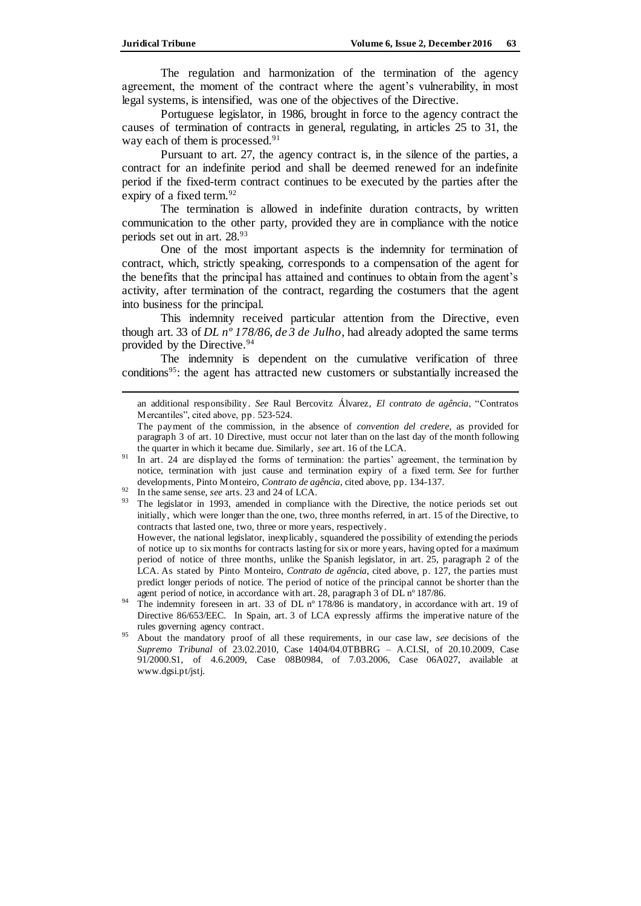The regulation and harmonization of the termination of the agency agreement, the moment of the contract where the agent's vulnerability, in most legal systems, is intensified, was one of the objectives of the Directive.

Portuguese legislator, in 1986, brought in force to the agency contract the causes of termination of contracts in general, regulating, in articles 25 to 31, the way each of them is processed.[91]

Pursuant to art. 27, the agency contract is, in the silence of the parties, a contract for an indefinite period and shall be deemed renewed for an indefinite period if the fixed-term contract continues to be executed by the parties after the expiry of a fixed term.[92]

The termination is allowed in indefinite duration contracts, by written communication to the other party, provided they are in compliance with the notice periods set out in art. 28.[93]

One of the most important aspects is the indemnity for termination of contract, which, strictly speaking, corresponds to a compensation of the agent for the benefits that the principal has attained and continues to obtain from the agent's activity, after termination of the contract, regarding the costumers that the agent into business for the principal.

This indemnity received particular attention from the Directive, even though art. 33 of *DL nº 178/86, de 3 de Julho*, had already adopted the same terms provided by the Directive.[94]

The indemnity is dependent on the cumulative verification of three conditions[95]: the agent has attracted new customers or substantially increased the

---

an additional responsibility. *See* Raul Bercovitz Álvarez, *El contrato de agência*, "Contratos Mercantiles", cited above, pp. 523-524.

The payment of the commission, in the absence of *convention del credere*, as provided for paragraph 3 of art. 10 Directive, must occur not later than on the last day of the month following the quarter in which it became due. Similarly, *see* art. 16 of the LCA.

[91] In art. 24 are displayed the forms of termination: the parties' agreement, the termination by notice, termination with just cause and termination expiry of a fixed term. *See* for further developments, Pinto Monteiro, *Contrato de agência*, cited above, pp. 134-137.

[92] In the same sense, *see* arts. 23 and 24 of LCA.

[93] The legislator in 1993, amended in compliance with the Directive, the notice periods set out initially, which were longer than the one, two, three months referred, in art. 15 of the Directive, to contracts that lasted one, two, three or more years, respectively.

However, the national legislator, inexplicably, squandered the possibility of extending the periods of notice up to six months for contracts lasting for six or more years, having opted for a maximum period of notice of three months, unlike the Spanish legislator, in art. 25, paragraph 2 of the LCA. As stated by Pinto Monteiro, *Contrato de agência*, cited above, p. 127, the parties must predict longer periods of notice. The period of notice of the principal cannot be shorter than the agent period of notice, in accordance with art. 28, paragraph 3 of DL nº 187/86.

[94] The indemnity foreseen in art. 33 of DL nº 178/86 is mandatory, in accordance with art. 19 of Directive 86/653/EEC. In Spain, art. 3 of LCA expressly affirms the imperative nature of the rules governing agency contract.

[95] About the mandatory proof of all these requirements, in our case law, *see* decisions of the *Supremo Tribunal* of 23.02.2010, Case 1404/04.0TBBRG – A.CI.SI, of 20.10.2009, Case 91/2000.S1, of 4.6.2009, Case 08B0984, of 7.03.2006, Case 06A027, available at www.dgsi.pt/jstj.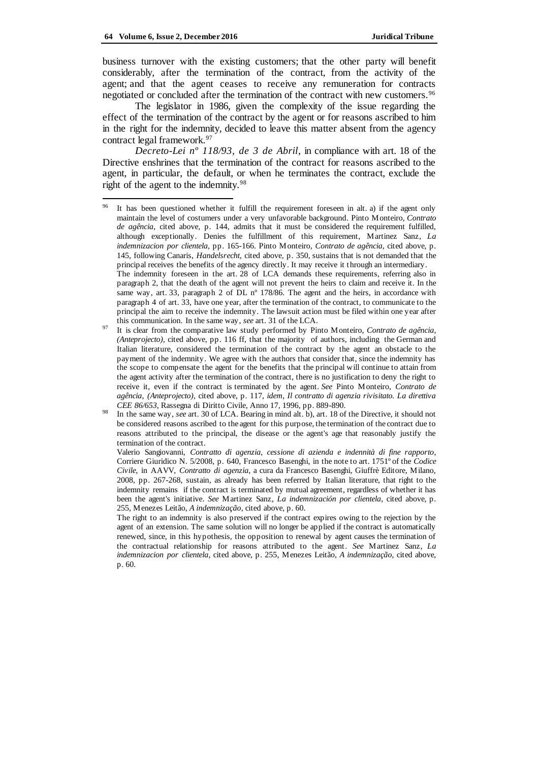business turnover with the existing customers; that the other party will benefit considerably, after the termination of the contract, from the activity of the agent; and that the agent ceases to receive any remuneration for contracts negotiated or concluded after the termination of the contract with new customers.[96]

The legislator in 1986, given the complexity of the issue regarding the effect of the termination of the contract by the agent or for reasons ascribed to him in the right for the indemnity, decided to leave this matter absent from the agency contract legal framework.[97]

*Decreto-Lei nº 118/93, de 3 de Abril*, in compliance with art. 18 of the Directive enshrines that the termination of the contract for reasons ascribed to the agent, in particular, the default, or when he terminates the contract, exclude the right of the agent to the indemnity.[98]

---

[96] It has been questioned whether it fulfill the requirement foreseen in alt. a) if the agent only maintain the level of costumers under a very unfavorable background. Pinto Monteiro, *Contrato de agência*, cited above, p. 144, admits that it must be considered the requirement fulfilled, although exceptionally. Denies the fulfillment of this requirement, Martinez Sanz, *La indemnizacion por clientela*, pp. 165-166. Pinto Monteiro, *Contrato de agência*, cited above, p. 145, following Canaris, *Handelsrecht*, cited above, p. 350, sustains that is not demanded that the principal receives the benefits of the agency directly. It may receive it through an intermediary.
The indemnity foreseen in the art. 28 of LCA demands these requirements, referring also in paragraph 2, that the death of the agent will not prevent the heirs to claim and receive it. In the same way, art. 33, paragraph 2 of DL nº 178/86. The agent and the heirs, in accordance with paragraph 4 of art. 33, have one year, after the termination of the contract, to communicate to the principal the aim to receive the indemnity. The lawsuit action must be filed within one year after this communication. In the same way, *see* art. 31 of the LCA.

[97] It is clear from the comparative law study performed by Pinto Monteiro, *Contrato de agência, (Anteprojecto)*, cited above, pp. 116 ff, that the majority of authors, including the German and Italian literature, considered the termination of the contract by the agent an obstacle to the payment of the indemnity. We agree with the authors that consider that, since the indemnity has the scope to compensate the agent for the benefits that the principal will continue to attain from the agent activity after the termination of the contract, there is no justification to deny the right to receive it, even if the contract is terminated by the agent. *See* Pinto Monteiro, *Contrato de agência, (Anteprojecto)*, cited above, p. 117, *idem*, *Il contratto di agenzia rivisitato. La direttiva CEE 86/653*, Rassegna di Diritto Civile, Anno 17, 1996, pp. 889-890.

[98] In the same way, *see* art. 30 of LCA. Bearing in mind alt. b), art. 18 of the Directive, it should not be considered reasons ascribed to the agent for this purpose, the termination of the contract due to reasons attributed to the principal, the disease or the agent's age that reasonably justify the termination of the contract.
Valerio Sangiovanni, *Contratto di agenzia, cessione di azienda e indennità di fine rapporto*, Corriere Giuridico N. 5/2008, p. 640, Francesco Basenghi, in the note to art. 1751º of the *Codice Civile*, in AAVV, *Contratto di agenzia*, a cura da Francesco Basenghi, Giuffrè Editore, Milano, 2008, pp. 267-268, sustain, as already has been referred by Italian literature, that right to the indemnity remains if the contract is terminated by mutual agreement, regardless of whether it has been the agent's initiative. *See* Martinez Sanz, *La indemnización por clientela*, cited above, p. 255, Menezes Leitão, *A indemnização*, cited above, p. 60.
The right to an indemnity is also preserved if the contract expires owing to the rejection by the agent of an extension. The same solution will no longer be applied if the contract is automatically renewed, since, in this hypothesis, the opposition to renewal by agent causes the termination of the contractual relationship for reasons attributed to the agent. *See* Martinez Sanz, *La indemnizacion por clientela*, cited above, p. 255, Menezes Leitão, *A indemnização*, cited above, p. 60.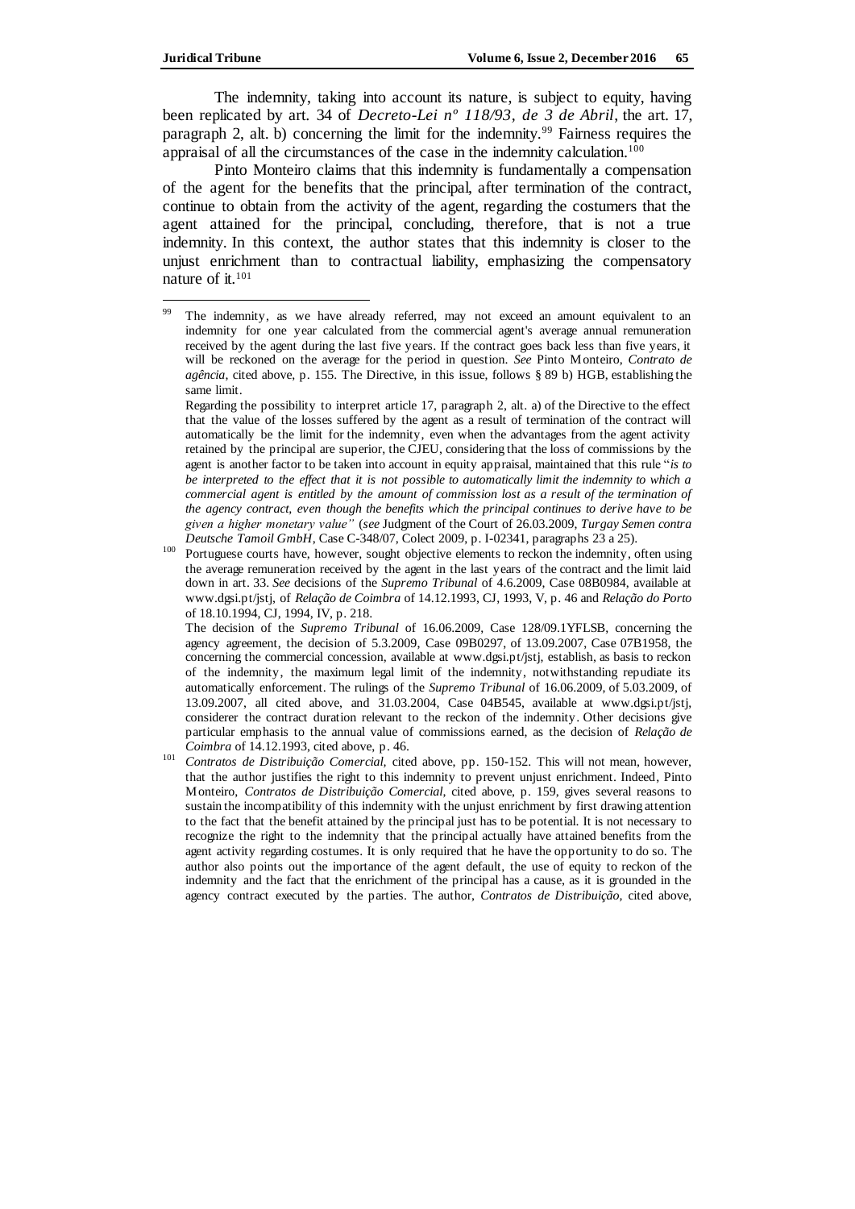The indemnity, taking into account its nature, is subject to equity, having been replicated by art. 34 of *Decreto-Lei nº 118/93, de 3 de Abril*, the art. 17, paragraph 2, alt. b) concerning the limit for the indemnity.[99] Fairness requires the appraisal of all the circumstances of the case in the indemnity calculation.[100]

Pinto Monteiro claims that this indemnity is fundamentally a compensation of the agent for the benefits that the principal, after termination of the contract, continue to obtain from the activity of the agent, regarding the costumers that the agent attained for the principal, concluding, therefore, that is not a true indemnity. In this context, the author states that this indemnity is closer to the unjust enrichment than to contractual liability, emphasizing the compensatory nature of it.[101]

---

[99] The indemnity, as we have already referred, may not exceed an amount equivalent to an indemnity for one year calculated from the commercial agent's average annual remuneration received by the agent during the last five years. If the contract goes back less than five years, it will be reckoned on the average for the period in question. *See* Pinto Monteiro, *Contrato de agência*, cited above, p. 155. The Directive, in this issue, follows § 89 b) HGB, establishing the same limit.

Regarding the possibility to interpret article 17, paragraph 2, alt. a) of the Directive to the effect that the value of the losses suffered by the agent as a result of termination of the contract will automatically be the limit for the indemnity, even when the advantages from the agent activity retained by the principal are superior, the CJEU, considering that the loss of commissions by the agent is another factor to be taken into account in equity appraisal, maintained that this rule "*is to be interpreted to the effect that it is not possible to automatically limit the indemnity to which a commercial agent is entitled by the amount of commission lost as a result of the termination of the agency contract, even though the benefits which the principal continues to derive have to be given a higher monetary value*" (*see* Judgment of the Court of 26.03.2009, *Turgay Semen contra Deutsche Tamoil GmbH*, Case C-348/07, Colect 2009, p. I-02341, paragraphs 23 a 25).

[100] Portuguese courts have, however, sought objective elements to reckon the indemnity, often using the average remuneration received by the agent in the last years of the contract and the limit laid down in art. 33. *See* decisions of the *Supremo Tribunal* of 4.6.2009, Case 08B0984, available at www.dgsi.pt/jstj, of *Relação de Coimbra* of 14.12.1993, CJ, 1993, V, p. 46 and *Relação do Porto* of 18.10.1994, CJ, 1994, IV, p. 218.

The decision of the *Supremo Tribunal* of 16.06.2009, Case 128/09.1YFLSB, concerning the agency agreement, the decision of 5.3.2009, Case 09B0297, of 13.09.2007, Case 07B1958, the concerning the commercial concession, available at www.dgsi.pt/jstj, establish, as basis to reckon of the indemnity, the maximum legal limit of the indemnity, notwithstanding repudiate its automatically enforcement. The rulings of the *Supremo Tribunal* of 16.06.2009, of 5.03.2009, of 13.09.2007, all cited above, and 31.03.2004, Case 04B545, available at www.dgsi.pt/jstj, considerer the contract duration relevant to the reckon of the indemnity. Other decisions give particular emphasis to the annual value of commissions earned, as the decision of *Relação de Coimbra* of 14.12.1993, cited above, p. 46.

[101] *Contratos de Distribuição Comercial*, cited above, pp. 150-152. This will not mean, however, that the author justifies the right to this indemnity to prevent unjust enrichment. Indeed, Pinto Monteiro, *Contratos de Distribuição Comercial*, cited above, p. 159, gives several reasons to sustain the incompatibility of this indemnity with the unjust enrichment by first drawing attention to the fact that the benefit attained by the principal just has to be potential. It is not necessary to recognize the right to the indemnity that the principal actually have attained benefits from the agent activity regarding costumes. It is only required that he have the opportunity to do so. The author also points out the importance of the agent default, the use of equity to reckon of the indemnity and the fact that the enrichment of the principal has a cause, as it is grounded in the agency contract executed by the parties. The author, *Contratos de Distribuição*, cited above,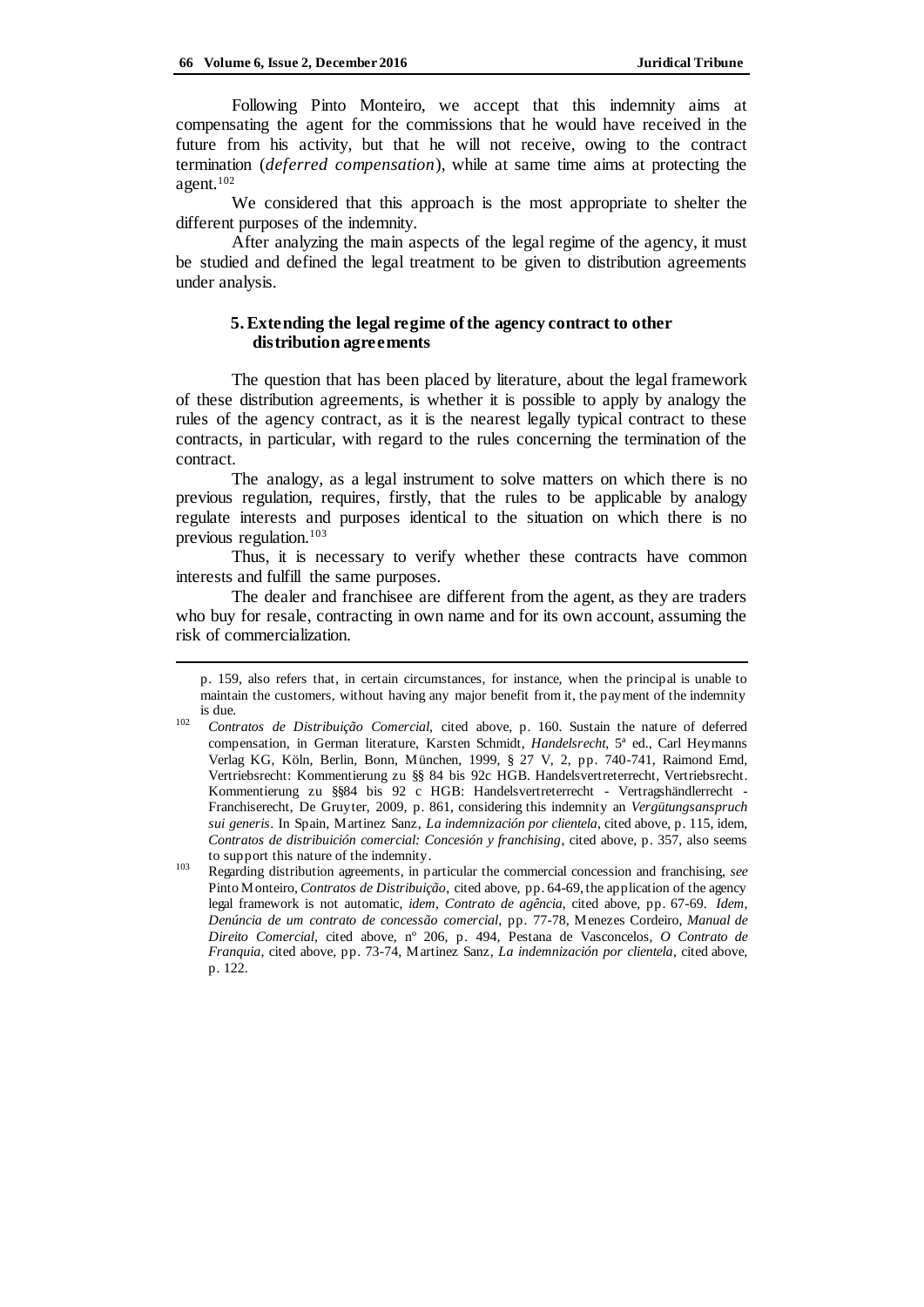Following Pinto Monteiro, we accept that this indemnity aims at compensating the agent for the commissions that he would have received in the future from his activity, but that he will not receive, owing to the contract termination (*deferred compensation*), while at same time aims at protecting the agent.[102]

We considered that this approach is the most appropriate to shelter the different purposes of the indemnity.

After analyzing the main aspects of the legal regime of the agency, it must be studied and defined the legal treatment to be given to distribution agreements under analysis.

## 5. Extending the legal regime of the agency contract to other distribution agreements

The question that has been placed by literature, about the legal framework of these distribution agreements, is whether it is possible to apply by analogy the rules of the agency contract, as it is the nearest legally typical contract to these contracts, in particular, with regard to the rules concerning the termination of the contract.

The analogy, as a legal instrument to solve matters on which there is no previous regulation, requires, firstly, that the rules to be applicable by analogy regulate interests and purposes identical to the situation on which there is no previous regulation.[103]

Thus, it is necessary to verify whether these contracts have common interests and fulfill the same purposes.

The dealer and franchisee are different from the agent, as they are traders who buy for resale, contracting in own name and for its own account, assuming the risk of commercialization.

---

p. 159, also refers that, in certain circumstances, for instance, when the principal is unable to maintain the customers, without having any major benefit from it, the payment of the indemnity is due.

[102] *Contratos de Distribuição Comercial*, cited above, p. 160. Sustain the nature of deferred compensation, in German literature, Karsten Schmidt, *Handelsrecht*, 5ª ed., Carl Heymanns Verlag KG, Köln, Berlin, Bonn, München, 1999, § 27 V, 2, pp. 740-741, Raimond Emd, Vertriebsrecht: Kommentierung zu §§ 84 bis 92c HGB. Handelsvertreterrecht, Vertriebsrecht. Kommentierung zu §§84 bis 92 c HGB: Handelsvertreterrecht - Vertragshändlerrecht - Franchiserecht, De Gruyter, 2009, p. 861, considering this indemnity an *Vergütungsanspruch sui generis*. In Spain, Martinez Sanz, *La indemnización por clientela*, cited above, p. 115, idem, *Contratos de distribuición comercial: Concesión y franchising*, cited above, p. 357, also seems to support this nature of the indemnity.

[103] Regarding distribution agreements, in particular the commercial concession and franchising, *see* Pinto Monteiro, *Contratos de Distribuição*, cited above, pp. 64-69, the application of the agency legal framework is not automatic, *idem*, *Contrato de agência*, cited above, pp. 67-69. *Idem*, *Denúncia de um contrato de concessão comercial*, pp. 77-78, Menezes Cordeiro, *Manual de Direito Comercial*, cited above, nº 206, p. 494, Pestana de Vasconcelos, *O Contrato de Franquia*, cited above, pp. 73-74, Martinez Sanz, *La indemnización por clientela*, cited above, p. 122.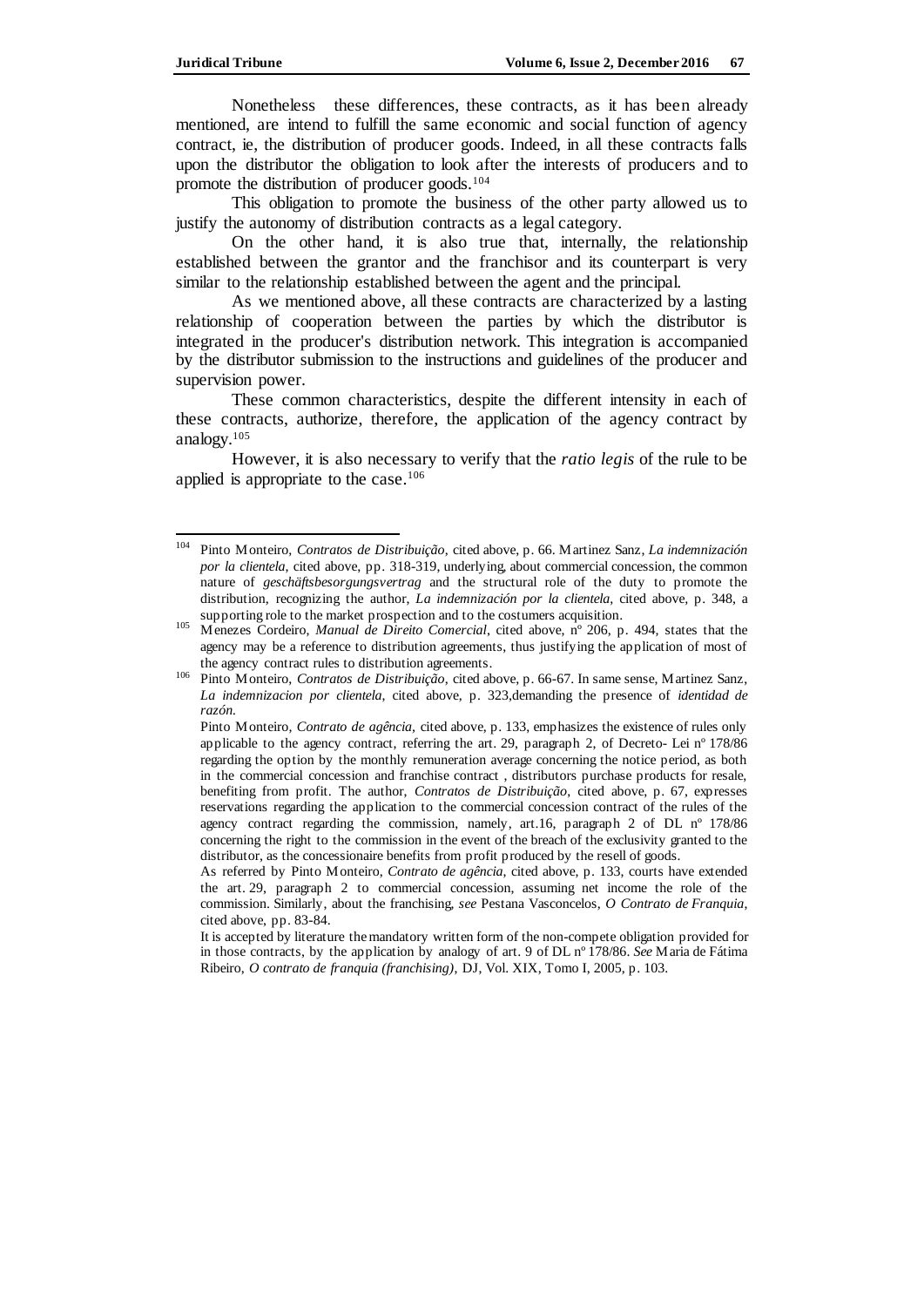Nonetheless these differences, these contracts, as it has been already mentioned, are intend to fulfill the same economic and social function of agency contract, ie, the distribution of producer goods. Indeed, in all these contracts falls upon the distributor the obligation to look after the interests of producers and to promote the distribution of producer goods.[104]

This obligation to promote the business of the other party allowed us to justify the autonomy of distribution contracts as a legal category.

On the other hand, it is also true that, internally, the relationship established between the grantor and the franchisor and its counterpart is very similar to the relationship established between the agent and the principal.

As we mentioned above, all these contracts are characterized by a lasting relationship of cooperation between the parties by which the distributor is integrated in the producer's distribution network. This integration is accompanied by the distributor submission to the instructions and guidelines of the producer and supervision power.

These common characteristics, despite the different intensity in each of these contracts, authorize, therefore, the application of the agency contract by analogy.[105]

However, it is also necessary to verify that the *ratio legis* of the rule to be applied is appropriate to the case.[106]

---

[104] Pinto Monteiro, *Contratos de Distribuição*, cited above, p. 66. Martinez Sanz, *La indemnización por la clientela*, cited above, pp. 318-319, underlying, about commercial concession, the common nature of *geschäftsbesorgungsvertrag* and the structural role of the duty to promote the distribution, recognizing the author, *La indemnización por la clientela*, cited above, p. 348, a supporting role to the market prospection and to the costumers acquisition.

[105] Menezes Cordeiro, *Manual de Direito Comercial*, cited above, nº 206, p. 494, states that the agency may be a reference to distribution agreements, thus justifying the application of most of the agency contract rules to distribution agreements.

[106] Pinto Monteiro, *Contratos de Distribuição*, cited above, p. 66-67. In same sense, Martinez Sanz, *La indemnizacion por clientela*, cited above, p. 323,demanding the presence of *identidad de razón*.

Pinto Monteiro, *Contrato de agência*, cited above, p. 133, emphasizes the existence of rules only applicable to the agency contract, referring the art. 29, paragraph 2, of Decreto- Lei nº 178/86 regarding the option by the monthly remuneration average concerning the notice period, as both in the commercial concession and franchise contract , distributors purchase products for resale, benefiting from profit. The author, *Contratos de Distribuição*, cited above, p. 67, expresses reservations regarding the application to the commercial concession contract of the rules of the agency contract regarding the commission, namely, art.16, paragraph 2 of DL nº 178/86 concerning the right to the commission in the event of the breach of the exclusivity granted to the distributor, as the concessionaire benefits from profit produced by the resell of goods.

As referred by Pinto Monteiro, *Contrato de agência*, cited above, p. 133, courts have extended the art. 29, paragraph 2 to commercial concession, assuming net income the role of the commission. Similarly, about the franchising, *see* Pestana Vasconcelos, *O Contrato de Franquia*, cited above, pp. 83-84.

It is accepted by literature the mandatory written form of the non-compete obligation provided for in those contracts, by the application by analogy of art. 9 of DL nº 178/86. *See* Maria de Fátima Ribeiro, *O contrato de franquia (franchising)*, DJ, Vol. XIX, Tomo I, 2005, p. 103.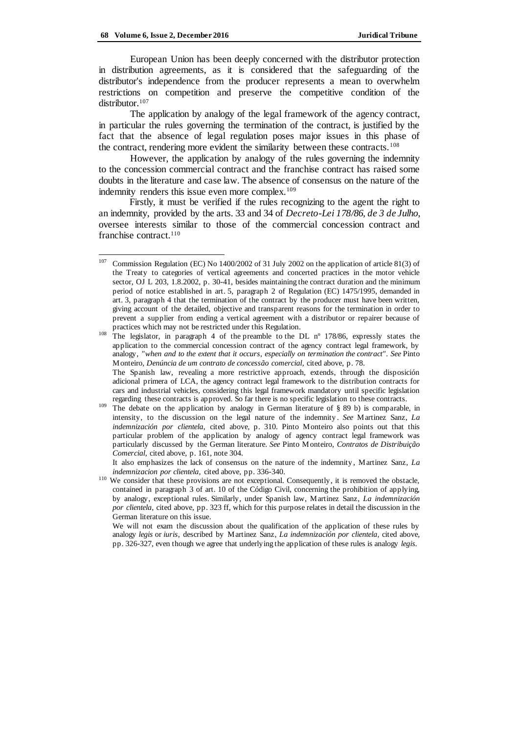European Union has been deeply concerned with the distributor protection in distribution agreements, as it is considered that the safeguarding of the distributor's independence from the producer represents a mean to overwhelm restrictions on competition and preserve the competitive condition of the distributor.[107]

The application by analogy of the legal framework of the agency contract, in particular the rules governing the termination of the contract, is justified by the fact that the absence of legal regulation poses major issues in this phase of the contract, rendering more evident the similarity between these contracts.[108]

However, the application by analogy of the rules governing the indemnity to the concession commercial contract and the franchise contract has raised some doubts in the literature and case law. The absence of consensus on the nature of the indemnity renders this issue even more complex.[109]

Firstly, it must be verified if the rules recognizing to the agent the right to an indemnity, provided by the arts. 33 and 34 of *Decreto-Lei 178/86, de 3 de Julho*, oversee interests similar to those of the commercial concession contract and franchise contract.[110]

---

[107] Commission Regulation (EC) No 1400/2002 of 31 July 2002 on the application of article 81(3) of the Treaty to categories of vertical agreements and concerted practices in the motor vehicle sector, OJ L 203, 1.8.2002, p. 30-41, besides maintaining the contract duration and the minimum period of notice established in art. 5, paragraph 2 of Regulation (EC) 1475/1995, demanded in art. 3, paragraph 4 that the termination of the contract by the producer must have been written, giving account of the detailed, objective and transparent reasons for the termination in order to prevent a supplier from ending a vertical agreement with a distributor or repairer because of practices which may not be restricted under this Regulation.

[108] The legislator, in paragraph 4 of the preamble to the DL nº 178/86, expressly states the application to the commercial concession contract of the agency contract legal framework, by analogy, *"when and to the extent that it occurs, especially on termination the contract"*. *See* Pinto Monteiro, *Denúncia de um contrato de concessão comercial*, cited above, p. 78.
The Spanish law, revealing a more restrictive approach, extends, through the disposición adicional primera of LCA, the agency contract legal framework to the distribution contracts for cars and industrial vehicles, considering this legal framework mandatory until specific legislation regarding these contracts is approved. So far there is no specific legislation to these contracts.

[109] The debate on the application by analogy in German literature of § 89 b) is comparable, in intensity, to the discussion on the legal nature of the indemnity. *See* Martinez Sanz, *La indemnización por clientela*, cited above, p. 310. Pinto Monteiro also points out that this particular problem of the application by analogy of agency contract legal framework was particularly discussed by the German literature. *See* Pinto Monteiro, *Contratos de Distribuição Comercial*, cited above, p. 161, note 304.
It also emphasizes the lack of consensus on the nature of the indemnity, Martinez Sanz, *La indemnizacion por clientela*, cited above, pp. 336-340.

[110] We consider that these provisions are not exceptional. Consequently, it is removed the obstacle, contained in paragraph 3 of art. 10 of the Código Civil, concerning the prohibition of applying, by analogy, exceptional rules. Similarly, under Spanish law, Martinez Sanz, *La indemnización por clientela*, cited above, pp. 323 ff, which for this purpose relates in detail the discussion in the German literature on this issue.
We will not exam the discussion about the qualification of the application of these rules by analogy *legis* or *iuris*, described by Martinez Sanz, *La indemnización por clientela*, cited above, pp. 326-327, even though we agree that underlying the application of these rules is analogy *legis*.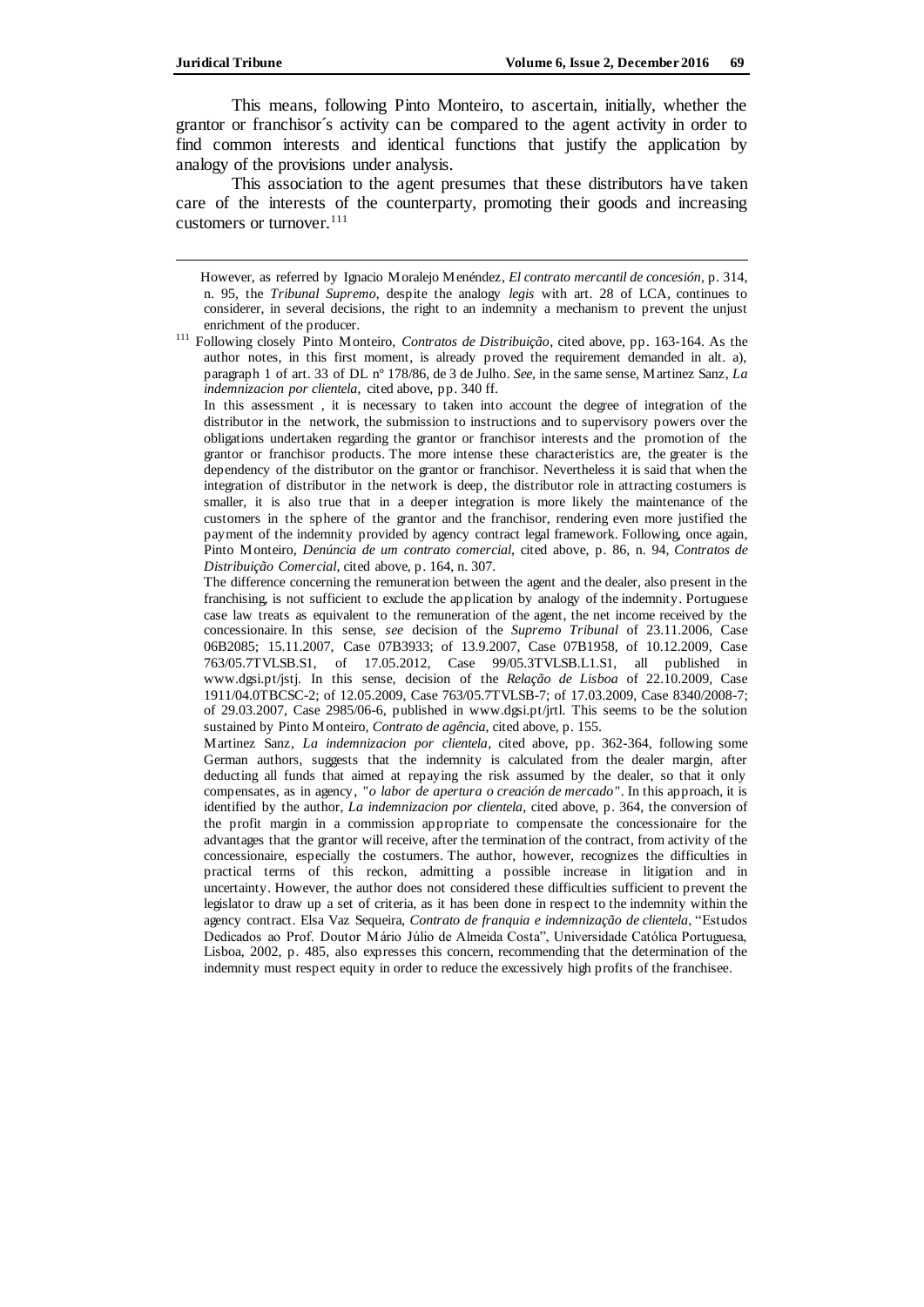This means, following Pinto Monteiro, to ascertain, initially, whether the grantor or franchisor´s activity can be compared to the agent activity in order to find common interests and identical functions that justify the application by analogy of the provisions under analysis.

This association to the agent presumes that these distributors have taken care of the interests of the counterparty, promoting their goods and increasing customers or turnover.[111]

---

However, as referred by Ignacio Moralejo Menéndez, *El contrato mercantil de concesión*, p. 314, n. 95, the *Tribunal Supremo*, despite the analogy *legis* with art. 28 of LCA, continues to considerer, in several decisions, the right to an indemnity a mechanism to prevent the unjust enrichment of the producer.

[111] Following closely Pinto Monteiro, *Contratos de Distribuição*, cited above, pp. 163-164. As the author notes, in this first moment, is already proved the requirement demanded in alt. a), paragraph 1 of art. 33 of DL nº 178/86, de 3 de Julho. *See*, in the same sense, Martinez Sanz, *La indemnizacion por clientela*, cited above, pp. 340 ff.

In this assessment , it is necessary to taken into account the degree of integration of the distributor in the network, the submission to instructions and to supervisory powers over the obligations undertaken regarding the grantor or franchisor interests and the promotion of the grantor or franchisor products. The more intense these characteristics are, the greater is the dependency of the distributor on the grantor or franchisor. Nevertheless it is said that when the integration of distributor in the network is deep, the distributor role in attracting costumers is smaller, it is also true that in a deeper integration is more likely the maintenance of the customers in the sphere of the grantor and the franchisor, rendering even more justified the payment of the indemnity provided by agency contract legal framework. Following, once again, Pinto Monteiro, *Denúncia de um contrato comercial*, cited above, p. 86, n. 94, *Contratos de Distribuição Comercial*, cited above, p. 164, n. 307.

The difference concerning the remuneration between the agent and the dealer, also present in the franchising, is not sufficient to exclude the application by analogy of the indemnity. Portuguese case law treats as equivalent to the remuneration of the agent, the net income received by the concessionaire. In this sense, *see* decision of the *Supremo Tribunal* of 23.11.2006, Case 06B2085; 15.11.2007, Case 07B3933; of 13.9.2007, Case 07B1958, of 10.12.2009, Case 763/05.7TVLSB.S1, of 17.05.2012, Case 99/05.3TVLSB.L1.S1, all published in www.dgsi.pt/jstj. In this sense, decision of the *Relação de Lisboa* of 22.10.2009, Case 1911/04.0TBCSC-2; of 12.05.2009, Case 763/05.7TVLSB-7; of 17.03.2009, Case 8340/2008-7; of 29.03.2007, Case 2985/06-6, published in www.dgsi.pt/jrtl. This seems to be the solution sustained by Pinto Monteiro, *Contrato de agência*, cited above, p. 155.

Martinez Sanz, *La indemnizacion por clientela*, cited above, pp. 362-364, following some German authors, suggests that the indemnity is calculated from the dealer margin, after deducting all funds that aimed at repaying the risk assumed by the dealer, so that it only compensates, as in agency, *"o labor de apertura o creación de mercado"*. In this approach, it is identified by the author, *La indemnizacion por clientela*, cited above, p. 364, the conversion of the profit margin in a commission appropriate to compensate the concessionaire for the advantages that the grantor will receive, after the termination of the contract, from activity of the concessionaire, especially the costumers. The author, however, recognizes the difficulties in practical terms of this reckon, admitting a possible increase in litigation and in uncertainty. However, the author does not considered these difficulties sufficient to prevent the legislator to draw up a set of criteria, as it has been done in respect to the indemnity within the agency contract. Elsa Vaz Sequeira, *Contrato de franquia e indemnização de clientela*, "Estudos Dedicados ao Prof. Doutor Mário Júlio de Almeida Costa", Universidade Católica Portuguesa, Lisboa, 2002, p. 485, also expresses this concern, recommending that the determination of the indemnity must respect equity in order to reduce the excessively high profits of the franchisee.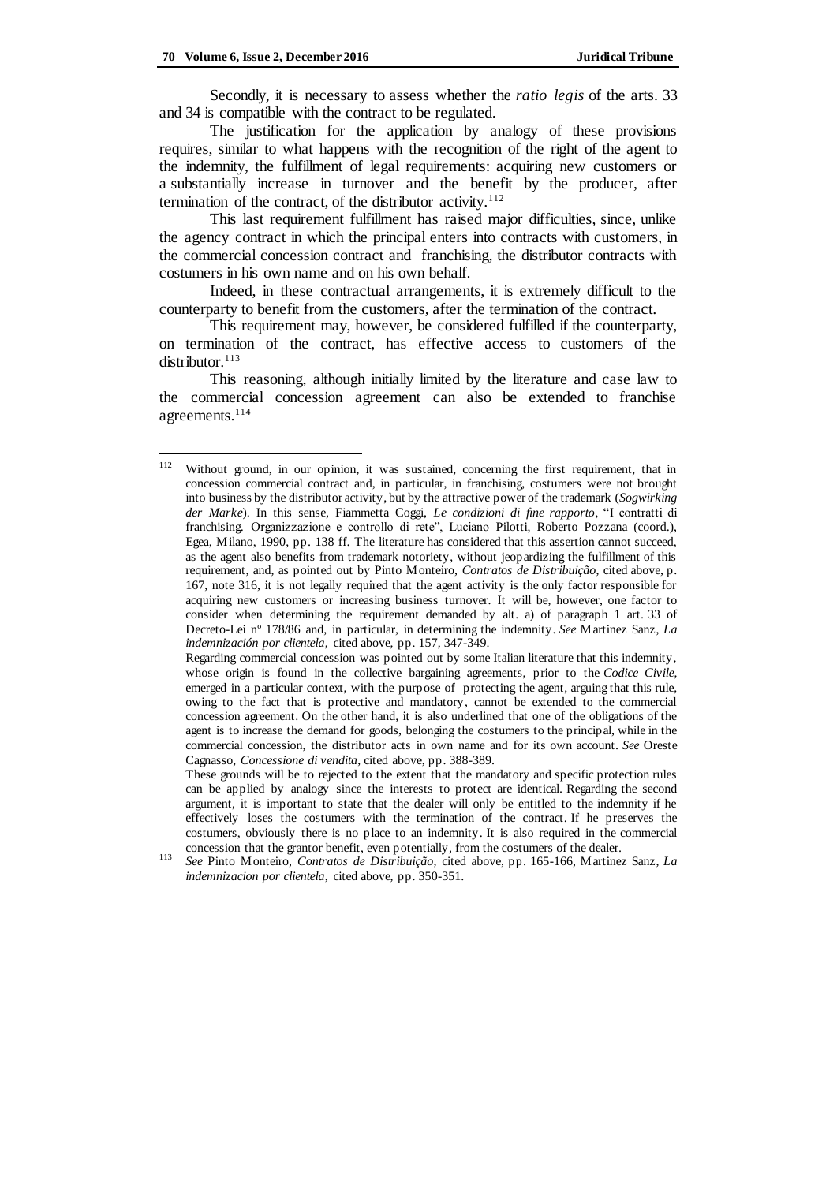Secondly, it is necessary to assess whether the *ratio legis* of the arts. 33 and 34 is compatible with the contract to be regulated.

The justification for the application by analogy of these provisions requires, similar to what happens with the recognition of the right of the agent to the indemnity, the fulfillment of legal requirements: acquiring new customers or a substantially increase in turnover and the benefit by the producer, after termination of the contract, of the distributor activity.[112]

This last requirement fulfillment has raised major difficulties, since, unlike the agency contract in which the principal enters into contracts with customers, in the commercial concession contract and franchising, the distributor contracts with costumers in his own name and on his own behalf.

Indeed, in these contractual arrangements, it is extremely difficult to the counterparty to benefit from the customers, after the termination of the contract.

This requirement may, however, be considered fulfilled if the counterparty, on termination of the contract, has effective access to customers of the distributor.[113]

This reasoning, although initially limited by the literature and case law to the commercial concession agreement can also be extended to franchise agreements.[114]

---

[112] Without ground, in our opinion, it was sustained, concerning the first requirement, that in concession commercial contract and, in particular, in franchising, costumers were not brought into business by the distributor activity, but by the attractive power of the trademark (*Sogwirking der Marke*). In this sense, Fiammetta Coggi, *Le condizioni di fine rapporto*, "I contratti di franchising. Organizzazione e controllo di rete", Luciano Pilotti, Roberto Pozzana (coord.), Egea, Milano, 1990, pp. 138 ff. The literature has considered that this assertion cannot succeed, as the agent also benefits from trademark notoriety, without jeopardizing the fulfillment of this requirement, and, as pointed out by Pinto Monteiro, *Contratos de Distribuição*, cited above, p. 167, note 316, it is not legally required that the agent activity is the only factor responsible for acquiring new customers or increasing business turnover. It will be, however, one factor to consider when determining the requirement demanded by alt. a) of paragraph 1 art. 33 of Decreto-Lei nº 178/86 and, in particular, in determining the indemnity. *See* Martinez Sanz, *La indemnización por clientela*, cited above, pp. 157, 347-349.

Regarding commercial concession was pointed out by some Italian literature that this indemnity, whose origin is found in the collective bargaining agreements, prior to the *Codice Civile*, emerged in a particular context, with the purpose of protecting the agent, arguing that this rule, owing to the fact that is protective and mandatory, cannot be extended to the commercial concession agreement. On the other hand, it is also underlined that one of the obligations of the agent is to increase the demand for goods, belonging the costumers to the principal, while in the commercial concession, the distributor acts in own name and for its own account. *See* Oreste Cagnasso, *Concessione di vendita*, cited above, pp. 388-389.

These grounds will be to rejected to the extent that the mandatory and specific protection rules can be applied by analogy since the interests to protect are identical. Regarding the second argument, it is important to state that the dealer will only be entitled to the indemnity if he effectively loses the costumers with the termination of the contract. If he preserves the costumers, obviously there is no place to an indemnity. It is also required in the commercial concession that the grantor benefit, even potentially, from the costumers of the dealer.

[113] *See* Pinto Monteiro, *Contratos de Distribuição*, cited above, pp. 165-166, Martinez Sanz, *La indemnizacion por clientela*, cited above, pp. 350-351.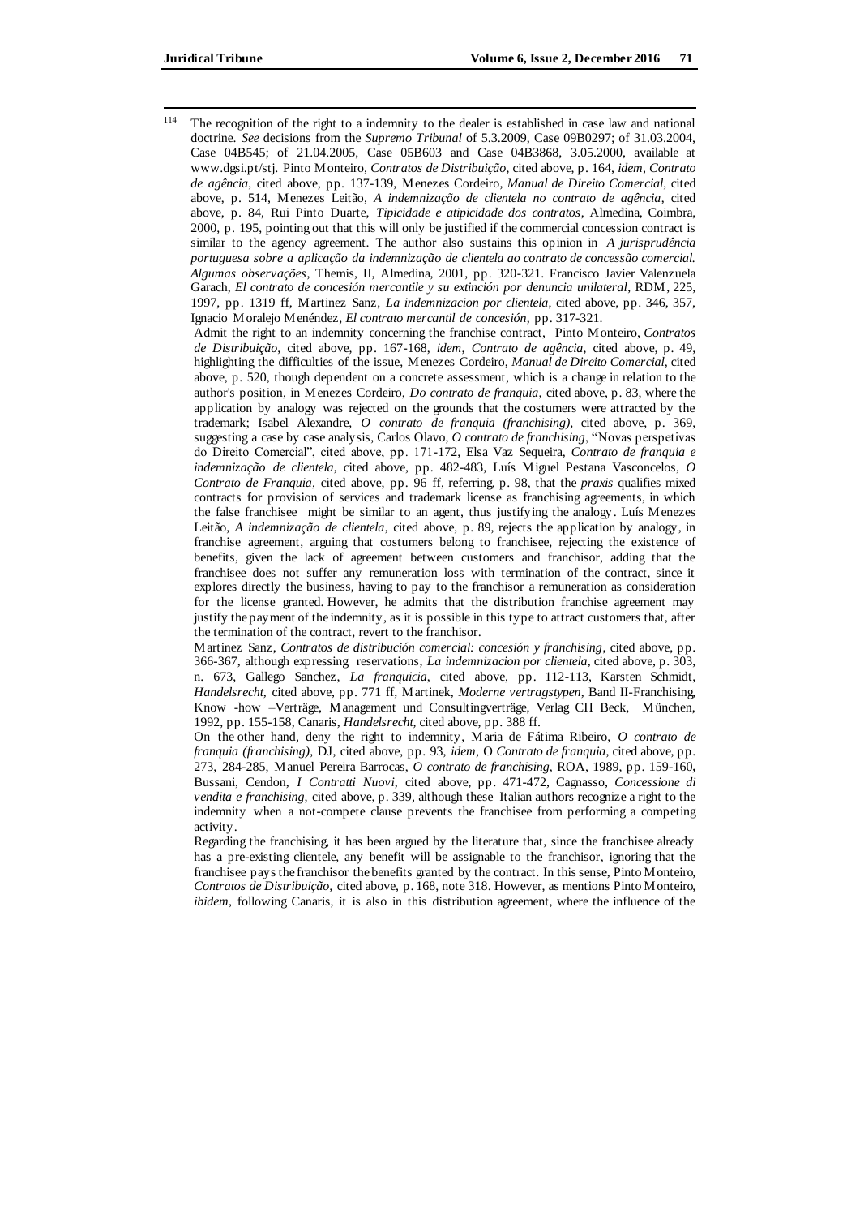[114] The recognition of the right to a indemnity to the dealer is established in case law and national doctrine. *See* decisions from the *Supremo Tribunal* of 5.3.2009, Case 09B0297; of 31.03.2004, Case 04B545; of 21.04.2005, Case 05B603 and Case 04B3868, 3.05.2000, available at www.dgsi.pt/stj. Pinto Monteiro, *Contratos de Distribuição*, cited above, p. 164, *idem*, *Contrato de agência*, cited above, pp. 137-139, Menezes Cordeiro, *Manual de Direito Comercial*, cited above, p. 514, Menezes Leitão, *A indemnização de clientela no contrato de agência*, cited above, p. 84, Rui Pinto Duarte, *Tipicidade e atipicidade dos contratos*, Almedina, Coimbra, 2000, p. 195, pointing out that this will only be justified if the commercial concession contract is similar to the agency agreement. The author also sustains this opinion in *A jurisprudência portuguesa sobre a aplicação da indemnização de clientela ao contrato de concessão comercial. Algumas observações*, Themis, II, Almedina, 2001, pp. 320-321. Francisco Javier Valenzuela Garach, *El contrato de concesión mercantile y su extinción por denuncia unilateral*, RDM, 225, 1997, pp. 1319 ff, Martinez Sanz, *La indemnizacion por clientela*, cited above, pp. 346, 357, Ignacio Moralejo Menéndez, *El contrato mercantil de concesión*, pp. 317-321.

Admit the right to an indemnity concerning the franchise contract, Pinto Monteiro, *Contratos de Distribuição*, cited above, pp. 167-168, *idem*, *Contrato de agência*, cited above, p. 49, highlighting the difficulties of the issue, Menezes Cordeiro, *Manual de Direito Comercial*, cited above, p. 520, though dependent on a concrete assessment, which is a change in relation to the author's position, in Menezes Cordeiro, *Do contrato de franquia*, cited above, p. 83, where the application by analogy was rejected on the grounds that the costumers were attracted by the trademark; Isabel Alexandre, *O contrato de franquia (franchising)*, cited above, p. 369, suggesting a case by case analysis, Carlos Olavo, *O contrato de franchising*, "Novas perspetivas do Direito Comercial", cited above, pp. 171-172, Elsa Vaz Sequeira, *Contrato de franquia e indemnização de clientela*, cited above, pp. 482-483, Luís Miguel Pestana Vasconcelos, *O Contrato de Franquia*, cited above, pp. 96 ff, referring, p. 98, that the *praxis* qualifies mixed contracts for provision of services and trademark license as franchising agreements, in which the false franchisee might be similar to an agent, thus justifying the analogy. Luís Menezes Leitão, *A indemnização de clientela*, cited above, p. 89, rejects the application by analogy, in franchise agreement, arguing that costumers belong to franchisee, rejecting the existence of benefits, given the lack of agreement between customers and franchisor, adding that the franchisee does not suffer any remuneration loss with termination of the contract, since it explores directly the business, having to pay to the franchisor a remuneration as consideration for the license granted. However, he admits that the distribution franchise agreement may justify the payment of the indemnity, as it is possible in this type to attract customers that, after the termination of the contract, revert to the franchisor.

Martinez Sanz, *Contratos de distribución comercial: concesión y franchising*, cited above, pp. 366-367, although expressing reservations, *La indemnizacion por clientela*, cited above, p. 303, n. 673, Gallego Sanchez, *La franquicia*, cited above, pp. 112-113, Karsten Schmidt, *Handelsrecht*, cited above, pp. 771 ff, Martinek, *Moderne vertragstypen*, Band II-Franchising, Know -how –Verträge, Management und Consultingverträge, Verlag CH Beck, München, 1992, pp. 155-158, Canaris, *Handelsrecht*, cited above, pp. 388 ff.

On the other hand, deny the right to indemnity, Maria de Fátima Ribeiro, *O contrato de franquia (franchising)*, DJ, cited above, pp. 93, *idem*, O *Contrato de franquia*, cited above, pp. 273, 284-285, Manuel Pereira Barrocas, *O contrato de franchising*, ROA, 1989, pp. 159-160**,** Bussani, Cendon, *I Contratti Nuovi*, cited above, pp. 471-472, Cagnasso, *Concessione di vendita e franchising*, cited above, p. 339, although these Italian authors recognize a right to the indemnity when a not-compete clause prevents the franchisee from performing a competing activity.

Regarding the franchising, it has been argued by the literature that, since the franchisee already has a pre-existing clientele, any benefit will be assignable to the franchisor, ignoring that the franchisee pays the franchisor the benefits granted by the contract. In this sense, Pinto Monteiro, *Contratos de Distribuição,* cited above, p. 168, note 318. However, as mentions Pinto Monteiro, *ibidem*, following Canaris, it is also in this distribution agreement, where the influence of the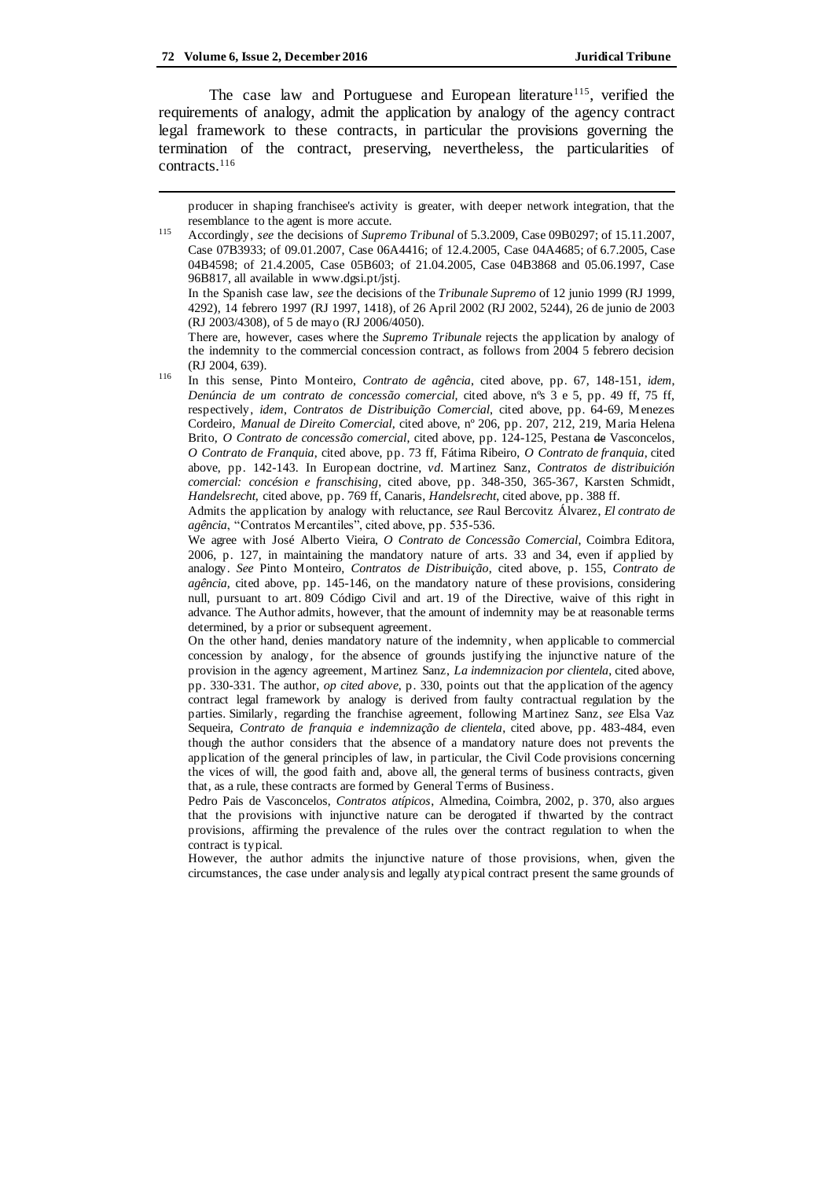The case law and Portuguese and European literature[115], verified the requirements of analogy, admit the application by analogy of the agency contract legal framework to these contracts, in particular the provisions governing the termination of the contract, preserving, nevertheless, the particularities of contracts.[116]

---

producer in shaping franchisee's activity is greater, with deeper network integration, that the resemblance to the agent is more accute.

[115] Accordingly, *see* the decisions of *Supremo Tribunal* of 5.3.2009, Case 09B0297; of 15.11.2007, Case 07B3933; of 09.01.2007, Case 06A4416; of 12.4.2005, Case 04A4685; of 6.7.2005, Case 04B4598; of 21.4.2005, Case 05B603; of 21.04.2005, Case 04B3868 and 05.06.1997, Case 96B817, all available in www.dgsi.pt/jstj.

In the Spanish case law, *see* the decisions of the *Tribunale Supremo* of 12 junio 1999 (RJ 1999, 4292), 14 febrero 1997 (RJ 1997, 1418), of 26 April 2002 (RJ 2002, 5244), 26 de junio de 2003 (RJ 2003/4308), of 5 de mayo (RJ 2006/4050).

There are, however, cases where the *Supremo Tribunale* rejects the application by analogy of the indemnity to the commercial concession contract, as follows from 2004 5 febrero decision (RJ 2004, 639).

[116] In this sense, Pinto Monteiro, *Contrato de agência*, cited above, pp. 67, 148-151, *idem*, *Denúncia de um contrato de concessão comercial*, cited above, nºs 3 e 5, pp. 49 ff, 75 ff, respectively, *idem*, *Contratos de Distribuição Comercial*, cited above, pp. 64-69, Menezes Cordeiro, *Manual de Direito Comercial*, cited above, nº 206, pp. 207, 212, 219, Maria Helena Brito, *O Contrato de concessão comercial*, cited above, pp. 124-125, Pestana de Vasconcelos, *O Contrato de Franquia*, cited above, pp. 73 ff, Fátima Ribeiro, *O Contrato de franquia*, cited above, pp. 142-143. In European doctrine, *vd*. Martinez Sanz, *Contratos de distribuición comercial: concésion e franschising*, cited above, pp. 348-350, 365-367, Karsten Schmidt, *Handelsrecht*, cited above, pp. 769 ff, Canaris, *Handelsrecht*, cited above, pp. 388 ff.

Admits the application by analogy with reluctance, *see* Raul Bercovitz Álvarez, *El contrato de agência*, "Contratos Mercantiles", cited above, pp. 535-536.

We agree with José Alberto Vieira, *O Contrato de Concessão Comercial*, Coimbra Editora, 2006, p. 127, in maintaining the mandatory nature of arts. 33 and 34, even if applied by analogy. *See* Pinto Monteiro, *Contratos de Distribuição*, cited above, p. 155, *Contrato de agência*, cited above, pp. 145-146, on the mandatory nature of these provisions, considering null, pursuant to art. 809 Código Civil and art. 19 of the Directive, waive of this right in advance. The Author admits, however, that the amount of indemnity may be at reasonable terms determined, by a prior or subsequent agreement.

On the other hand, denies mandatory nature of the indemnity, when applicable to commercial concession by analogy, for the absence of grounds justifying the injunctive nature of the provision in the agency agreement, Martinez Sanz, *La indemnizacion por clientela*, cited above, pp. 330-331. The author, *op cited above*, p. 330, points out that the application of the agency contract legal framework by analogy is derived from faulty contractual regulation by the parties. Similarly, regarding the franchise agreement, following Martinez Sanz, *see* Elsa Vaz Sequeira, *Contrato de franquia e indemnização de clientela*, cited above, pp. 483-484, even though the author considers that the absence of a mandatory nature does not prevents the application of the general principles of law, in particular, the Civil Code provisions concerning the vices of will, the good faith and, above all, the general terms of business contracts, given that, as a rule, these contracts are formed by General Terms of Business.

Pedro Pais de Vasconcelos, *Contratos atípicos*, Almedina, Coimbra, 2002, p. 370, also argues that the provisions with injunctive nature can be derogated if thwarted by the contract provisions, affirming the prevalence of the rules over the contract regulation to when the contract is typical.

However, the author admits the injunctive nature of those provisions, when, given the circumstances, the case under analysis and legally atypical contract present the same grounds of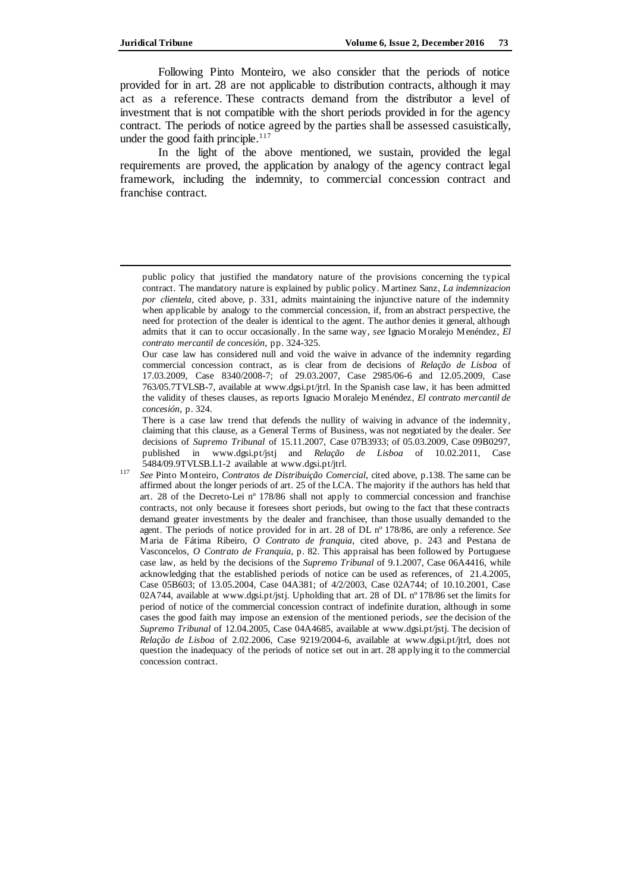Following Pinto Monteiro, we also consider that the periods of notice provided for in art. 28 are not applicable to distribution contracts, although it may act as a reference. These contracts demand from the distributor a level of investment that is not compatible with the short periods provided in for the agency contract. The periods of notice agreed by the parties shall be assessed casuistically, under the good faith principle.[117]

In the light of the above mentioned, we sustain, provided the legal requirements are proved, the application by analogy of the agency contract legal framework, including the indemnity, to commercial concession contract and franchise contract.

---

public policy that justified the mandatory nature of the provisions concerning the typical contract. The mandatory nature is explained by public policy. Martinez Sanz, *La indemnizacion por clientela*, cited above, p. 331, admits maintaining the injunctive nature of the indemnity when applicable by analogy to the commercial concession, if, from an abstract perspective, the need for protection of the dealer is identical to the agent. The author denies it general, although admits that it can to occur occasionally. In the same way, *see* Ignacio Moralejo Menéndez, *El contrato mercantil de concesión*, pp. 324-325.

Our case law has considered null and void the waive in advance of the indemnity regarding commercial concession contract, as is clear from de decisions of *Relação de Lisboa* of 17.03.2009, Case 8340/2008-7; of 29.03.2007, Case 2985/06-6 and 12.05.2009, Case 763/05.7TVLSB-7, available at www.dgsi.pt/jtrl. In the Spanish case law, it has been admitted the validity of theses clauses, as reports Ignacio Moralejo Menéndez, *El contrato mercantil de concesión*, p. 324.

There is a case law trend that defends the nullity of waiving in advance of the indemnity, claiming that this clause, as a General Terms of Business, was not negotiated by the dealer. *See* decisions of *Supremo Tribunal* of 15.11.2007, Case 07B3933; of 05.03.2009, Case 09B0297, published in www.dgsi.pt/jstj and *Relação de Lisboa* of 10.02.2011, Case 5484/09.9TVLSB.L1-2 available at www.dgsi.pt/jtrl.

[117] *See* Pinto Monteiro, *Contratos de Distribuição Comercial*, cited above, p.138. The same can be affirmed about the longer periods of art. 25 of the LCA. The majority if the authors has held that art. 28 of the Decreto-Lei nº 178/86 shall not apply to commercial concession and franchise contracts, not only because it foresees short periods, but owing to the fact that these contracts demand greater investments by the dealer and franchisee, than those usually demanded to the agent. The periods of notice provided for in art. 28 of DL nº 178/86, are only a reference. *See* Maria de Fátima Ribeiro, *O Contrato de franquia*, cited above, p. 243 and Pestana de Vasconcelos, *O Contrato de Franquia*, p. 82. This appraisal has been followed by Portuguese case law, as held by the decisions of the *Supremo Tribunal* of 9.1.2007, Case 06A4416, while acknowledging that the established periods of notice can be used as references, of 21.4.2005, Case 05B603; of 13.05.2004, Case 04A381; of 4/2/2003, Case 02A744; of 10.10.2001, Case 02A744, available at www.dgsi.pt/jstj. Upholding that art. 28 of DL nº 178/86 set the limits for period of notice of the commercial concession contract of indefinite duration, although in some cases the good faith may impose an extension of the mentioned periods, *see* the decision of the *Supremo Tribunal* of 12.04.2005, Case 04A4685, available at www.dgsi.pt/jstj. The decision of *Relação de Lisboa* of 2.02.2006, Case 9219/2004-6, available at www.dgsi.pt/jtrl, does not question the inadequacy of the periods of notice set out in art. 28 applying it to the commercial concession contract.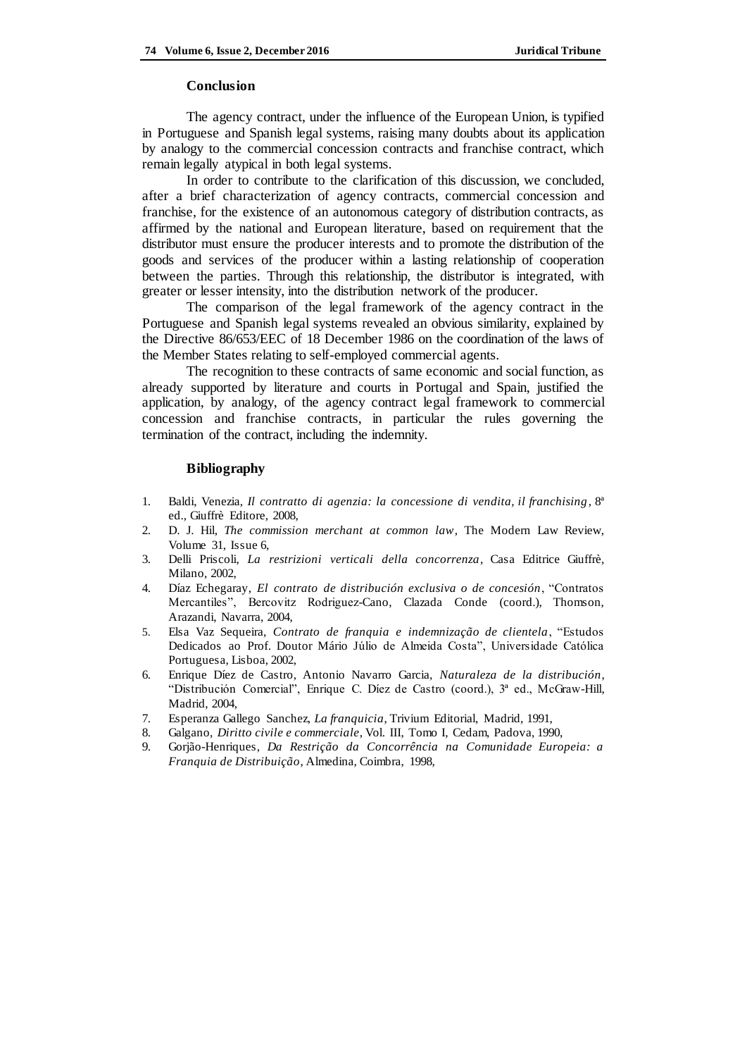## Conclusion

The agency contract, under the influence of the European Union, is typified in Portuguese and Spanish legal systems, raising many doubts about its application by analogy to the commercial concession contracts and franchise contract, which remain legally atypical in both legal systems.

In order to contribute to the clarification of this discussion, we concluded, after a brief characterization of agency contracts, commercial concession and franchise, for the existence of an autonomous category of distribution contracts, as affirmed by the national and European literature, based on requirement that the distributor must ensure the producer interests and to promote the distribution of the goods and services of the producer within a lasting relationship of cooperation between the parties. Through this relationship, the distributor is integrated, with greater or lesser intensity, into the distribution network of the producer.

The comparison of the legal framework of the agency contract in the Portuguese and Spanish legal systems revealed an obvious similarity, explained by the Directive 86/653/EEC of 18 December 1986 on the coordination of the laws of the Member States relating to self-employed commercial agents.

The recognition to these contracts of same economic and social function, as already supported by literature and courts in Portugal and Spain, justified the application, by analogy, of the agency contract legal framework to commercial concession and franchise contracts, in particular the rules governing the termination of the contract, including the indemnity.

## Bibliography

1. Baldi, Venezia, *Il contratto di agenzia: la concessione di vendita, il franchising*, 8ª ed., Giuffrè Editore, 2008,
2. D. J. Hil, *The commission merchant at common law*, The Modern Law Review, Volume 31, Issue 6,
3. Delli Priscoli, *La restrizioni verticali della concorrenza*, Casa Editrice Giuffrè, Milano, 2002,
4. Díaz Echegaray, *El contrato de distribución exclusiva o de concesión*, "Contratos Mercantiles", Bercovitz Rodriguez-Cano, Clazada Conde (coord.), Thomson, Arazandi, Navarra, 2004,
5. Elsa Vaz Sequeira, *Contrato de franquia e indemnização de clientela*, "Estudos Dedicados ao Prof. Doutor Mário Júlio de Almeida Costa", Universidade Católica Portuguesa, Lisboa, 2002,
6. Enrique Díez de Castro, Antonio Navarro Garcia, *Naturaleza de la distribución*, "Distribución Comercial", Enrique C. Díez de Castro (coord.), 3ª ed., McGraw-Hill, Madrid, 2004,
7. Esperanza Gallego Sanchez, *La franquicia*, Trivium Editorial, Madrid, 1991,
8. Galgano, *Diritto civile e commerciale*, Vol. III, Tomo I, Cedam, Padova, 1990,
9. Gorjão-Henriques, *Da Restrição da Concorrência na Comunidade Europeia: a Franquia de Distribuição*, Almedina, Coimbra, 1998,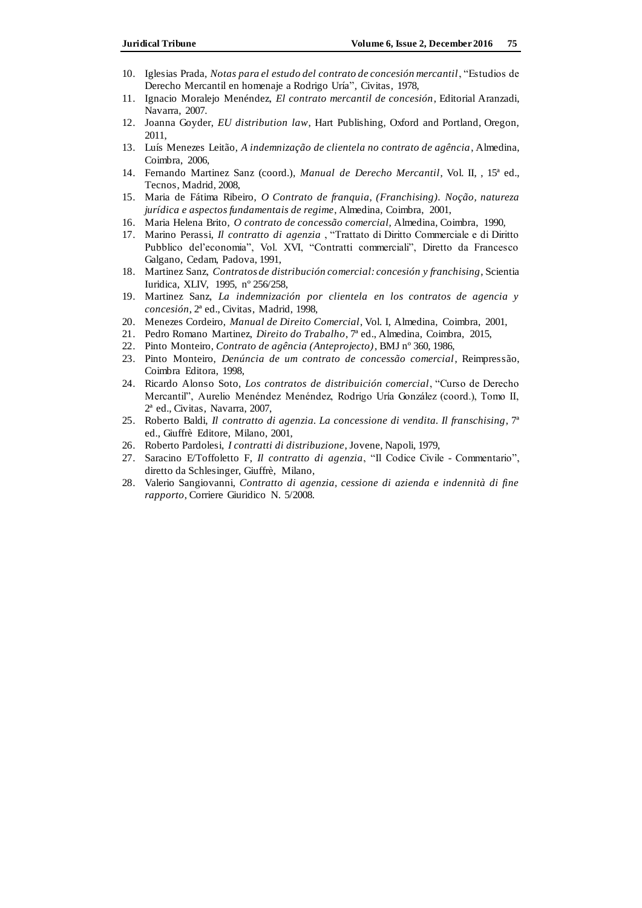10. Iglesias Prada, *Notas para el estudo del contrato de concesión mercantil*, "Estudios de Derecho Mercantil en homenaje a Rodrigo Uría", Civitas, 1978,
11. Ignacio Moralejo Menéndez, *El contrato mercantil de concesión*, Editorial Aranzadi, Navarra, 2007.
12. Joanna Goyder, *EU distribution law*, Hart Publishing, Oxford and Portland, Oregon, 2011,
13. Luís Menezes Leitão, *A indemnização de clientela no contrato de agência*, Almedina, Coimbra, 2006,
14. Fernando Martinez Sanz (coord.), *Manual de Derecho Mercantil*, Vol. II, , 15ª ed., Tecnos, Madrid, 2008,
15. Maria de Fátima Ribeiro, *O Contrato de franquia, (Franchising). Noção, natureza jurídica e aspectos fundamentais de regime*, Almedina, Coimbra, 2001,
16. Maria Helena Brito, *O contrato de concessão comercial*, Almedina, Coimbra, 1990,
17. Marino Perassi, *Il contratto di agenzia* , "Trattato di Diritto Commerciale e di Diritto Pubblico del'economia", Vol. XVI, "Contratti commerciali", Diretto da Francesco Galgano, Cedam, Padova, 1991,
18. Martinez Sanz, *Contratos de distribución comercial: concesión y franchising*, Scientia Iuridica, XLIV, 1995, nº 256/258,
19. Martinez Sanz, *La indemnización por clientela en los contratos de agencia y concesión*, 2ª ed., Civitas, Madrid, 1998,
20. Menezes Cordeiro, *Manual de Direito Comercial*, Vol. I, Almedina, Coimbra, 2001,
21. Pedro Romano Martinez, *Direito do Trabalho*, 7ª ed., Almedina, Coimbra, 2015,
22. Pinto Monteiro, *Contrato de agência (Anteprojecto)*, BMJ nº 360, 1986,
23. Pinto Monteiro, *Denúncia de um contrato de concessão comercial*, Reimpressão, Coimbra Editora, 1998,
24. Ricardo Alonso Soto, *Los contratos de distribuición comercial*, "Curso de Derecho Mercantil", Aurelio Menéndez Menéndez, Rodrigo Uría González (coord.), Tomo II, 2ª ed., Civitas, Navarra, 2007,
25. Roberto Baldi, *Il contratto di agenzia. La concessione di vendita. Il franschising*, 7ª ed., Giuffrè Editore, Milano, 2001,
26. Roberto Pardolesi, *I contratti di distribuzione*, Jovene, Napoli, 1979,
27. Saracino E/Toffoletto F, *Il contratto di agenzia*, "Il Codice Civile - Commentario", diretto da Schlesinger, Giuffrè, Milano,
28. Valerio Sangiovanni, *Contratto di agenzia, cessione di azienda e indennità di fine rapporto*, Corriere Giuridico N. 5/2008.